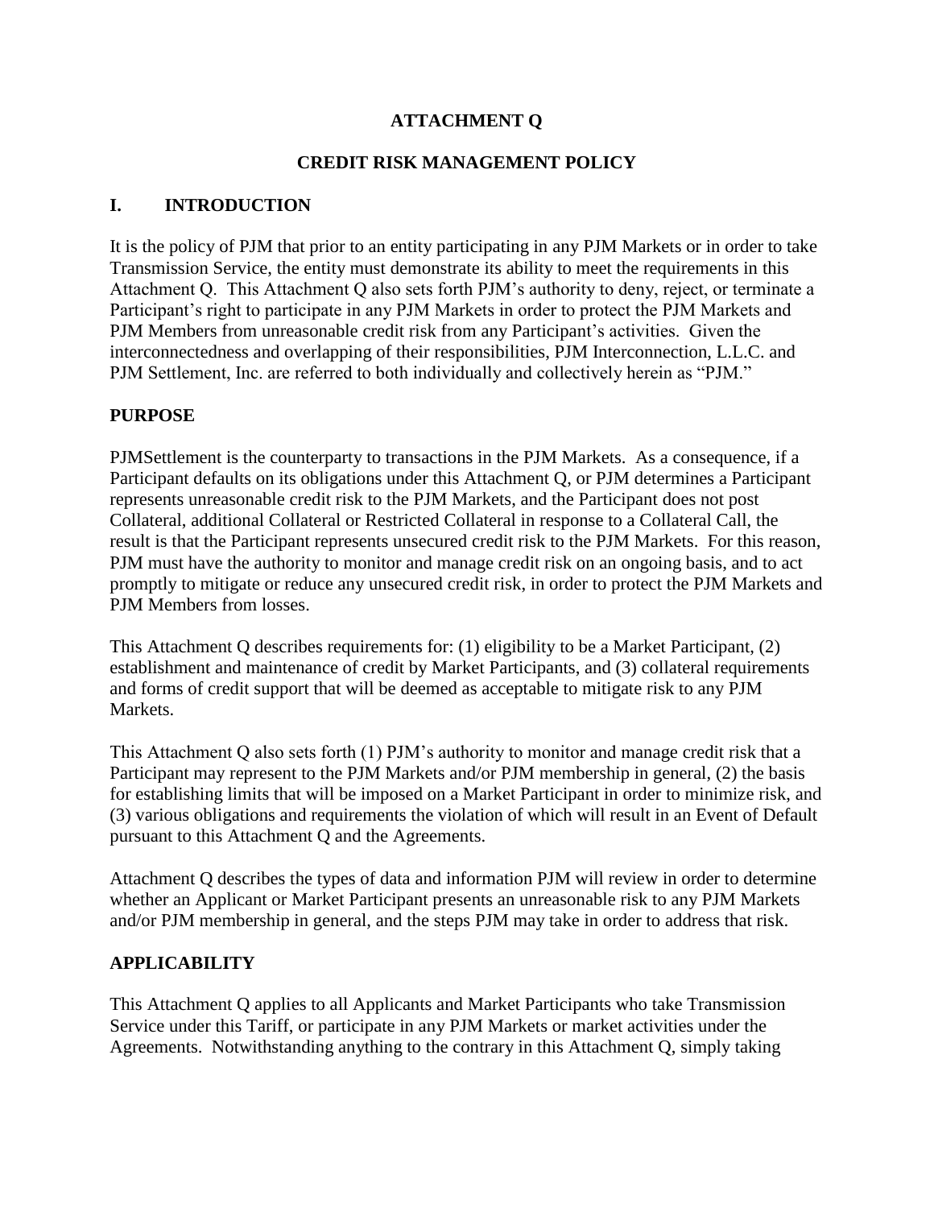# ATTACHMENT Q

## CREDIT RISK MANAGEMENT POLICY

## I. INTRODUCTION

It is the policy of PJM that prior to an entity participating in any PJM Markets or in order to take Transmission Service, the entity must demonstrate its ability to meet the requirements in this Attachment Q. This Attachment Q also sets forth PJM's authority to deny, reject, or terminate a Participant's right to participate in any PJM Markets in order to protect the PJM Markets and PJM Members from unreasonable credit risk from any Participant's activities. Given the interconnectedness and overlapping of their responsibilities, PJM Interconnection, L.L.C. and PJM Settlement, Inc. are referred to both individually and collectively herein as "PJM."

### PURPOSE

PJMSettlement is the counterparty to transactions in the PJM Markets. As a consequence, if a Participant defaults on its obligations under this Attachment Q, or PJM determines a Participant represents unreasonable credit risk to the PJM Markets, and the Participant does not post Collateral, additional Collateral or Restricted Collateral in response to a Collateral Call, the result is that the Participant represents unsecured credit risk to the PJM Markets. For this reason, PJM must have the authority to monitor and manage credit risk on an ongoing basis, and to act promptly to mitigate or reduce any unsecured credit risk, in order to protect the PJM Markets and PJM Members from losses.

This Attachment Q describes requirements for: (1) eligibility to be a Market Participant, (2) establishment and maintenance of credit by Market Participants, and (3) collateral requirements and forms of credit support that will be deemed as acceptable to mitigate risk to any PJM Markets.

This Attachment Q also sets forth (1) PJM's authority to monitor and manage credit risk that a Participant may represent to the PJM Markets and/or PJM membership in general, (2) the basis for establishing limits that will be imposed on a Market Participant in order to minimize risk, and (3) various obligations and requirements the violation of which will result in an Event of Default pursuant to this Attachment Q and the Agreements.

Attachment Q describes the types of data and information PJM will review in order to determine whether an Applicant or Market Participant presents an unreasonable risk to any PJM Markets and/or PJM membership in general, and the steps PJM may take in order to address that risk.

### APPLICABILITY

This Attachment Q applies to all Applicants and Market Participants who take Transmission Service under this Tariff, or participate in any PJM Markets or market activities under the Agreements. Notwithstanding anything to the contrary in this Attachment Q, simply taking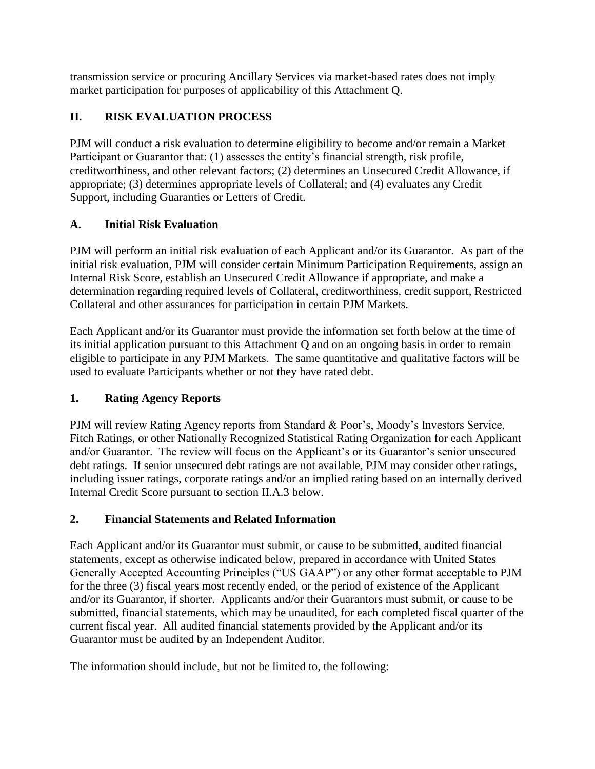transmission service or procuring Ancillary Services via market-based rates does not imply market participation for purposes of applicability of this Attachment Q.

## II. RISK EVALUATION PROCESS

PJM will conduct a risk evaluation to determine eligibility to become and/or remain a Market Participant or Guarantor that: (1) assesses the entity's financial strength, risk profile, creditworthiness, and other relevant factors; (2) determines an Unsecured Credit Allowance, if appropriate; (3) determines appropriate levels of Collateral; and (4) evaluates any Credit Support, including Guaranties or Letters of Credit.

### A. Initial Risk Evaluation

PJM will perform an initial risk evaluation of each Applicant and/or its Guarantor. As part of the initial risk evaluation, PJM will consider certain Minimum Participation Requirements, assign an Internal Risk Score, establish an Unsecured Credit Allowance if appropriate, and make a determination regarding required levels of Collateral, creditworthiness, credit support, Restricted Collateral and other assurances for participation in certain PJM Markets.

Each Applicant and/or its Guarantor must provide the information set forth below at the time of its initial application pursuant to this Attachment Q and on an ongoing basis in order to remain eligible to participate in any PJM Markets. The same quantitative and qualitative factors will be used to evaluate Participants whether or not they have rated debt.

#### 1. Rating Agency Reports

PJM will review Rating Agency reports from Standard & Poor's, Moody's Investors Service, Fitch Ratings, or other Nationally Recognized Statistical Rating Organization for each Applicant and/or Guarantor. The review will focus on the Applicant's or its Guarantor's senior unsecured debt ratings. If senior unsecured debt ratings are not available, PJM may consider other ratings, including issuer ratings, corporate ratings and/or an implied rating based on an internally derived Internal Credit Score pursuant to section II.A.3 below.

#### 2. Financial Statements and Related Information

Each Applicant and/or its Guarantor must submit, or cause to be submitted, audited financial statements, except as otherwise indicated below, prepared in accordance with United States Generally Accepted Accounting Principles ("US GAAP") or any other format acceptable to PJM for the three (3) fiscal years most recently ended, or the period of existence of the Applicant and/or its Guarantor, if shorter. Applicants and/or their Guarantors must submit, or cause to be submitted, financial statements, which may be unaudited, for each completed fiscal quarter of the current fiscal year. All audited financial statements provided by the Applicant and/or its Guarantor must be audited by an Independent Auditor.

The information should include, but not be limited to, the following: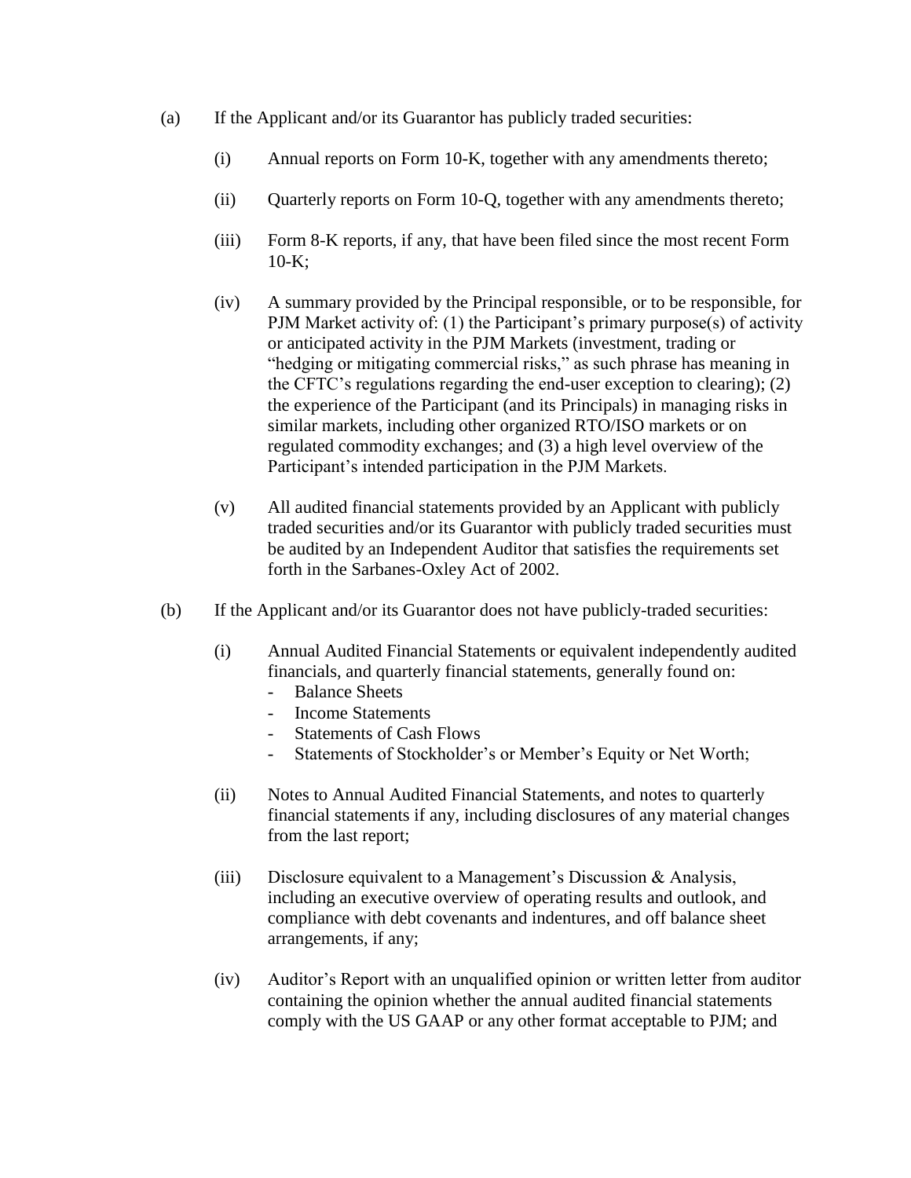(a) If the Applicant and/or its Guarantor has publicly traded securities:

(i) Annual reports on Form 10-K, together with any amendments thereto;

(ii) Quarterly reports on Form 10-Q, together with any amendments thereto;

(iii) Form 8-K reports, if any, that have been filed since the most recent Form 10-K;

(iv) A summary provided by the Principal responsible, or to be responsible, for PJM Market activity of: (1) the Participant's primary purpose(s) of activity or anticipated activity in the PJM Markets (investment, trading or "hedging or mitigating commercial risks," as such phrase has meaning in the CFTC's regulations regarding the end-user exception to clearing); (2) the experience of the Participant (and its Principals) in managing risks in similar markets, including other organized RTO/ISO markets or on regulated commodity exchanges; and (3) a high level overview of the Participant's intended participation in the PJM Markets.

(v) All audited financial statements provided by an Applicant with publicly traded securities and/or its Guarantor with publicly traded securities must be audited by an Independent Auditor that satisfies the requirements set forth in the Sarbanes-Oxley Act of 2002.

(b) If the Applicant and/or its Guarantor does not have publicly-traded securities:

(i) Annual Audited Financial Statements or equivalent independently audited financials, and quarterly financial statements, generally found on:
- Balance Sheets
- Income Statements
- Statements of Cash Flows
- Statements of Stockholder's or Member's Equity or Net Worth;

(ii) Notes to Annual Audited Financial Statements, and notes to quarterly financial statements if any, including disclosures of any material changes from the last report;

(iii) Disclosure equivalent to a Management's Discussion & Analysis, including an executive overview of operating results and outlook, and compliance with debt covenants and indentures, and off balance sheet arrangements, if any;

(iv) Auditor's Report with an unqualified opinion or written letter from auditor containing the opinion whether the annual audited financial statements comply with the US GAAP or any other format acceptable to PJM; and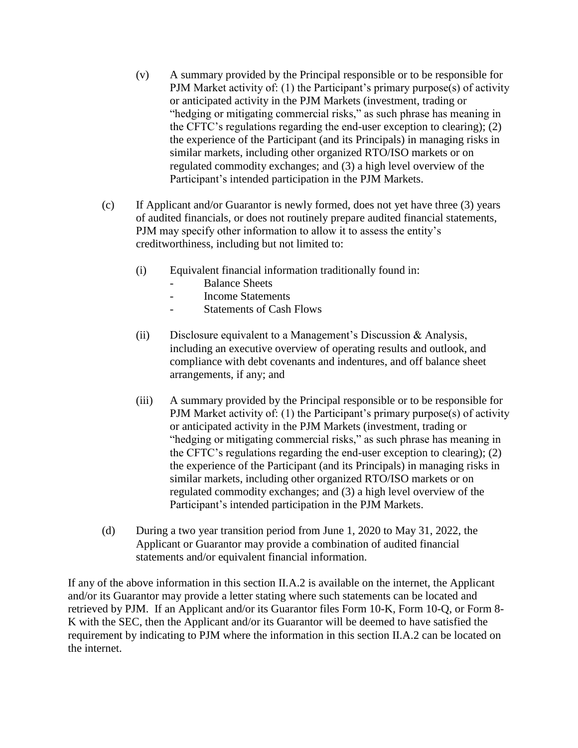(v) A summary provided by the Principal responsible or to be responsible for PJM Market activity of: (1) the Participant's primary purpose(s) of activity or anticipated activity in the PJM Markets (investment, trading or "hedging or mitigating commercial risks," as such phrase has meaning in the CFTC's regulations regarding the end-user exception to clearing); (2) the experience of the Participant (and its Principals) in managing risks in similar markets, including other organized RTO/ISO markets or on regulated commodity exchanges; and (3) a high level overview of the Participant's intended participation in the PJM Markets.

(c) If Applicant and/or Guarantor is newly formed, does not yet have three (3) years of audited financials, or does not routinely prepare audited financial statements, PJM may specify other information to allow it to assess the entity's creditworthiness, including but not limited to:

(i) Equivalent financial information traditionally found in:

- Balance Sheets
- Income Statements
- Statements of Cash Flows

(ii) Disclosure equivalent to a Management's Discussion & Analysis, including an executive overview of operating results and outlook, and compliance with debt covenants and indentures, and off balance sheet arrangements, if any; and

(iii) A summary provided by the Principal responsible or to be responsible for PJM Market activity of: (1) the Participant's primary purpose(s) of activity or anticipated activity in the PJM Markets (investment, trading or "hedging or mitigating commercial risks," as such phrase has meaning in the CFTC's regulations regarding the end-user exception to clearing); (2) the experience of the Participant (and its Principals) in managing risks in similar markets, including other organized RTO/ISO markets or on regulated commodity exchanges; and (3) a high level overview of the Participant's intended participation in the PJM Markets.

(d) During a two year transition period from June 1, 2020 to May 31, 2022, the Applicant or Guarantor may provide a combination of audited financial statements and/or equivalent financial information.

If any of the above information in this section II.A.2 is available on the internet, the Applicant and/or its Guarantor may provide a letter stating where such statements can be located and retrieved by PJM. If an Applicant and/or its Guarantor files Form 10-K, Form 10-Q, or Form 8-K with the SEC, then the Applicant and/or its Guarantor will be deemed to have satisfied the requirement by indicating to PJM where the information in this section II.A.2 can be located on the internet.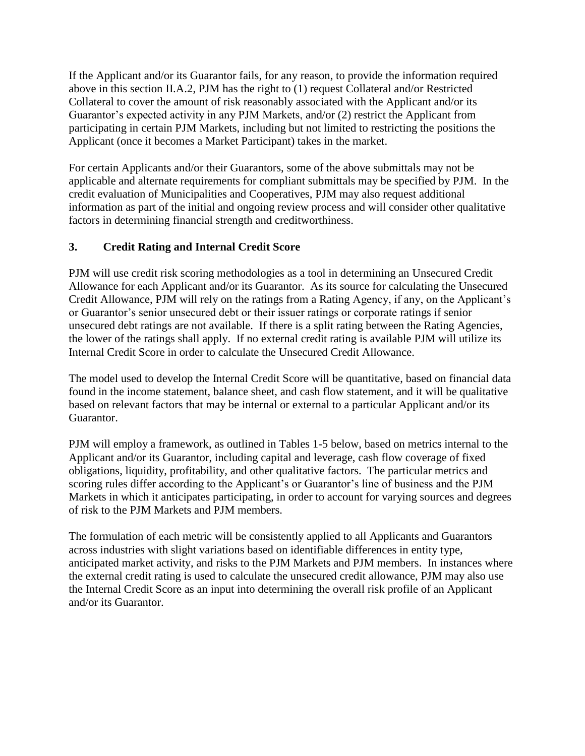If the Applicant and/or its Guarantor fails, for any reason, to provide the information required above in this section II.A.2, PJM has the right to (1) request Collateral and/or Restricted Collateral to cover the amount of risk reasonably associated with the Applicant and/or its Guarantor's expected activity in any PJM Markets, and/or (2) restrict the Applicant from participating in certain PJM Markets, including but not limited to restricting the positions the Applicant (once it becomes a Market Participant) takes in the market.

For certain Applicants and/or their Guarantors, some of the above submittals may not be applicable and alternate requirements for compliant submittals may be specified by PJM. In the credit evaluation of Municipalities and Cooperatives, PJM may also request additional information as part of the initial and ongoing review process and will consider other qualitative factors in determining financial strength and creditworthiness.

### 3. Credit Rating and Internal Credit Score

PJM will use credit risk scoring methodologies as a tool in determining an Unsecured Credit Allowance for each Applicant and/or its Guarantor. As its source for calculating the Unsecured Credit Allowance, PJM will rely on the ratings from a Rating Agency, if any, on the Applicant's or Guarantor's senior unsecured debt or their issuer ratings or corporate ratings if senior unsecured debt ratings are not available. If there is a split rating between the Rating Agencies, the lower of the ratings shall apply. If no external credit rating is available PJM will utilize its Internal Credit Score in order to calculate the Unsecured Credit Allowance.

The model used to develop the Internal Credit Score will be quantitative, based on financial data found in the income statement, balance sheet, and cash flow statement, and it will be qualitative based on relevant factors that may be internal or external to a particular Applicant and/or its Guarantor.

PJM will employ a framework, as outlined in Tables 1-5 below, based on metrics internal to the Applicant and/or its Guarantor, including capital and leverage, cash flow coverage of fixed obligations, liquidity, profitability, and other qualitative factors. The particular metrics and scoring rules differ according to the Applicant's or Guarantor's line of business and the PJM Markets in which it anticipates participating, in order to account for varying sources and degrees of risk to the PJM Markets and PJM members.

The formulation of each metric will be consistently applied to all Applicants and Guarantors across industries with slight variations based on identifiable differences in entity type, anticipated market activity, and risks to the PJM Markets and PJM members. In instances where the external credit rating is used to calculate the unsecured credit allowance, PJM may also use the Internal Credit Score as an input into determining the overall risk profile of an Applicant and/or its Guarantor.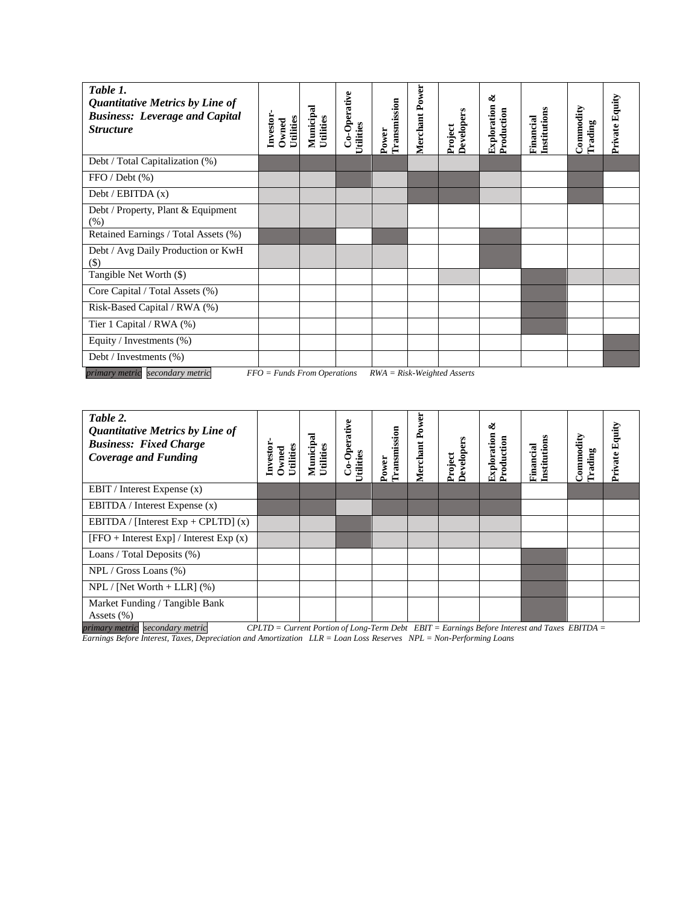| ***Table 1. Quantitative Metrics by Line of Business: Leverage and Capital Structure*** | **Investor-Owned Utilities** | **Municipal Utilities** | **Co-Operative Utilities** | **Power Transmission** | **Merchant Power** | **Project Developers** | **Exploration & Production** | **Financial Institutions** | **Commodity Trading** | **Private Equity** |
|---|---|---|---|---|---|---|---|---|---|---|
| Debt / Total Capitalization (%) | primary | primary | primary | primary | secondary | secondary | primary | | primary | primary |
| FFO / Debt (%) | secondary | secondary | primary | secondary | primary | primary | secondary | | primary | |
| Debt / EBITDA (x) | secondary | secondary | secondary | secondary | primary | primary | secondary | | primary | |
| Debt / Property, Plant & Equipment (%) | secondary | secondary | secondary | secondary | | | | | | |
| Retained Earnings / Total Assets (%) | primary | primary | | primary | | | primary | | | |
| Debt / Avg Daily Production or KwH ($) | secondary | secondary | secondary | secondary | | | primary | | | |
| Tangible Net Worth ($) | | | | | | secondary | | primary | secondary | secondary |
| Core Capital / Total Assets (%) | | | | | | | | primary | | |
| Risk-Based Capital / RWA (%) | | | | | | | | primary | | |
| Tier 1 Capital / RWA (%) | | | | | | | | primary | | |
| Equity / Investments (%) | | | | | | | | | | primary |
| Debt / Investments (%) | | | | | | | | | | primary |

*primary metric* *secondary metric* *FFO = Funds From Operations RWA = Risk-Weighted Asserts*

| ***Table 2. Quantitative Metrics by Line of Business: Fixed Charge Coverage and Funding*** | **Investor-Owned Utilities** | **Municipal Utilities** | **Co-Operative Utilities** | **Power Transmission** | **Merchant Power** | **Project Developers** | **Exploration & Production** | **Financial Institutions** | **Commodity Trading** | **Private Equity** |
|---|---|---|---|---|---|---|---|---|---|---|
| EBIT / Interest Expense (x) | primary | primary | primary | primary | primary | primary | primary | | primary | primary |
| EBITDA / Interest Expense (x) | primary | primary | secondary | primary | primary | primary | primary | | | |
| EBITDA / [Interest Exp + CPLTD] (x) | secondary | secondary | primary | secondary | secondary | secondary | secondary | | | |
| [FFO + Interest Exp] / Interest Exp (x) | secondary | secondary | primary | secondary | secondary | secondary | secondary | | | |
| Loans / Total Deposits (%) | | | | | | | | primary | | |
| NPL / Gross Loans (%) | | | | | | | | primary | | |
| NPL / [Net Worth + LLR] (%) | | | | | | | | primary | | |
| Market Funding / Tangible Bank Assets (%) | | | | | | | | primary | | |

*primary metric* *secondary metric* *CPLTD = Current Portion of Long-Term Debt EBIT = Earnings Before Interest and Taxes EBITDA = Earnings Before Interest, Taxes, Depreciation and Amortization LLR = Loan Loss Reserves NPL = Non-Performing Loans*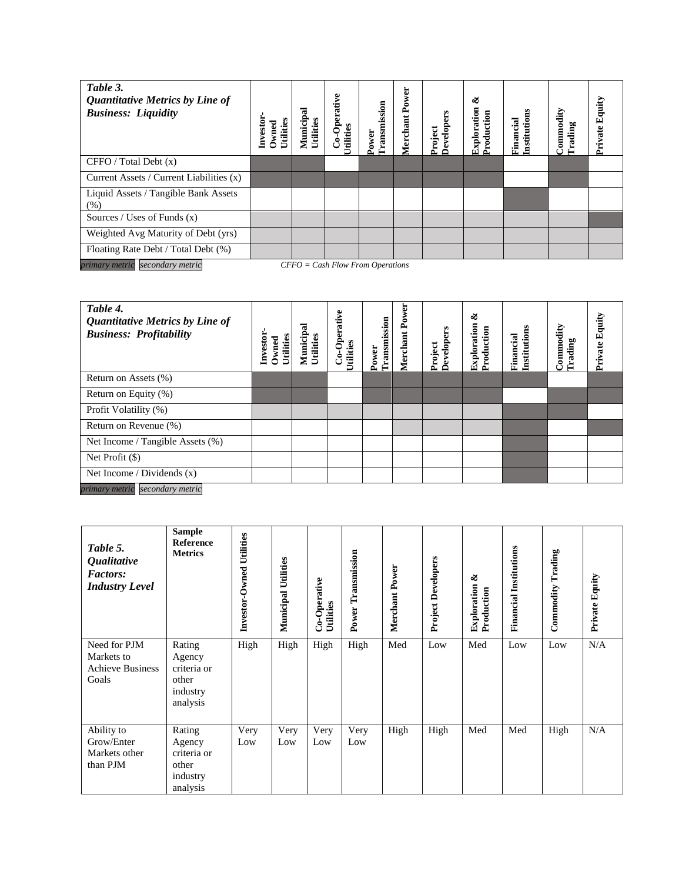| *Table 3. Quantitative Metrics by Line of Business: Liquidity* | Investor-Owned Utilities | Municipal Utilities | Co-Operative Utilities | Power Transmission | Merchant Power | Project Developers | Exploration & Production | Financial Institutions | Commodity Trading | Private Equity |
|---|---|---|---|---|---|---|---|---|---|---|
| CFFO / Total Debt (x) | Primary | Primary | | Primary | Primary | Primary | Primary | | Primary | |
| Current Assets / Current Liabilities (x) | Primary | Primary | Primary | Primary | Primary | Primary | Primary | | Primary | |
| Liquid Assets / Tangible Bank Assets (%) | | | | | | | | Primary | | |
| Sources / Uses of Funds (x) | Secondary | Secondary | Secondary | Secondary | Secondary | Secondary | Secondary | Secondary | Secondary | Primary |
| Weighted Avg Maturity of Debt (yrs) | Secondary | Secondary | Secondary | Secondary | Secondary | Secondary | Secondary | Secondary | Secondary | Secondary |
| Floating Rate Debt / Total Debt (%) | Secondary | Secondary | Secondary | Secondary | Secondary | Secondary | Secondary | Secondary | Secondary | Secondary |

*primary metric* *secondary metric* *CFFO = Cash Flow From Operations*

| *Table 4. Quantitative Metrics by Line of Business: Profitability* | Investor-Owned Utilities | Municipal Utilities | Co-Operative Utilities | Power Transmission | Merchant Power | Project Developers | Exploration & Production | Financial Institutions | Commodity Trading | Private Equity |
|---|---|---|---|---|---|---|---|---|---|---|
| Return on Assets (%) | Primary | Primary | | Primary | Primary | Primary | Primary | Primary | | Primary |
| Return on Equity (%) | Primary | Primary | | Primary | Primary | Primary | Primary | | Primary | Primary |
| Profit Volatility (%) | Secondary | Secondary | Secondary | Secondary | Secondary | Secondary | Secondary | Primary | Primary | |
| Return on Revenue (%) | | | | | Secondary | Secondary | Secondary | Primary | | Primary |
| Net Income / Tangible Assets (%) | | | | | | | | Primary | | |
| Net Profit ($) | | | | | | | | Primary | | |
| Net Income / Dividends (x) | | | | | | | | Primary | | |

*primary metric* *secondary metric*

| *Table 5. Qualitative Factors: Industry Level* | Sample Reference Metrics | Investor-Owned Utilities | Municipal Utilities | Co-Operative Utilities | Power Transmission | Merchant Power | Project Developers | Exploration & Production | Financial Institutions | Commodity Trading | Private Equity |
|---|---|---|---|---|---|---|---|---|---|---|---|
| Need for PJM Markets to Achieve Business Goals | Rating Agency criteria or other industry analysis | High | High | High | High | Med | Low | Med | Low | Low | N/A |
| Ability to Grow/Enter Markets other than PJM | Rating Agency criteria or other industry analysis | Very Low | Very Low | Very Low | Very Low | High | High | Med | Med | High | N/A |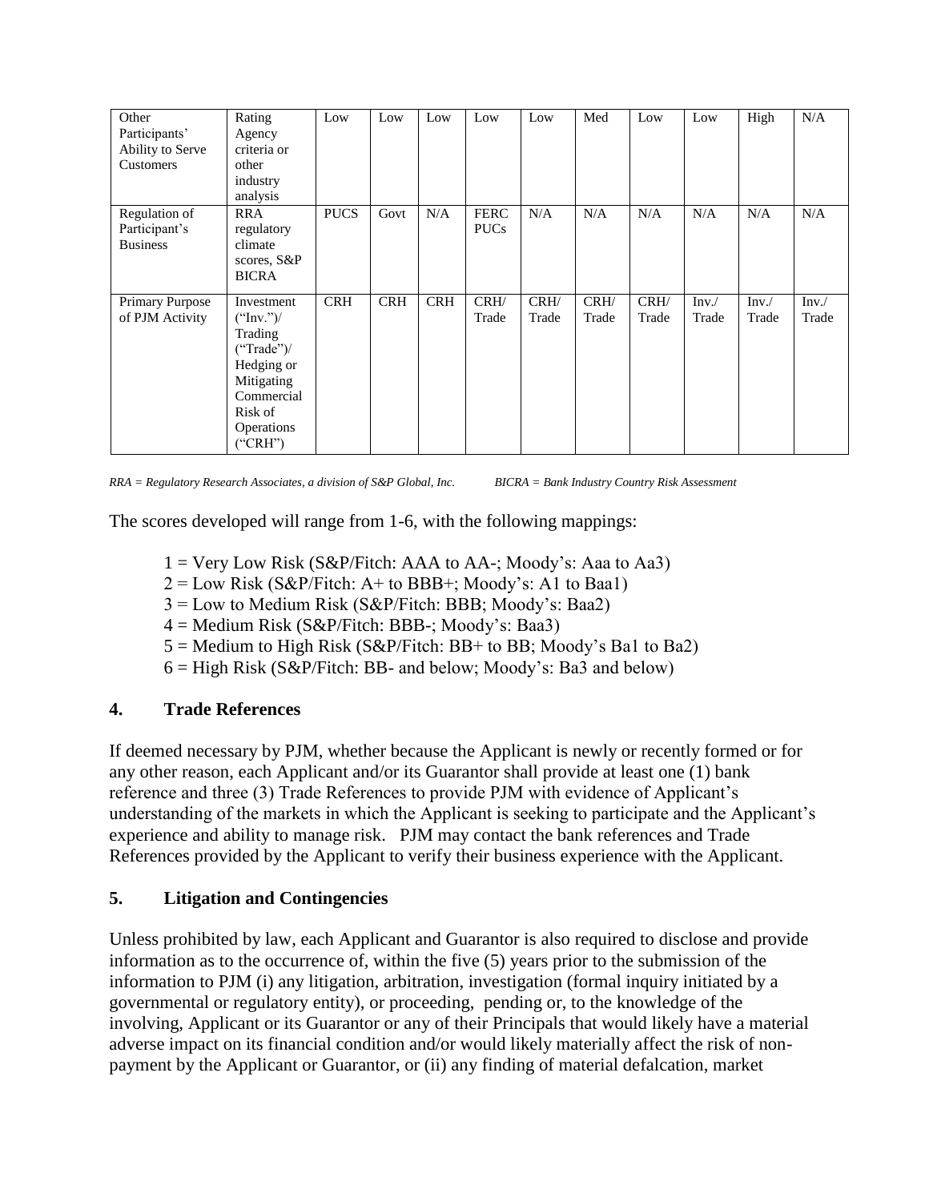| Other Participants' Ability to Serve Customers | Rating Agency criteria or other industry analysis | Low | Low | Low | Low | Low | Med | Low | Low | High | N/A |
|---|---|---|---|---|---|---|---|---|---|---|---|
| Regulation of Participant's Business | RRA regulatory climate scores, S&P BICRA | PUCS | Govt | N/A | FERC PUCs | N/A | N/A | N/A | N/A | N/A | N/A |
| Primary Purpose of PJM Activity | Investment ("Inv.")/ Trading ("Trade")/ Hedging or Mitigating Commercial Risk of Operations ("CRH") | CRH | CRH | CRH | CRH/ Trade | CRH/ Trade | CRH/ Trade | CRH/ Trade | Inv./ Trade | Inv./ Trade | Inv./ Trade |

*RRA = Regulatory Research Associates, a division of S&P Global, Inc.* *BICRA = Bank Industry Country Risk Assessment*

The scores developed will range from 1-6, with the following mappings:

1 = Very Low Risk (S&P/Fitch: AAA to AA-; Moody's: Aaa to Aa3)
2 = Low Risk (S&P/Fitch: A+ to BBB+; Moody's: A1 to Baa1)
3 = Low to Medium Risk (S&P/Fitch: BBB; Moody's: Baa2)
4 = Medium Risk (S&P/Fitch: BBB-; Moody's: Baa3)
5 = Medium to High Risk (S&P/Fitch: BB+ to BB; Moody's Ba1 to Ba2)
6 = High Risk (S&P/Fitch: BB- and below; Moody's: Ba3 and below)

## 4. Trade References

If deemed necessary by PJM, whether because the Applicant is newly or recently formed or for any other reason, each Applicant and/or its Guarantor shall provide at least one (1) bank reference and three (3) Trade References to provide PJM with evidence of Applicant's understanding of the markets in which the Applicant is seeking to participate and the Applicant's experience and ability to manage risk. PJM may contact the bank references and Trade References provided by the Applicant to verify their business experience with the Applicant.

## 5. Litigation and Contingencies

Unless prohibited by law, each Applicant and Guarantor is also required to disclose and provide information as to the occurrence of, within the five (5) years prior to the submission of the information to PJM (i) any litigation, arbitration, investigation (formal inquiry initiated by a governmental or regulatory entity), or proceeding, pending or, to the knowledge of the involving, Applicant or its Guarantor or any of their Principals that would likely have a material adverse impact on its financial condition and/or would likely materially affect the risk of non-payment by the Applicant or Guarantor, or (ii) any finding of material defalcation, market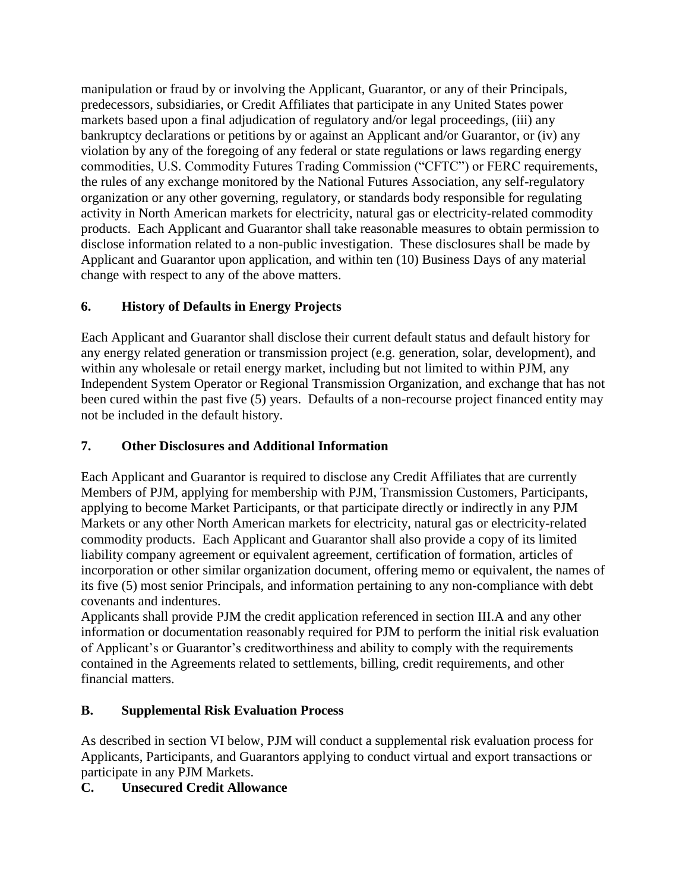manipulation or fraud by or involving the Applicant, Guarantor, or any of their Principals, predecessors, subsidiaries, or Credit Affiliates that participate in any United States power markets based upon a final adjudication of regulatory and/or legal proceedings, (iii) any bankruptcy declarations or petitions by or against an Applicant and/or Guarantor, or (iv) any violation by any of the foregoing of any federal or state regulations or laws regarding energy commodities, U.S. Commodity Futures Trading Commission ("CFTC") or FERC requirements, the rules of any exchange monitored by the National Futures Association, any self-regulatory organization or any other governing, regulatory, or standards body responsible for regulating activity in North American markets for electricity, natural gas or electricity-related commodity products. Each Applicant and Guarantor shall take reasonable measures to obtain permission to disclose information related to a non-public investigation. These disclosures shall be made by Applicant and Guarantor upon application, and within ten (10) Business Days of any material change with respect to any of the above matters.

### 6. History of Defaults in Energy Projects

Each Applicant and Guarantor shall disclose their current default status and default history for any energy related generation or transmission project (e.g. generation, solar, development), and within any wholesale or retail energy market, including but not limited to within PJM, any Independent System Operator or Regional Transmission Organization, and exchange that has not been cured within the past five (5) years. Defaults of a non-recourse project financed entity may not be included in the default history.

### 7. Other Disclosures and Additional Information

Each Applicant and Guarantor is required to disclose any Credit Affiliates that are currently Members of PJM, applying for membership with PJM, Transmission Customers, Participants, applying to become Market Participants, or that participate directly or indirectly in any PJM Markets or any other North American markets for electricity, natural gas or electricity-related commodity products. Each Applicant and Guarantor shall also provide a copy of its limited liability company agreement or equivalent agreement, certification of formation, articles of incorporation or other similar organization document, offering memo or equivalent, the names of its five (5) most senior Principals, and information pertaining to any non-compliance with debt covenants and indentures.

Applicants shall provide PJM the credit application referenced in section III.A and any other information or documentation reasonably required for PJM to perform the initial risk evaluation of Applicant's or Guarantor's creditworthiness and ability to comply with the requirements contained in the Agreements related to settlements, billing, credit requirements, and other financial matters.

## B. Supplemental Risk Evaluation Process

As described in section VI below, PJM will conduct a supplemental risk evaluation process for Applicants, Participants, and Guarantors applying to conduct virtual and export transactions or participate in any PJM Markets.

## C. Unsecured Credit Allowance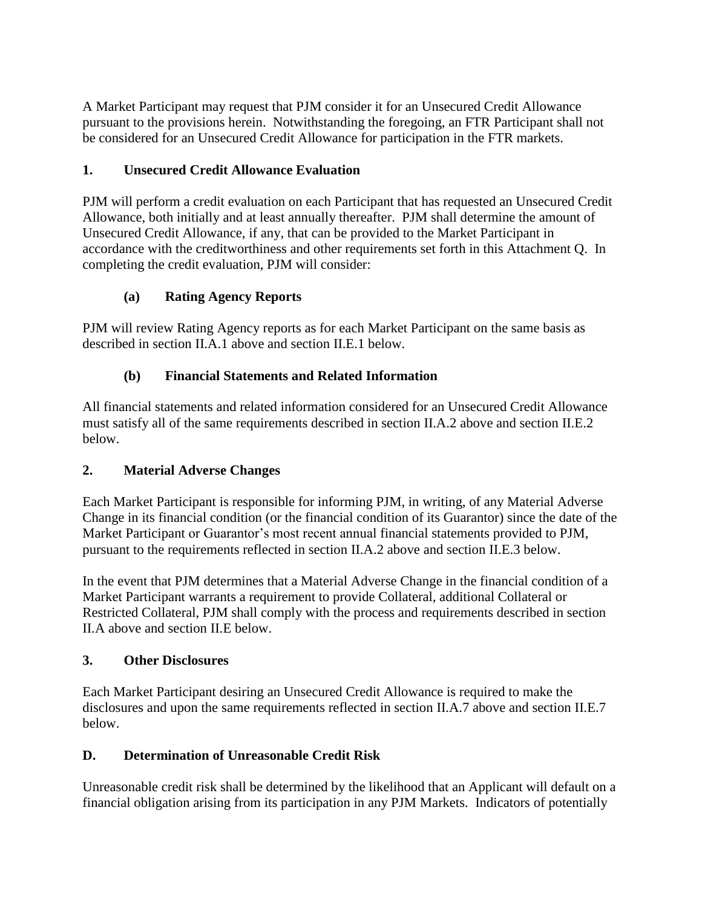A Market Participant may request that PJM consider it for an Unsecured Credit Allowance pursuant to the provisions herein. Notwithstanding the foregoing, an FTR Participant shall not be considered for an Unsecured Credit Allowance for participation in the FTR markets.

### 1. Unsecured Credit Allowance Evaluation

PJM will perform a credit evaluation on each Participant that has requested an Unsecured Credit Allowance, both initially and at least annually thereafter. PJM shall determine the amount of Unsecured Credit Allowance, if any, that can be provided to the Market Participant in accordance with the creditworthiness and other requirements set forth in this Attachment Q. In completing the credit evaluation, PJM will consider:

#### (a) Rating Agency Reports

PJM will review Rating Agency reports as for each Market Participant on the same basis as described in section II.A.1 above and section II.E.1 below.

#### (b) Financial Statements and Related Information

All financial statements and related information considered for an Unsecured Credit Allowance must satisfy all of the same requirements described in section II.A.2 above and section II.E.2 below.

### 2. Material Adverse Changes

Each Market Participant is responsible for informing PJM, in writing, of any Material Adverse Change in its financial condition (or the financial condition of its Guarantor) since the date of the Market Participant or Guarantor's most recent annual financial statements provided to PJM, pursuant to the requirements reflected in section II.A.2 above and section II.E.3 below.

In the event that PJM determines that a Material Adverse Change in the financial condition of a Market Participant warrants a requirement to provide Collateral, additional Collateral or Restricted Collateral, PJM shall comply with the process and requirements described in section II.A above and section II.E below.

### 3. Other Disclosures

Each Market Participant desiring an Unsecured Credit Allowance is required to make the disclosures and upon the same requirements reflected in section II.A.7 above and section II.E.7 below.

## D. Determination of Unreasonable Credit Risk

Unreasonable credit risk shall be determined by the likelihood that an Applicant will default on a financial obligation arising from its participation in any PJM Markets. Indicators of potentially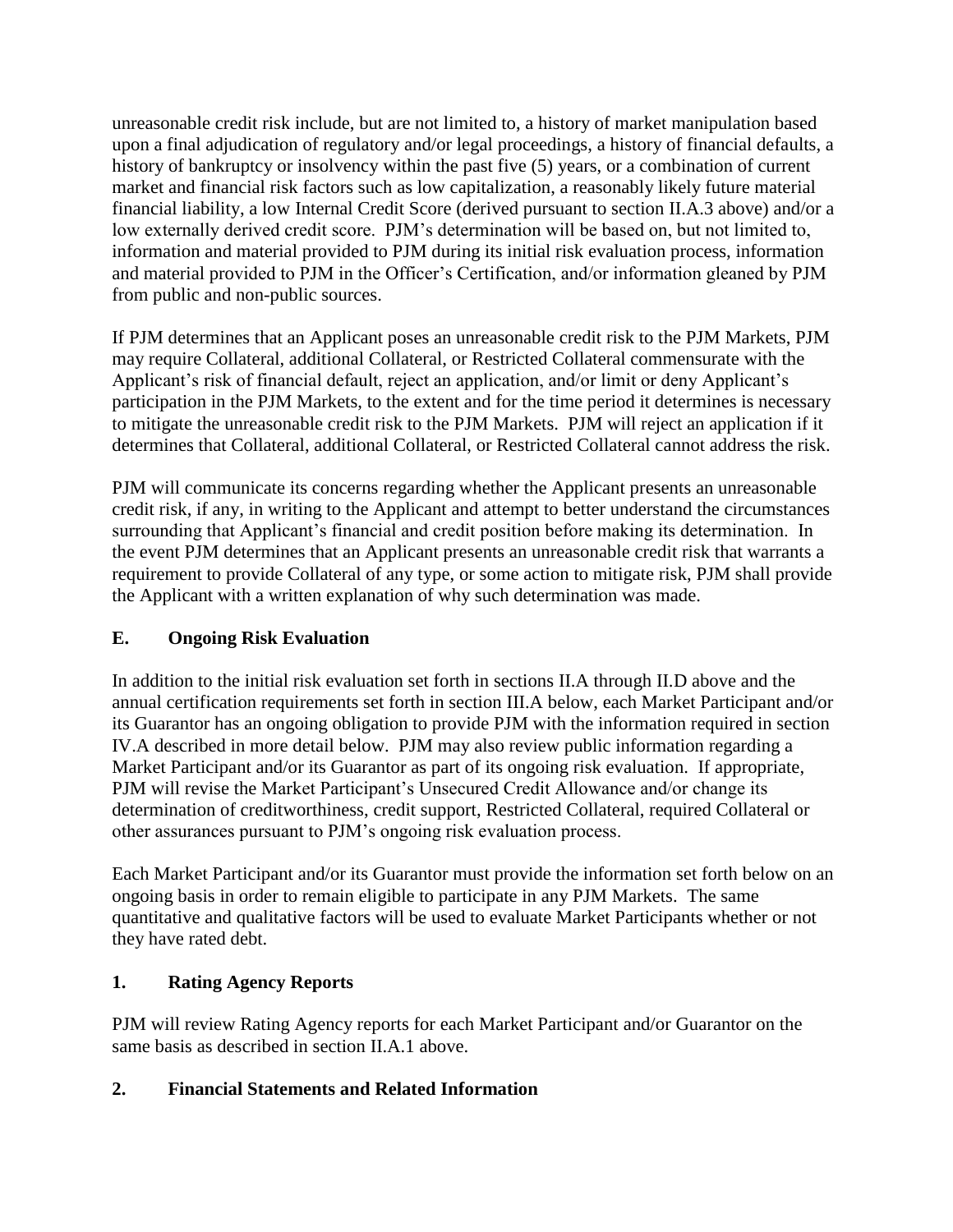unreasonable credit risk include, but are not limited to, a history of market manipulation based upon a final adjudication of regulatory and/or legal proceedings, a history of financial defaults, a history of bankruptcy or insolvency within the past five (5) years, or a combination of current market and financial risk factors such as low capitalization, a reasonably likely future material financial liability, a low Internal Credit Score (derived pursuant to section II.A.3 above) and/or a low externally derived credit score. PJM's determination will be based on, but not limited to, information and material provided to PJM during its initial risk evaluation process, information and material provided to PJM in the Officer's Certification, and/or information gleaned by PJM from public and non-public sources.

If PJM determines that an Applicant poses an unreasonable credit risk to the PJM Markets, PJM may require Collateral, additional Collateral, or Restricted Collateral commensurate with the Applicant's risk of financial default, reject an application, and/or limit or deny Applicant's participation in the PJM Markets, to the extent and for the time period it determines is necessary to mitigate the unreasonable credit risk to the PJM Markets. PJM will reject an application if it determines that Collateral, additional Collateral, or Restricted Collateral cannot address the risk.

PJM will communicate its concerns regarding whether the Applicant presents an unreasonable credit risk, if any, in writing to the Applicant and attempt to better understand the circumstances surrounding that Applicant's financial and credit position before making its determination. In the event PJM determines that an Applicant presents an unreasonable credit risk that warrants a requirement to provide Collateral of any type, or some action to mitigate risk, PJM shall provide the Applicant with a written explanation of why such determination was made.

## E. Ongoing Risk Evaluation

In addition to the initial risk evaluation set forth in sections II.A through II.D above and the annual certification requirements set forth in section III.A below, each Market Participant and/or its Guarantor has an ongoing obligation to provide PJM with the information required in section IV.A described in more detail below. PJM may also review public information regarding a Market Participant and/or its Guarantor as part of its ongoing risk evaluation. If appropriate, PJM will revise the Market Participant's Unsecured Credit Allowance and/or change its determination of creditworthiness, credit support, Restricted Collateral, required Collateral or other assurances pursuant to PJM's ongoing risk evaluation process.

Each Market Participant and/or its Guarantor must provide the information set forth below on an ongoing basis in order to remain eligible to participate in any PJM Markets. The same quantitative and qualitative factors will be used to evaluate Market Participants whether or not they have rated debt.

### 1. Rating Agency Reports

PJM will review Rating Agency reports for each Market Participant and/or Guarantor on the same basis as described in section II.A.1 above.

### 2. Financial Statements and Related Information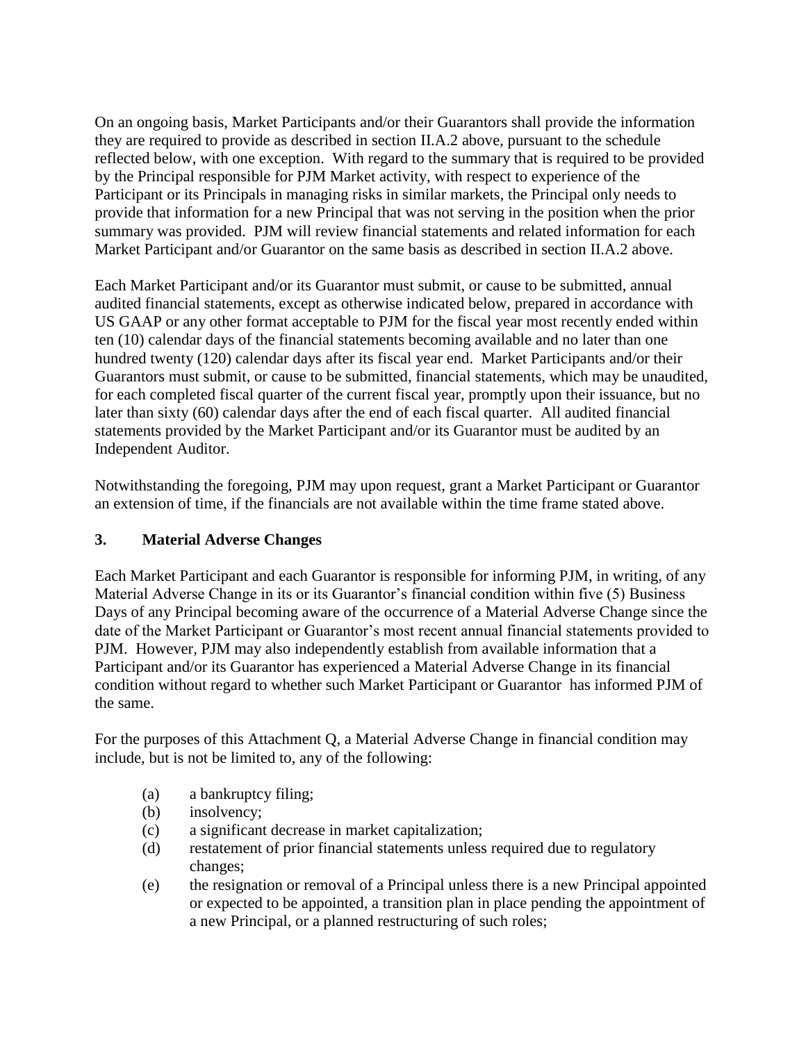On an ongoing basis, Market Participants and/or their Guarantors shall provide the information they are required to provide as described in section II.A.2 above, pursuant to the schedule reflected below, with one exception. With regard to the summary that is required to be provided by the Principal responsible for PJM Market activity, with respect to experience of the Participant or its Principals in managing risks in similar markets, the Principal only needs to provide that information for a new Principal that was not serving in the position when the prior summary was provided. PJM will review financial statements and related information for each Market Participant and/or Guarantor on the same basis as described in section II.A.2 above.

Each Market Participant and/or its Guarantor must submit, or cause to be submitted, annual audited financial statements, except as otherwise indicated below, prepared in accordance with US GAAP or any other format acceptable to PJM for the fiscal year most recently ended within ten (10) calendar days of the financial statements becoming available and no later than one hundred twenty (120) calendar days after its fiscal year end. Market Participants and/or their Guarantors must submit, or cause to be submitted, financial statements, which may be unaudited, for each completed fiscal quarter of the current fiscal year, promptly upon their issuance, but no later than sixty (60) calendar days after the end of each fiscal quarter. All audited financial statements provided by the Market Participant and/or its Guarantor must be audited by an Independent Auditor.

Notwithstanding the foregoing, PJM may upon request, grant a Market Participant or Guarantor an extension of time, if the financials are not available within the time frame stated above.

### 3. Material Adverse Changes

Each Market Participant and each Guarantor is responsible for informing PJM, in writing, of any Material Adverse Change in its or its Guarantor's financial condition within five (5) Business Days of any Principal becoming aware of the occurrence of a Material Adverse Change since the date of the Market Participant or Guarantor's most recent annual financial statements provided to PJM. However, PJM may also independently establish from available information that a Participant and/or its Guarantor has experienced a Material Adverse Change in its financial condition without regard to whether such Market Participant or Guarantor has informed PJM of the same.

For the purposes of this Attachment Q, a Material Adverse Change in financial condition may include, but is not be limited to, any of the following:

- (a) a bankruptcy filing;
- (b) insolvency;
- (c) a significant decrease in market capitalization;
- (d) restatement of prior financial statements unless required due to regulatory changes;
- (e) the resignation or removal of a Principal unless there is a new Principal appointed or expected to be appointed, a transition plan in place pending the appointment of a new Principal, or a planned restructuring of such roles;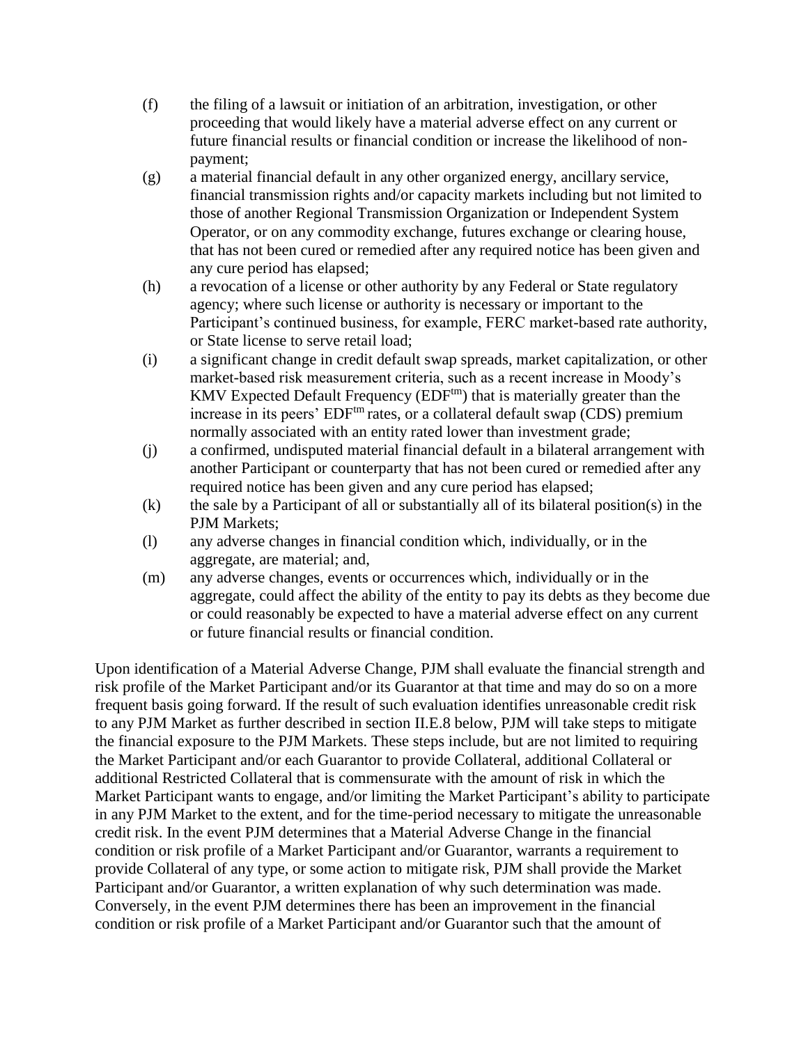(f) the filing of a lawsuit or initiation of an arbitration, investigation, or other proceeding that would likely have a material adverse effect on any current or future financial results or financial condition or increase the likelihood of non-payment;

(g) a material financial default in any other organized energy, ancillary service, financial transmission rights and/or capacity markets including but not limited to those of another Regional Transmission Organization or Independent System Operator, or on any commodity exchange, futures exchange or clearing house, that has not been cured or remedied after any required notice has been given and any cure period has elapsed;

(h) a revocation of a license or other authority by any Federal or State regulatory agency; where such license or authority is necessary or important to the Participant's continued business, for example, FERC market-based rate authority, or State license to serve retail load;

(i) a significant change in credit default swap spreads, market capitalization, or other market-based risk measurement criteria, such as a recent increase in Moody's KMV Expected Default Frequency (EDF[tm]) that is materially greater than the increase in its peers' EDF[tm] rates, or a collateral default swap (CDS) premium normally associated with an entity rated lower than investment grade;

(j) a confirmed, undisputed material financial default in a bilateral arrangement with another Participant or counterparty that has not been cured or remedied after any required notice has been given and any cure period has elapsed;

(k) the sale by a Participant of all or substantially all of its bilateral position(s) in the PJM Markets;

(l) any adverse changes in financial condition which, individually, or in the aggregate, are material; and,

(m) any adverse changes, events or occurrences which, individually or in the aggregate, could affect the ability of the entity to pay its debts as they become due or could reasonably be expected to have a material adverse effect on any current or future financial results or financial condition.

Upon identification of a Material Adverse Change, PJM shall evaluate the financial strength and risk profile of the Market Participant and/or its Guarantor at that time and may do so on a more frequent basis going forward. If the result of such evaluation identifies unreasonable credit risk to any PJM Market as further described in section II.E.8 below, PJM will take steps to mitigate the financial exposure to the PJM Markets. These steps include, but are not limited to requiring the Market Participant and/or each Guarantor to provide Collateral, additional Collateral or additional Restricted Collateral that is commensurate with the amount of risk in which the Market Participant wants to engage, and/or limiting the Market Participant's ability to participate in any PJM Market to the extent, and for the time-period necessary to mitigate the unreasonable credit risk. In the event PJM determines that a Material Adverse Change in the financial condition or risk profile of a Market Participant and/or Guarantor, warrants a requirement to provide Collateral of any type, or some action to mitigate risk, PJM shall provide the Market Participant and/or Guarantor, a written explanation of why such determination was made. Conversely, in the event PJM determines there has been an improvement in the financial condition or risk profile of a Market Participant and/or Guarantor such that the amount of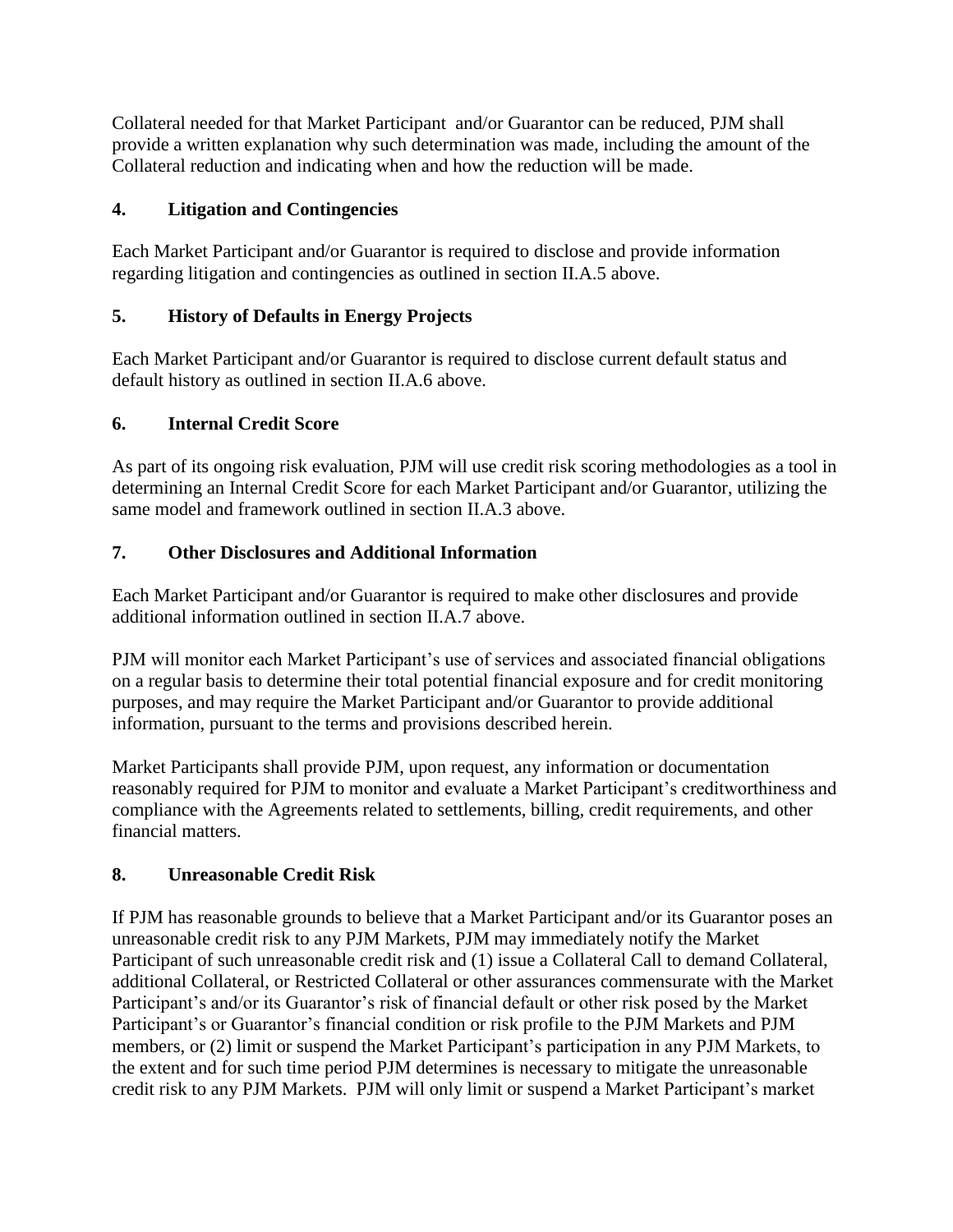Collateral needed for that Market Participant and/or Guarantor can be reduced, PJM shall provide a written explanation why such determination was made, including the amount of the Collateral reduction and indicating when and how the reduction will be made.

### 4. Litigation and Contingencies

Each Market Participant and/or Guarantor is required to disclose and provide information regarding litigation and contingencies as outlined in section II.A.5 above.

### 5. History of Defaults in Energy Projects

Each Market Participant and/or Guarantor is required to disclose current default status and default history as outlined in section II.A.6 above.

### 6. Internal Credit Score

As part of its ongoing risk evaluation, PJM will use credit risk scoring methodologies as a tool in determining an Internal Credit Score for each Market Participant and/or Guarantor, utilizing the same model and framework outlined in section II.A.3 above.

### 7. Other Disclosures and Additional Information

Each Market Participant and/or Guarantor is required to make other disclosures and provide additional information outlined in section II.A.7 above.

PJM will monitor each Market Participant's use of services and associated financial obligations on a regular basis to determine their total potential financial exposure and for credit monitoring purposes, and may require the Market Participant and/or Guarantor to provide additional information, pursuant to the terms and provisions described herein.

Market Participants shall provide PJM, upon request, any information or documentation reasonably required for PJM to monitor and evaluate a Market Participant's creditworthiness and compliance with the Agreements related to settlements, billing, credit requirements, and other financial matters.

### 8. Unreasonable Credit Risk

If PJM has reasonable grounds to believe that a Market Participant and/or its Guarantor poses an unreasonable credit risk to any PJM Markets, PJM may immediately notify the Market Participant of such unreasonable credit risk and (1) issue a Collateral Call to demand Collateral, additional Collateral, or Restricted Collateral or other assurances commensurate with the Market Participant's and/or its Guarantor's risk of financial default or other risk posed by the Market Participant's or Guarantor's financial condition or risk profile to the PJM Markets and PJM members, or (2) limit or suspend the Market Participant's participation in any PJM Markets, to the extent and for such time period PJM determines is necessary to mitigate the unreasonable credit risk to any PJM Markets. PJM will only limit or suspend a Market Participant's market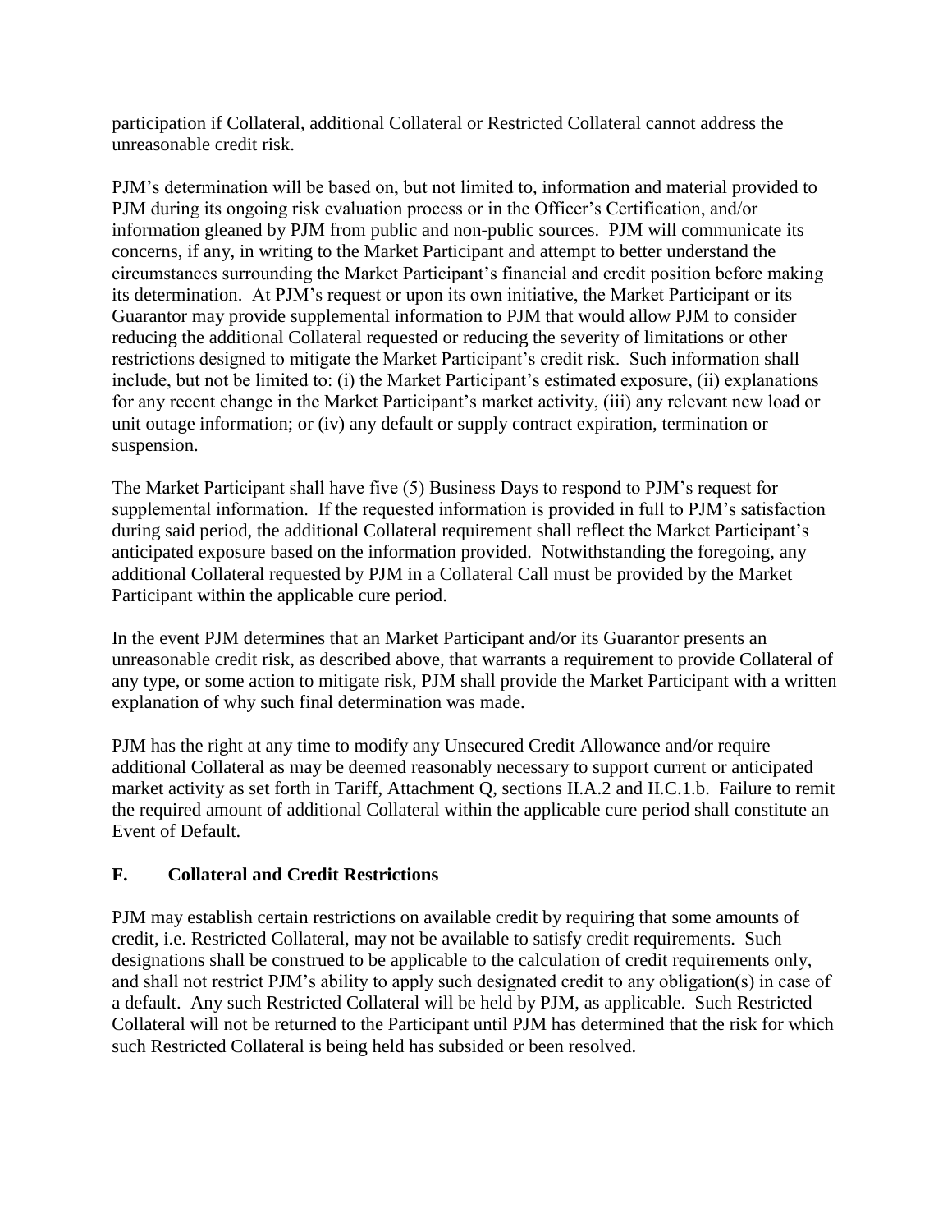participation if Collateral, additional Collateral or Restricted Collateral cannot address the unreasonable credit risk.

PJM's determination will be based on, but not limited to, information and material provided to PJM during its ongoing risk evaluation process or in the Officer's Certification, and/or information gleaned by PJM from public and non-public sources. PJM will communicate its concerns, if any, in writing to the Market Participant and attempt to better understand the circumstances surrounding the Market Participant's financial and credit position before making its determination. At PJM's request or upon its own initiative, the Market Participant or its Guarantor may provide supplemental information to PJM that would allow PJM to consider reducing the additional Collateral requested or reducing the severity of limitations or other restrictions designed to mitigate the Market Participant's credit risk. Such information shall include, but not be limited to: (i) the Market Participant's estimated exposure, (ii) explanations for any recent change in the Market Participant's market activity, (iii) any relevant new load or unit outage information; or (iv) any default or supply contract expiration, termination or suspension.

The Market Participant shall have five (5) Business Days to respond to PJM's request for supplemental information. If the requested information is provided in full to PJM's satisfaction during said period, the additional Collateral requirement shall reflect the Market Participant's anticipated exposure based on the information provided. Notwithstanding the foregoing, any additional Collateral requested by PJM in a Collateral Call must be provided by the Market Participant within the applicable cure period.

In the event PJM determines that an Market Participant and/or its Guarantor presents an unreasonable credit risk, as described above, that warrants a requirement to provide Collateral of any type, or some action to mitigate risk, PJM shall provide the Market Participant with a written explanation of why such final determination was made.

PJM has the right at any time to modify any Unsecured Credit Allowance and/or require additional Collateral as may be deemed reasonably necessary to support current or anticipated market activity as set forth in Tariff, Attachment Q, sections II.A.2 and II.C.1.b. Failure to remit the required amount of additional Collateral within the applicable cure period shall constitute an Event of Default.

## F. Collateral and Credit Restrictions

PJM may establish certain restrictions on available credit by requiring that some amounts of credit, i.e. Restricted Collateral, may not be available to satisfy credit requirements. Such designations shall be construed to be applicable to the calculation of credit requirements only, and shall not restrict PJM's ability to apply such designated credit to any obligation(s) in case of a default. Any such Restricted Collateral will be held by PJM, as applicable. Such Restricted Collateral will not be returned to the Participant until PJM has determined that the risk for which such Restricted Collateral is being held has subsided or been resolved.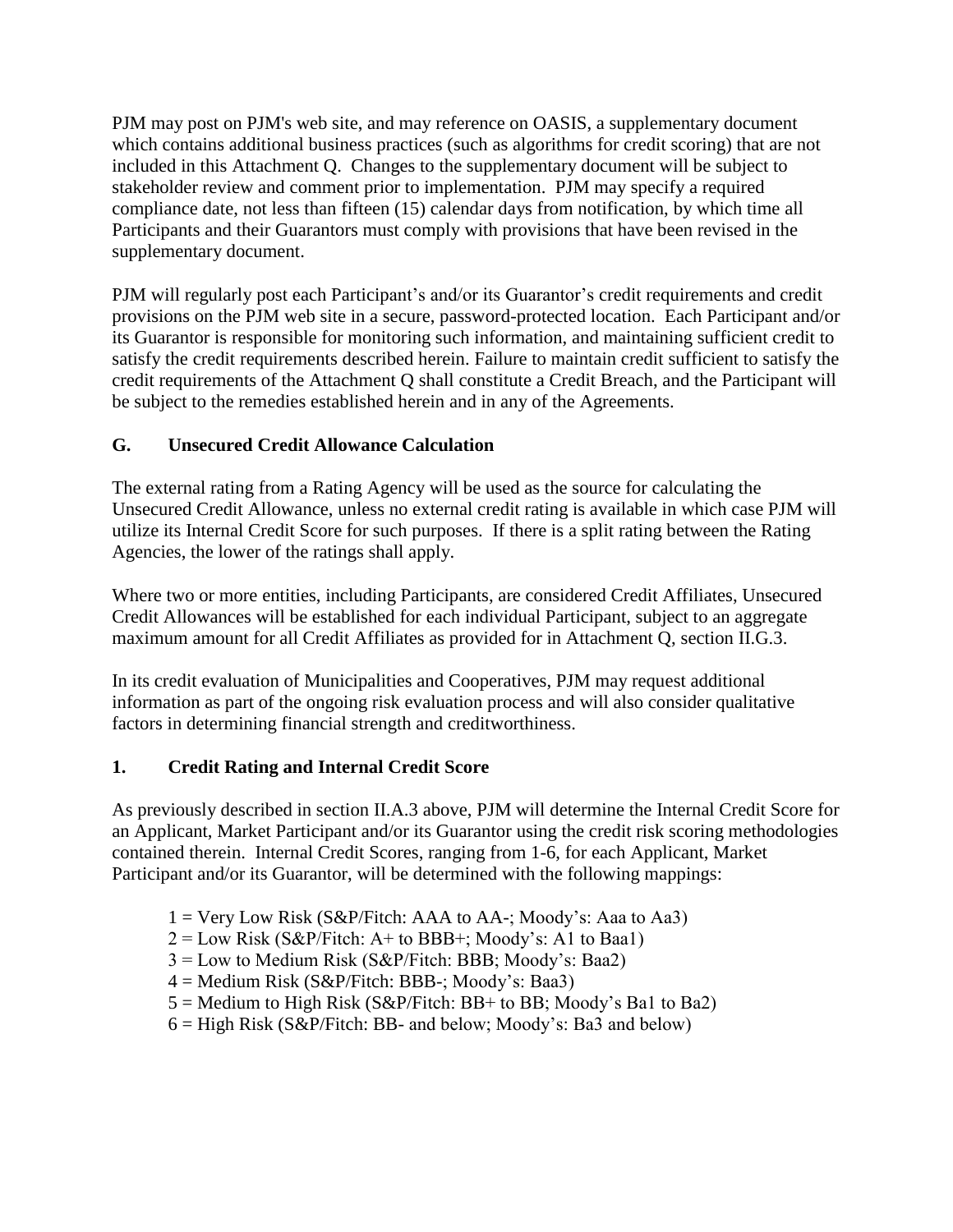PJM may post on PJM's web site, and may reference on OASIS, a supplementary document which contains additional business practices (such as algorithms for credit scoring) that are not included in this Attachment Q. Changes to the supplementary document will be subject to stakeholder review and comment prior to implementation. PJM may specify a required compliance date, not less than fifteen (15) calendar days from notification, by which time all Participants and their Guarantors must comply with provisions that have been revised in the supplementary document.

PJM will regularly post each Participant's and/or its Guarantor's credit requirements and credit provisions on the PJM web site in a secure, password-protected location. Each Participant and/or its Guarantor is responsible for monitoring such information, and maintaining sufficient credit to satisfy the credit requirements described herein. Failure to maintain credit sufficient to satisfy the credit requirements of the Attachment Q shall constitute a Credit Breach, and the Participant will be subject to the remedies established herein and in any of the Agreements.

## G. Unsecured Credit Allowance Calculation

The external rating from a Rating Agency will be used as the source for calculating the Unsecured Credit Allowance, unless no external credit rating is available in which case PJM will utilize its Internal Credit Score for such purposes. If there is a split rating between the Rating Agencies, the lower of the ratings shall apply.

Where two or more entities, including Participants, are considered Credit Affiliates, Unsecured Credit Allowances will be established for each individual Participant, subject to an aggregate maximum amount for all Credit Affiliates as provided for in Attachment Q, section II.G.3.

In its credit evaluation of Municipalities and Cooperatives, PJM may request additional information as part of the ongoing risk evaluation process and will also consider qualitative factors in determining financial strength and creditworthiness.

### 1. Credit Rating and Internal Credit Score

As previously described in section II.A.3 above, PJM will determine the Internal Credit Score for an Applicant, Market Participant and/or its Guarantor using the credit risk scoring methodologies contained therein. Internal Credit Scores, ranging from 1-6, for each Applicant, Market Participant and/or its Guarantor, will be determined with the following mappings:

1 = Very Low Risk (S&P/Fitch: AAA to AA-; Moody's: Aaa to Aa3)
2 = Low Risk (S&P/Fitch: A+ to BBB+; Moody's: A1 to Baa1)
3 = Low to Medium Risk (S&P/Fitch: BBB; Moody's: Baa2)
4 = Medium Risk (S&P/Fitch: BBB-; Moody's: Baa3)
5 = Medium to High Risk (S&P/Fitch: BB+ to BB; Moody's Ba1 to Ba2)
6 = High Risk (S&P/Fitch: BB- and below; Moody's: Ba3 and below)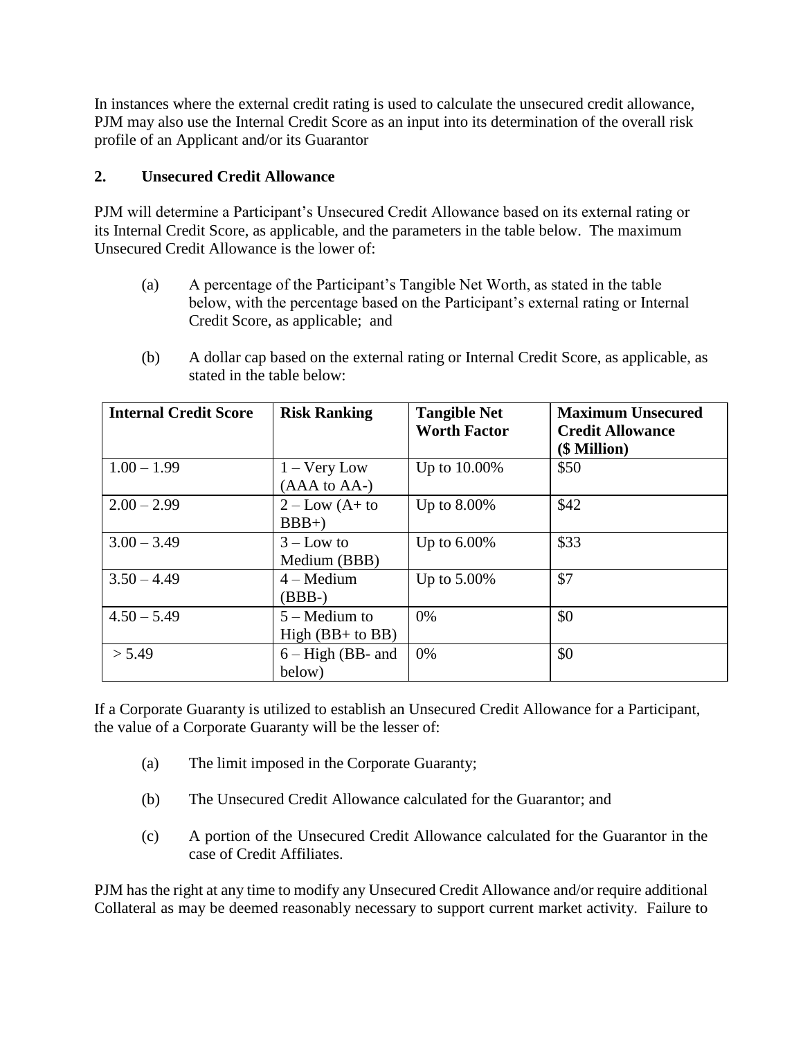In instances where the external credit rating is used to calculate the unsecured credit allowance, PJM may also use the Internal Credit Score as an input into its determination of the overall risk profile of an Applicant and/or its Guarantor

## 2. Unsecured Credit Allowance

PJM will determine a Participant's Unsecured Credit Allowance based on its external rating or its Internal Credit Score, as applicable, and the parameters in the table below. The maximum Unsecured Credit Allowance is the lower of:

(a) A percentage of the Participant's Tangible Net Worth, as stated in the table below, with the percentage based on the Participant's external rating or Internal Credit Score, as applicable; and

(b) A dollar cap based on the external rating or Internal Credit Score, as applicable, as stated in the table below:

| Internal Credit Score | Risk Ranking | Tangible Net Worth Factor | Maximum Unsecured Credit Allowance ($ Million) |
|---|---|---|---|
| 1.00 – 1.99 | 1 – Very Low (AAA to AA-) | Up to 10.00% | $50 |
| 2.00 – 2.99 | 2 – Low (A+ to BBB+) | Up to 8.00% | $42 |
| 3.00 – 3.49 | 3 – Low to Medium (BBB) | Up to 6.00% | $33 |
| 3.50 – 4.49 | 4 – Medium (BBB-) | Up to 5.00% | $7 |
| 4.50 – 5.49 | 5 – Medium to High (BB+ to BB) | 0% | $0 |
| > 5.49 | 6 – High (BB- and below) | 0% | $0 |

If a Corporate Guaranty is utilized to establish an Unsecured Credit Allowance for a Participant, the value of a Corporate Guaranty will be the lesser of:

(a) The limit imposed in the Corporate Guaranty;

(b) The Unsecured Credit Allowance calculated for the Guarantor; and

(c) A portion of the Unsecured Credit Allowance calculated for the Guarantor in the case of Credit Affiliates.

PJM has the right at any time to modify any Unsecured Credit Allowance and/or require additional Collateral as may be deemed reasonably necessary to support current market activity. Failure to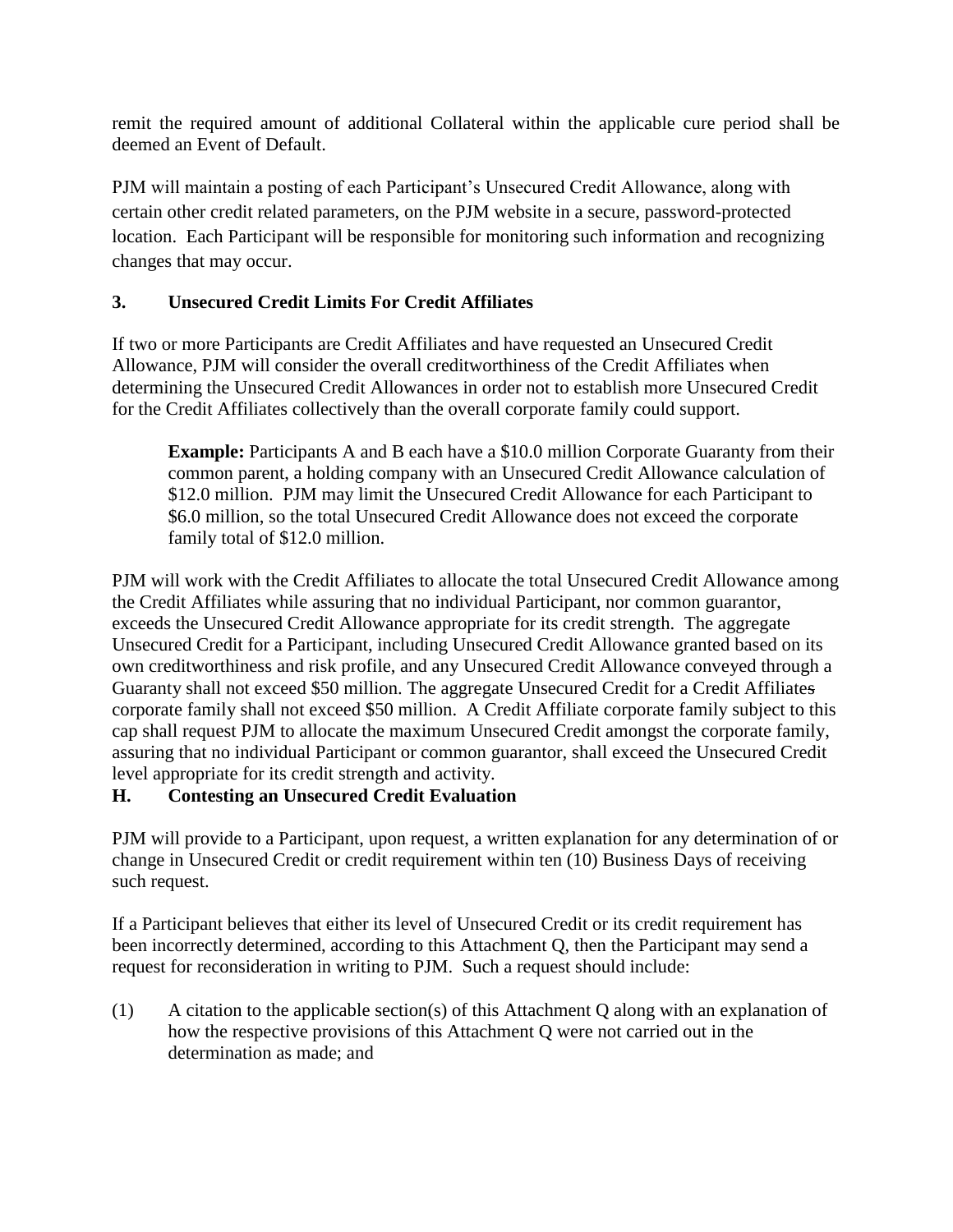remit the required amount of additional Collateral within the applicable cure period shall be deemed an Event of Default.

PJM will maintain a posting of each Participant's Unsecured Credit Allowance, along with certain other credit related parameters, on the PJM website in a secure, password-protected location. Each Participant will be responsible for monitoring such information and recognizing changes that may occur.

### 3. Unsecured Credit Limits For Credit Affiliates

If two or more Participants are Credit Affiliates and have requested an Unsecured Credit Allowance, PJM will consider the overall creditworthiness of the Credit Affiliates when determining the Unsecured Credit Allowances in order not to establish more Unsecured Credit for the Credit Affiliates collectively than the overall corporate family could support.

> **Example:** Participants A and B each have a $10.0 million Corporate Guaranty from their common parent, a holding company with an Unsecured Credit Allowance calculation of $12.0 million. PJM may limit the Unsecured Credit Allowance for each Participant to $6.0 million, so the total Unsecured Credit Allowance does not exceed the corporate family total of $12.0 million.

PJM will work with the Credit Affiliates to allocate the total Unsecured Credit Allowance among the Credit Affiliates while assuring that no individual Participant, nor common guarantor, exceeds the Unsecured Credit Allowance appropriate for its credit strength. The aggregate Unsecured Credit for a Participant, including Unsecured Credit Allowance granted based on its own creditworthiness and risk profile, and any Unsecured Credit Allowance conveyed through a Guaranty shall not exceed $50 million. The aggregate Unsecured Credit for a Credit Affiliates corporate family shall not exceed $50 million. A Credit Affiliate corporate family subject to this cap shall request PJM to allocate the maximum Unsecured Credit amongst the corporate family, assuring that no individual Participant or common guarantor, shall exceed the Unsecured Credit level appropriate for its credit strength and activity.

## H. Contesting an Unsecured Credit Evaluation

PJM will provide to a Participant, upon request, a written explanation for any determination of or change in Unsecured Credit or credit requirement within ten (10) Business Days of receiving such request.

If a Participant believes that either its level of Unsecured Credit or its credit requirement has been incorrectly determined, according to this Attachment Q, then the Participant may send a request for reconsideration in writing to PJM. Such a request should include:

(1) A citation to the applicable section(s) of this Attachment Q along with an explanation of how the respective provisions of this Attachment Q were not carried out in the determination as made; and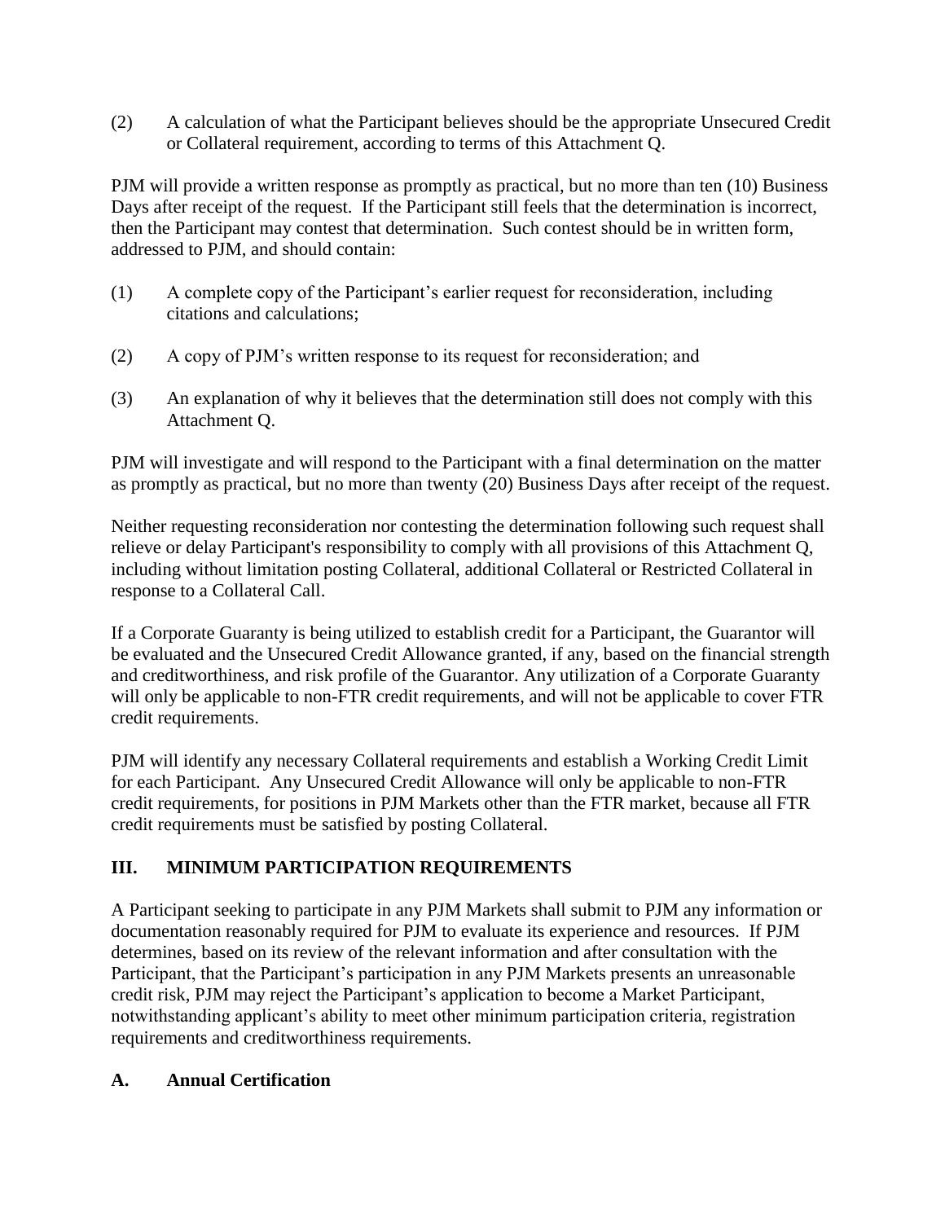(2) A calculation of what the Participant believes should be the appropriate Unsecured Credit or Collateral requirement, according to terms of this Attachment Q.

PJM will provide a written response as promptly as practical, but no more than ten (10) Business Days after receipt of the request. If the Participant still feels that the determination is incorrect, then the Participant may contest that determination. Such contest should be in written form, addressed to PJM, and should contain:

(1) A complete copy of the Participant's earlier request for reconsideration, including citations and calculations;

(2) A copy of PJM's written response to its request for reconsideration; and

(3) An explanation of why it believes that the determination still does not comply with this Attachment Q.

PJM will investigate and will respond to the Participant with a final determination on the matter as promptly as practical, but no more than twenty (20) Business Days after receipt of the request.

Neither requesting reconsideration nor contesting the determination following such request shall relieve or delay Participant's responsibility to comply with all provisions of this Attachment Q, including without limitation posting Collateral, additional Collateral or Restricted Collateral in response to a Collateral Call.

If a Corporate Guaranty is being utilized to establish credit for a Participant, the Guarantor will be evaluated and the Unsecured Credit Allowance granted, if any, based on the financial strength and creditworthiness, and risk profile of the Guarantor. Any utilization of a Corporate Guaranty will only be applicable to non-FTR credit requirements, and will not be applicable to cover FTR credit requirements.

PJM will identify any necessary Collateral requirements and establish a Working Credit Limit for each Participant. Any Unsecured Credit Allowance will only be applicable to non-FTR credit requirements, for positions in PJM Markets other than the FTR market, because all FTR credit requirements must be satisfied by posting Collateral.

## III. MINIMUM PARTICIPATION REQUIREMENTS

A Participant seeking to participate in any PJM Markets shall submit to PJM any information or documentation reasonably required for PJM to evaluate its experience and resources. If PJM determines, based on its review of the relevant information and after consultation with the Participant, that the Participant's participation in any PJM Markets presents an unreasonable credit risk, PJM may reject the Participant's application to become a Market Participant, notwithstanding applicant's ability to meet other minimum participation criteria, registration requirements and creditworthiness requirements.

### A. Annual Certification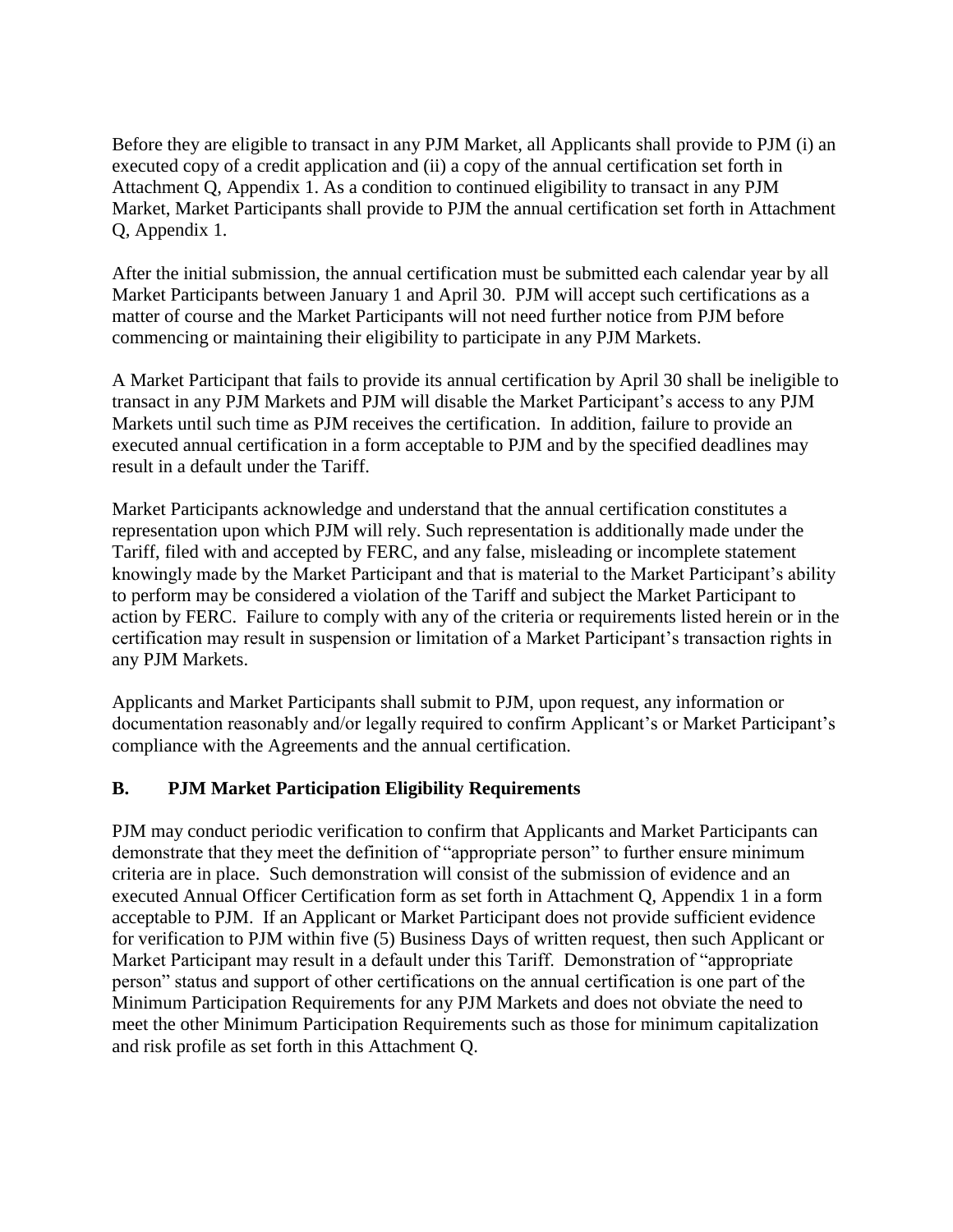Before they are eligible to transact in any PJM Market, all Applicants shall provide to PJM (i) an executed copy of a credit application and (ii) a copy of the annual certification set forth in Attachment Q, Appendix 1. As a condition to continued eligibility to transact in any PJM Market, Market Participants shall provide to PJM the annual certification set forth in Attachment Q, Appendix 1.

After the initial submission, the annual certification must be submitted each calendar year by all Market Participants between January 1 and April 30. PJM will accept such certifications as a matter of course and the Market Participants will not need further notice from PJM before commencing or maintaining their eligibility to participate in any PJM Markets.

A Market Participant that fails to provide its annual certification by April 30 shall be ineligible to transact in any PJM Markets and PJM will disable the Market Participant's access to any PJM Markets until such time as PJM receives the certification. In addition, failure to provide an executed annual certification in a form acceptable to PJM and by the specified deadlines may result in a default under the Tariff.

Market Participants acknowledge and understand that the annual certification constitutes a representation upon which PJM will rely. Such representation is additionally made under the Tariff, filed with and accepted by FERC, and any false, misleading or incomplete statement knowingly made by the Market Participant and that is material to the Market Participant's ability to perform may be considered a violation of the Tariff and subject the Market Participant to action by FERC. Failure to comply with any of the criteria or requirements listed herein or in the certification may result in suspension or limitation of a Market Participant's transaction rights in any PJM Markets.

Applicants and Market Participants shall submit to PJM, upon request, any information or documentation reasonably and/or legally required to confirm Applicant's or Market Participant's compliance with the Agreements and the annual certification.

## B. PJM Market Participation Eligibility Requirements

PJM may conduct periodic verification to confirm that Applicants and Market Participants can demonstrate that they meet the definition of "appropriate person" to further ensure minimum criteria are in place. Such demonstration will consist of the submission of evidence and an executed Annual Officer Certification form as set forth in Attachment Q, Appendix 1 in a form acceptable to PJM. If an Applicant or Market Participant does not provide sufficient evidence for verification to PJM within five (5) Business Days of written request, then such Applicant or Market Participant may result in a default under this Tariff. Demonstration of "appropriate person" status and support of other certifications on the annual certification is one part of the Minimum Participation Requirements for any PJM Markets and does not obviate the need to meet the other Minimum Participation Requirements such as those for minimum capitalization and risk profile as set forth in this Attachment Q.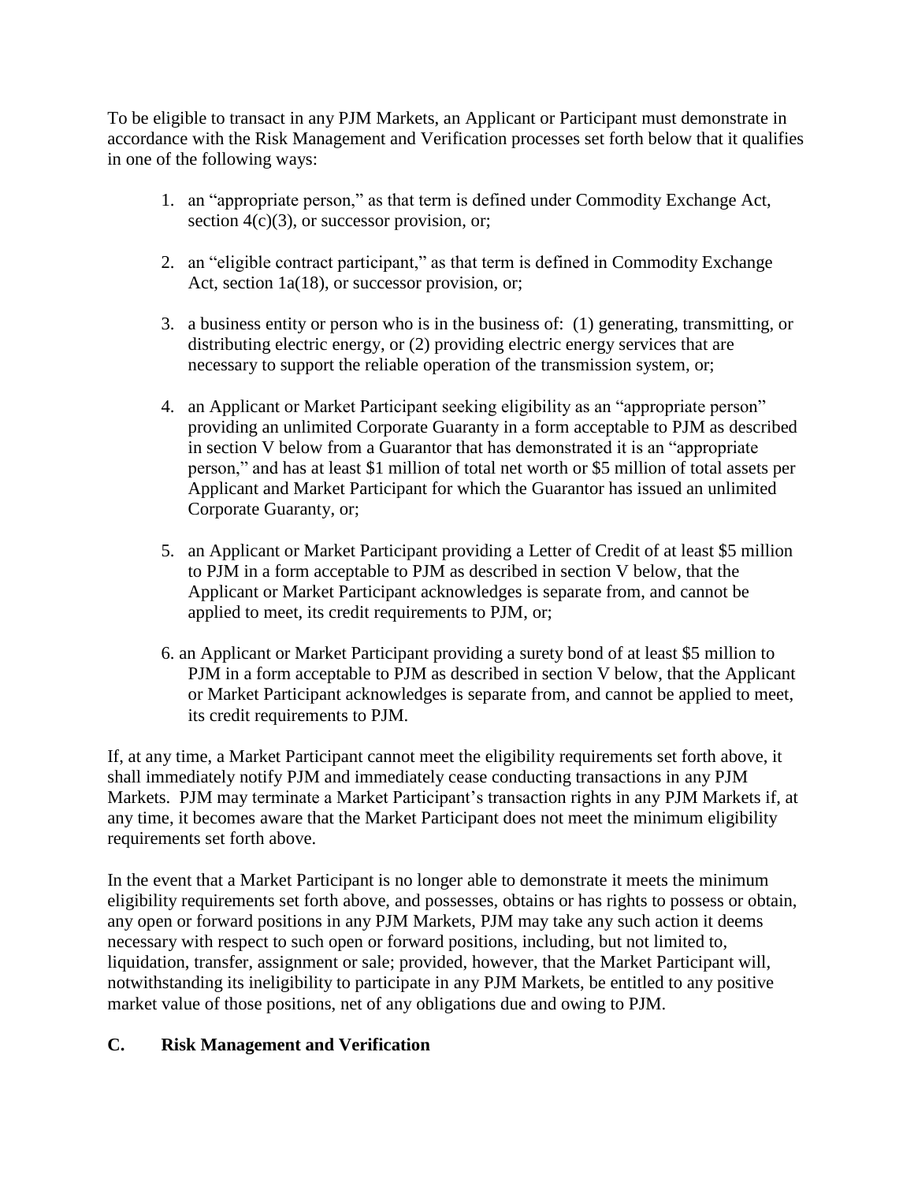To be eligible to transact in any PJM Markets, an Applicant or Participant must demonstrate in accordance with the Risk Management and Verification processes set forth below that it qualifies in one of the following ways:

1. an "appropriate person," as that term is defined under Commodity Exchange Act, section 4(c)(3), or successor provision, or;

2. an "eligible contract participant," as that term is defined in Commodity Exchange Act, section 1a(18), or successor provision, or;

3. a business entity or person who is in the business of: (1) generating, transmitting, or distributing electric energy, or (2) providing electric energy services that are necessary to support the reliable operation of the transmission system, or;

4. an Applicant or Market Participant seeking eligibility as an "appropriate person" providing an unlimited Corporate Guaranty in a form acceptable to PJM as described in section V below from a Guarantor that has demonstrated it is an "appropriate person," and has at least $1 million of total net worth or $5 million of total assets per Applicant and Market Participant for which the Guarantor has issued an unlimited Corporate Guaranty, or;

5. an Applicant or Market Participant providing a Letter of Credit of at least $5 million to PJM in a form acceptable to PJM as described in section V below, that the Applicant or Market Participant acknowledges is separate from, and cannot be applied to meet, its credit requirements to PJM, or;

6. an Applicant or Market Participant providing a surety bond of at least $5 million to PJM in a form acceptable to PJM as described in section V below, that the Applicant or Market Participant acknowledges is separate from, and cannot be applied to meet, its credit requirements to PJM.

If, at any time, a Market Participant cannot meet the eligibility requirements set forth above, it shall immediately notify PJM and immediately cease conducting transactions in any PJM Markets. PJM may terminate a Market Participant's transaction rights in any PJM Markets if, at any time, it becomes aware that the Market Participant does not meet the minimum eligibility requirements set forth above.

In the event that a Market Participant is no longer able to demonstrate it meets the minimum eligibility requirements set forth above, and possesses, obtains or has rights to possess or obtain, any open or forward positions in any PJM Markets, PJM may take any such action it deems necessary with respect to such open or forward positions, including, but not limited to, liquidation, transfer, assignment or sale; provided, however, that the Market Participant will, notwithstanding its ineligibility to participate in any PJM Markets, be entitled to any positive market value of those positions, net of any obligations due and owing to PJM.

## C. Risk Management and Verification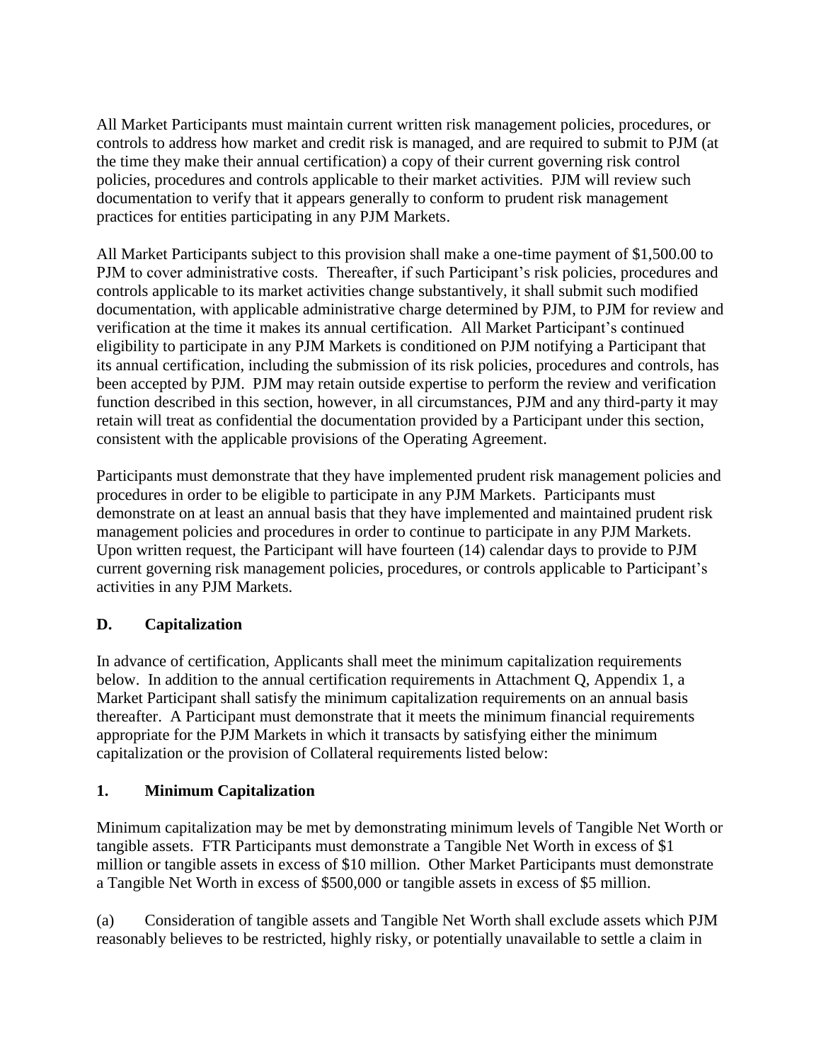All Market Participants must maintain current written risk management policies, procedures, or controls to address how market and credit risk is managed, and are required to submit to PJM (at the time they make their annual certification) a copy of their current governing risk control policies, procedures and controls applicable to their market activities. PJM will review such documentation to verify that it appears generally to conform to prudent risk management practices for entities participating in any PJM Markets.

All Market Participants subject to this provision shall make a one-time payment of $1,500.00 to PJM to cover administrative costs. Thereafter, if such Participant's risk policies, procedures and controls applicable to its market activities change substantively, it shall submit such modified documentation, with applicable administrative charge determined by PJM, to PJM for review and verification at the time it makes its annual certification. All Market Participant's continued eligibility to participate in any PJM Markets is conditioned on PJM notifying a Participant that its annual certification, including the submission of its risk policies, procedures and controls, has been accepted by PJM. PJM may retain outside expertise to perform the review and verification function described in this section, however, in all circumstances, PJM and any third-party it may retain will treat as confidential the documentation provided by a Participant under this section, consistent with the applicable provisions of the Operating Agreement.

Participants must demonstrate that they have implemented prudent risk management policies and procedures in order to be eligible to participate in any PJM Markets. Participants must demonstrate on at least an annual basis that they have implemented and maintained prudent risk management policies and procedures in order to continue to participate in any PJM Markets. Upon written request, the Participant will have fourteen (14) calendar days to provide to PJM current governing risk management policies, procedures, or controls applicable to Participant's activities in any PJM Markets.

## D. Capitalization

In advance of certification, Applicants shall meet the minimum capitalization requirements below. In addition to the annual certification requirements in Attachment Q, Appendix 1, a Market Participant shall satisfy the minimum capitalization requirements on an annual basis thereafter. A Participant must demonstrate that it meets the minimum financial requirements appropriate for the PJM Markets in which it transacts by satisfying either the minimum capitalization or the provision of Collateral requirements listed below:

### 1. Minimum Capitalization

Minimum capitalization may be met by demonstrating minimum levels of Tangible Net Worth or tangible assets. FTR Participants must demonstrate a Tangible Net Worth in excess of $1 million or tangible assets in excess of $10 million. Other Market Participants must demonstrate a Tangible Net Worth in excess of $500,000 or tangible assets in excess of $5 million.

(a) Consideration of tangible assets and Tangible Net Worth shall exclude assets which PJM reasonably believes to be restricted, highly risky, or potentially unavailable to settle a claim in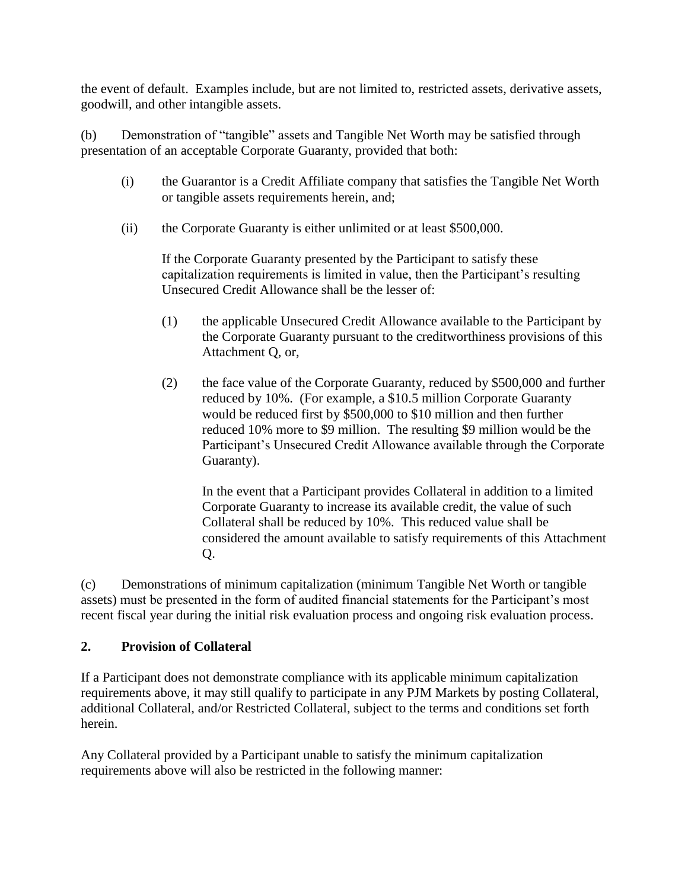the event of default. Examples include, but are not limited to, restricted assets, derivative assets, goodwill, and other intangible assets.

(b) Demonstration of "tangible" assets and Tangible Net Worth may be satisfied through presentation of an acceptable Corporate Guaranty, provided that both:

(i) the Guarantor is a Credit Affiliate company that satisfies the Tangible Net Worth or tangible assets requirements herein, and;

(ii) the Corporate Guaranty is either unlimited or at least $500,000.

If the Corporate Guaranty presented by the Participant to satisfy these capitalization requirements is limited in value, then the Participant's resulting Unsecured Credit Allowance shall be the lesser of:

(1) the applicable Unsecured Credit Allowance available to the Participant by the Corporate Guaranty pursuant to the creditworthiness provisions of this Attachment Q, or,

(2) the face value of the Corporate Guaranty, reduced by $500,000 and further reduced by 10%. (For example, a $10.5 million Corporate Guaranty would be reduced first by $500,000 to $10 million and then further reduced 10% more to $9 million. The resulting $9 million would be the Participant's Unsecured Credit Allowance available through the Corporate Guaranty).

In the event that a Participant provides Collateral in addition to a limited Corporate Guaranty to increase its available credit, the value of such Collateral shall be reduced by 10%. This reduced value shall be considered the amount available to satisfy requirements of this Attachment Q.

(c) Demonstrations of minimum capitalization (minimum Tangible Net Worth or tangible assets) must be presented in the form of audited financial statements for the Participant's most recent fiscal year during the initial risk evaluation process and ongoing risk evaluation process.

## 2. Provision of Collateral

If a Participant does not demonstrate compliance with its applicable minimum capitalization requirements above, it may still qualify to participate in any PJM Markets by posting Collateral, additional Collateral, and/or Restricted Collateral, subject to the terms and conditions set forth herein.

Any Collateral provided by a Participant unable to satisfy the minimum capitalization requirements above will also be restricted in the following manner: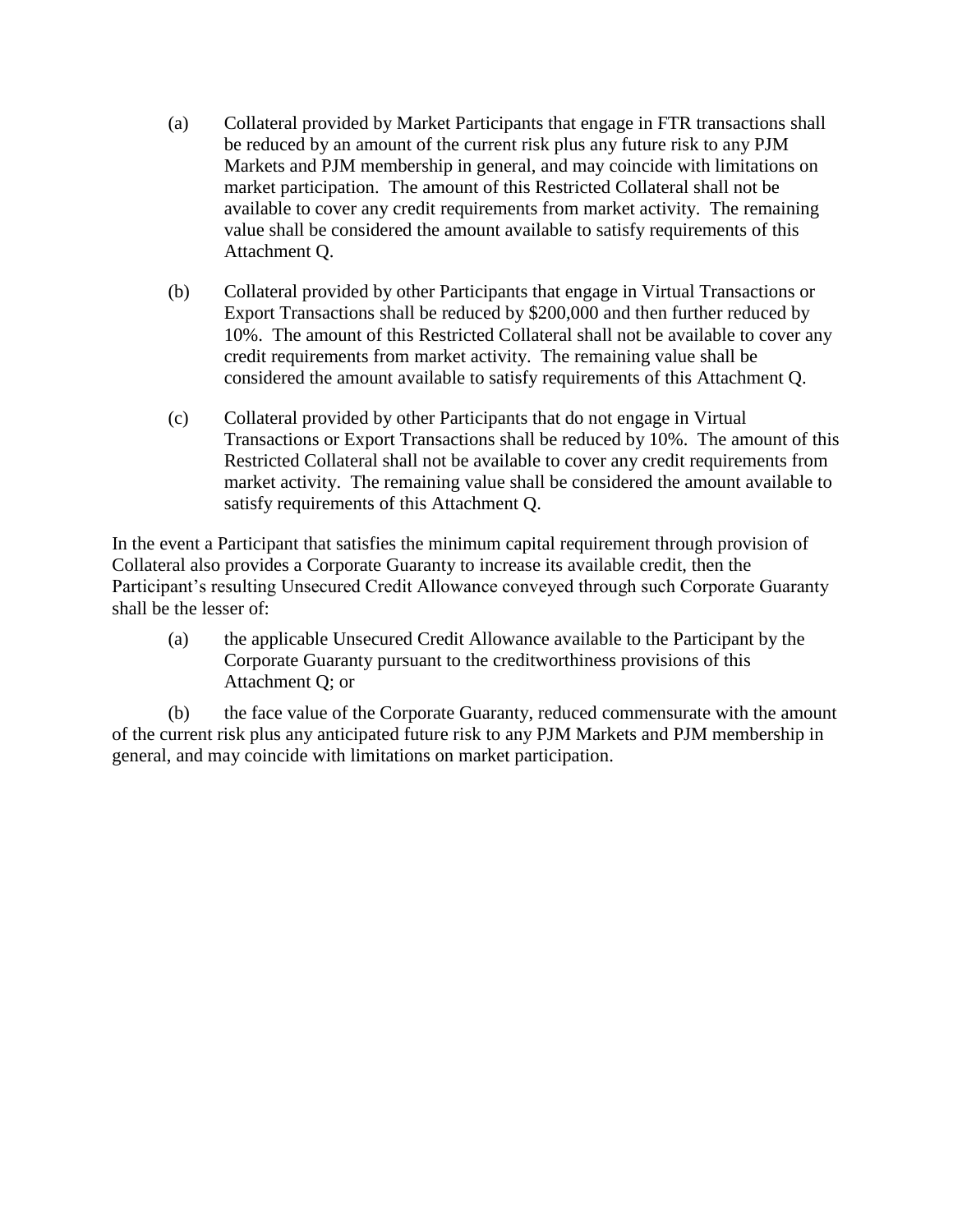(a) Collateral provided by Market Participants that engage in FTR transactions shall be reduced by an amount of the current risk plus any future risk to any PJM Markets and PJM membership in general, and may coincide with limitations on market participation. The amount of this Restricted Collateral shall not be available to cover any credit requirements from market activity. The remaining value shall be considered the amount available to satisfy requirements of this Attachment Q.

(b) Collateral provided by other Participants that engage in Virtual Transactions or Export Transactions shall be reduced by $200,000 and then further reduced by 10%. The amount of this Restricted Collateral shall not be available to cover any credit requirements from market activity. The remaining value shall be considered the amount available to satisfy requirements of this Attachment Q.

(c) Collateral provided by other Participants that do not engage in Virtual Transactions or Export Transactions shall be reduced by 10%. The amount of this Restricted Collateral shall not be available to cover any credit requirements from market activity. The remaining value shall be considered the amount available to satisfy requirements of this Attachment Q.

In the event a Participant that satisfies the minimum capital requirement through provision of Collateral also provides a Corporate Guaranty to increase its available credit, then the Participant's resulting Unsecured Credit Allowance conveyed through such Corporate Guaranty shall be the lesser of:

(a) the applicable Unsecured Credit Allowance available to the Participant by the Corporate Guaranty pursuant to the creditworthiness provisions of this Attachment Q; or

(b) the face value of the Corporate Guaranty, reduced commensurate with the amount of the current risk plus any anticipated future risk to any PJM Markets and PJM membership in general, and may coincide with limitations on market participation.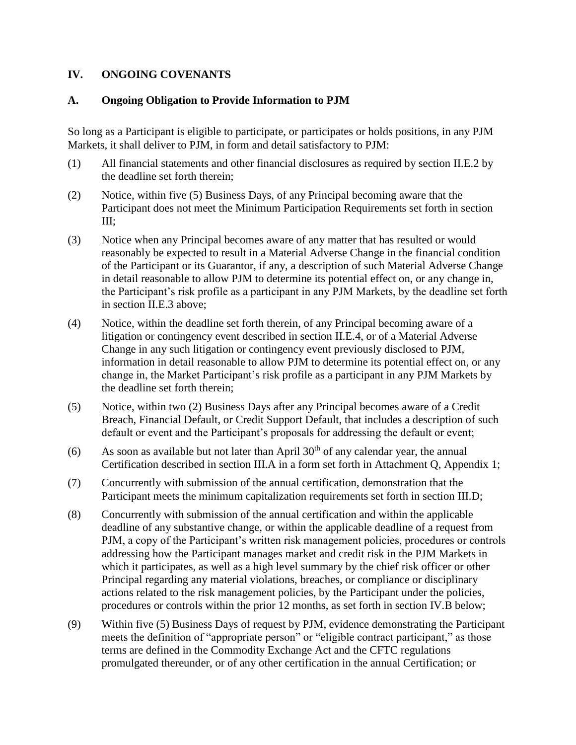## IV. ONGOING COVENANTS

### A. Ongoing Obligation to Provide Information to PJM

So long as a Participant is eligible to participate, or participates or holds positions, in any PJM Markets, it shall deliver to PJM, in form and detail satisfactory to PJM:

(1) All financial statements and other financial disclosures as required by section II.E.2 by the deadline set forth therein;

(2) Notice, within five (5) Business Days, of any Principal becoming aware that the Participant does not meet the Minimum Participation Requirements set forth in section III;

(3) Notice when any Principal becomes aware of any matter that has resulted or would reasonably be expected to result in a Material Adverse Change in the financial condition of the Participant or its Guarantor, if any, a description of such Material Adverse Change in detail reasonable to allow PJM to determine its potential effect on, or any change in, the Participant's risk profile as a participant in any PJM Markets, by the deadline set forth in section II.E.3 above;

(4) Notice, within the deadline set forth therein, of any Principal becoming aware of a litigation or contingency event described in section II.E.4, or of a Material Adverse Change in any such litigation or contingency event previously disclosed to PJM, information in detail reasonable to allow PJM to determine its potential effect on, or any change in, the Market Participant's risk profile as a participant in any PJM Markets by the deadline set forth therein;

(5) Notice, within two (2) Business Days after any Principal becomes aware of a Credit Breach, Financial Default, or Credit Support Default, that includes a description of such default or event and the Participant's proposals for addressing the default or event;

(6) As soon as available but not later than April 30th of any calendar year, the annual Certification described in section III.A in a form set forth in Attachment Q, Appendix 1;

(7) Concurrently with submission of the annual certification, demonstration that the Participant meets the minimum capitalization requirements set forth in section III.D;

(8) Concurrently with submission of the annual certification and within the applicable deadline of any substantive change, or within the applicable deadline of a request from PJM, a copy of the Participant's written risk management policies, procedures or controls addressing how the Participant manages market and credit risk in the PJM Markets in which it participates, as well as a high level summary by the chief risk officer or other Principal regarding any material violations, breaches, or compliance or disciplinary actions related to the risk management policies, by the Participant under the policies, procedures or controls within the prior 12 months, as set forth in section IV.B below;

(9) Within five (5) Business Days of request by PJM, evidence demonstrating the Participant meets the definition of "appropriate person" or "eligible contract participant," as those terms are defined in the Commodity Exchange Act and the CFTC regulations promulgated thereunder, or of any other certification in the annual Certification; or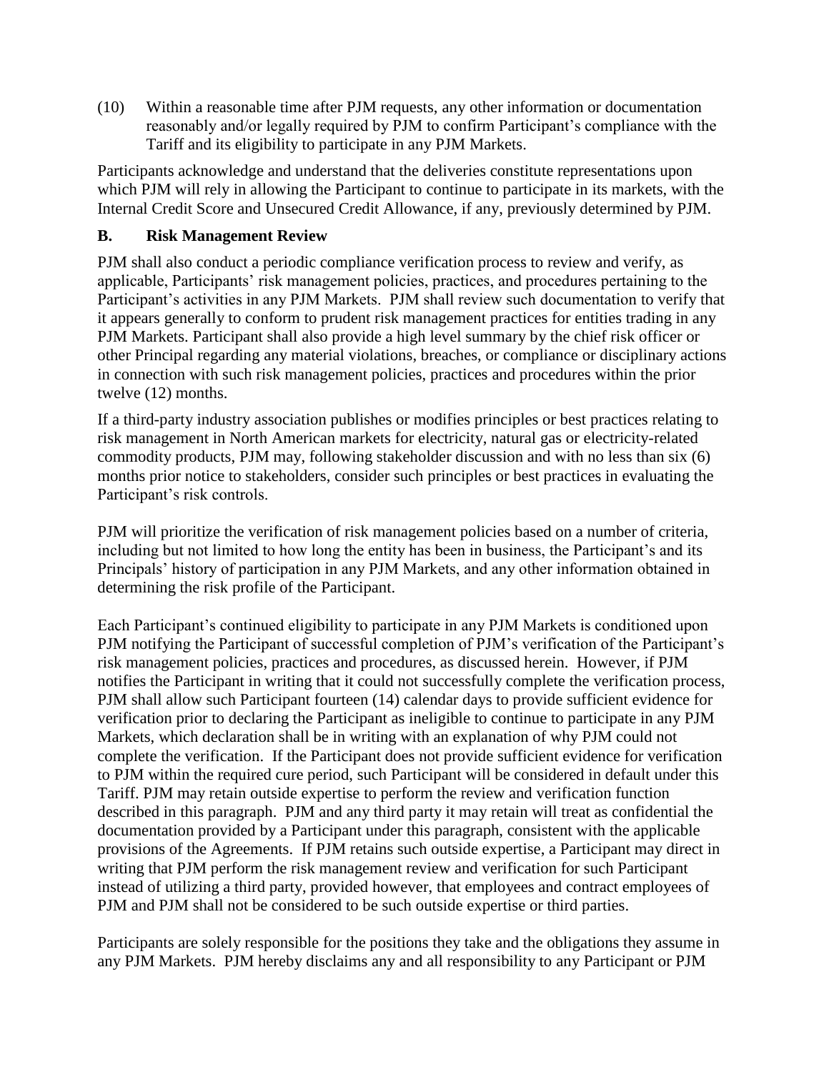(10) Within a reasonable time after PJM requests, any other information or documentation reasonably and/or legally required by PJM to confirm Participant's compliance with the Tariff and its eligibility to participate in any PJM Markets.

Participants acknowledge and understand that the deliveries constitute representations upon which PJM will rely in allowing the Participant to continue to participate in its markets, with the Internal Credit Score and Unsecured Credit Allowance, if any, previously determined by PJM.

### B. Risk Management Review

PJM shall also conduct a periodic compliance verification process to review and verify, as applicable, Participants' risk management policies, practices, and procedures pertaining to the Participant's activities in any PJM Markets. PJM shall review such documentation to verify that it appears generally to conform to prudent risk management practices for entities trading in any PJM Markets. Participant shall also provide a high level summary by the chief risk officer or other Principal regarding any material violations, breaches, or compliance or disciplinary actions in connection with such risk management policies, practices and procedures within the prior twelve (12) months.

If a third-party industry association publishes or modifies principles or best practices relating to risk management in North American markets for electricity, natural gas or electricity-related commodity products, PJM may, following stakeholder discussion and with no less than six (6) months prior notice to stakeholders, consider such principles or best practices in evaluating the Participant's risk controls.

PJM will prioritize the verification of risk management policies based on a number of criteria, including but not limited to how long the entity has been in business, the Participant's and its Principals' history of participation in any PJM Markets, and any other information obtained in determining the risk profile of the Participant.

Each Participant's continued eligibility to participate in any PJM Markets is conditioned upon PJM notifying the Participant of successful completion of PJM's verification of the Participant's risk management policies, practices and procedures, as discussed herein. However, if PJM notifies the Participant in writing that it could not successfully complete the verification process, PJM shall allow such Participant fourteen (14) calendar days to provide sufficient evidence for verification prior to declaring the Participant as ineligible to continue to participate in any PJM Markets, which declaration shall be in writing with an explanation of why PJM could not complete the verification. If the Participant does not provide sufficient evidence for verification to PJM within the required cure period, such Participant will be considered in default under this Tariff. PJM may retain outside expertise to perform the review and verification function described in this paragraph. PJM and any third party it may retain will treat as confidential the documentation provided by a Participant under this paragraph, consistent with the applicable provisions of the Agreements. If PJM retains such outside expertise, a Participant may direct in writing that PJM perform the risk management review and verification for such Participant instead of utilizing a third party, provided however, that employees and contract employees of PJM and PJM shall not be considered to be such outside expertise or third parties.

Participants are solely responsible for the positions they take and the obligations they assume in any PJM Markets. PJM hereby disclaims any and all responsibility to any Participant or PJM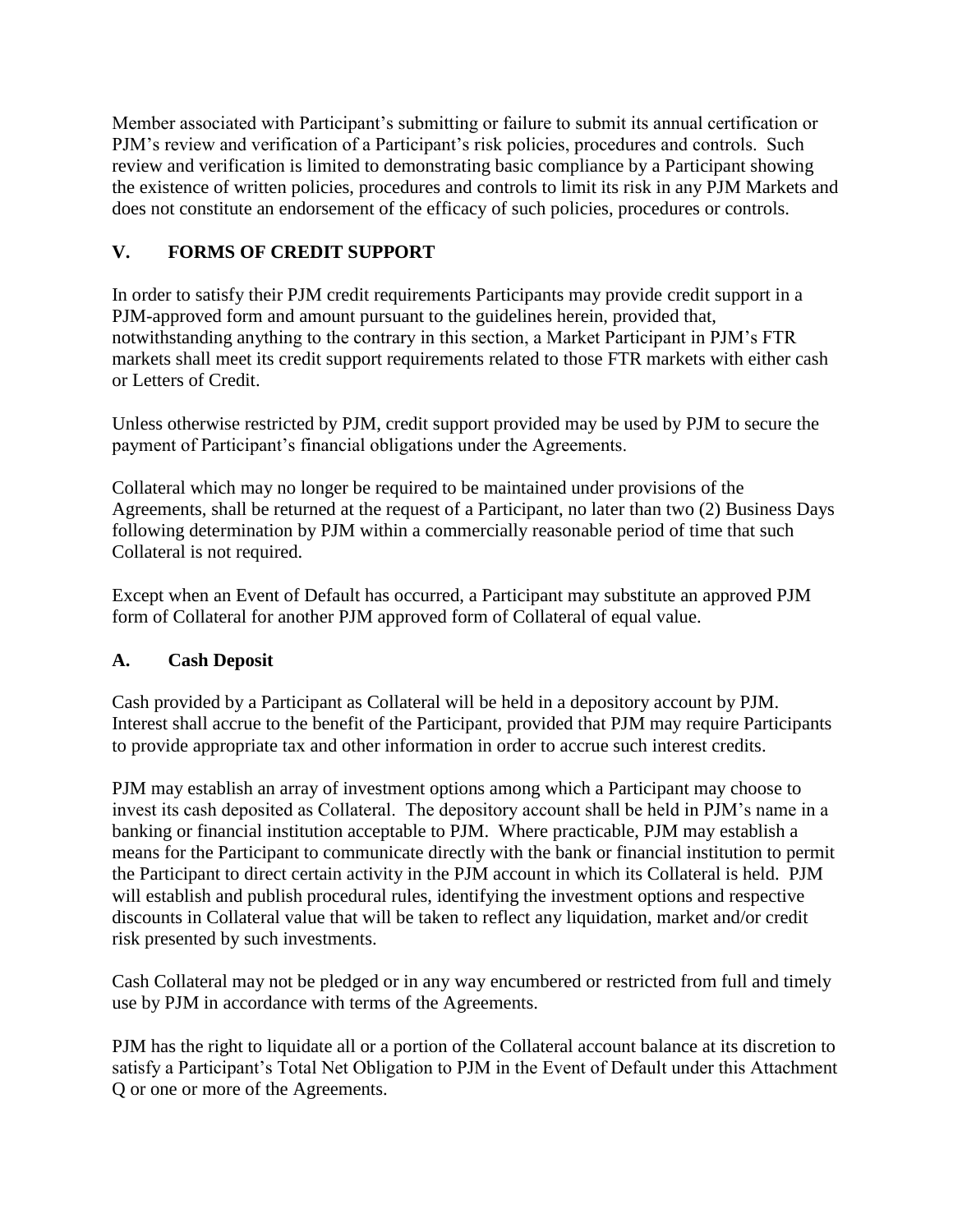Member associated with Participant's submitting or failure to submit its annual certification or PJM's review and verification of a Participant's risk policies, procedures and controls. Such review and verification is limited to demonstrating basic compliance by a Participant showing the existence of written policies, procedures and controls to limit its risk in any PJM Markets and does not constitute an endorsement of the efficacy of such policies, procedures or controls.

## V. FORMS OF CREDIT SUPPORT

In order to satisfy their PJM credit requirements Participants may provide credit support in a PJM-approved form and amount pursuant to the guidelines herein, provided that, notwithstanding anything to the contrary in this section, a Market Participant in PJM's FTR markets shall meet its credit support requirements related to those FTR markets with either cash or Letters of Credit.

Unless otherwise restricted by PJM, credit support provided may be used by PJM to secure the payment of Participant's financial obligations under the Agreements.

Collateral which may no longer be required to be maintained under provisions of the Agreements, shall be returned at the request of a Participant, no later than two (2) Business Days following determination by PJM within a commercially reasonable period of time that such Collateral is not required.

Except when an Event of Default has occurred, a Participant may substitute an approved PJM form of Collateral for another PJM approved form of Collateral of equal value.

### A. Cash Deposit

Cash provided by a Participant as Collateral will be held in a depository account by PJM. Interest shall accrue to the benefit of the Participant, provided that PJM may require Participants to provide appropriate tax and other information in order to accrue such interest credits.

PJM may establish an array of investment options among which a Participant may choose to invest its cash deposited as Collateral. The depository account shall be held in PJM's name in a banking or financial institution acceptable to PJM. Where practicable, PJM may establish a means for the Participant to communicate directly with the bank or financial institution to permit the Participant to direct certain activity in the PJM account in which its Collateral is held. PJM will establish and publish procedural rules, identifying the investment options and respective discounts in Collateral value that will be taken to reflect any liquidation, market and/or credit risk presented by such investments.

Cash Collateral may not be pledged or in any way encumbered or restricted from full and timely use by PJM in accordance with terms of the Agreements.

PJM has the right to liquidate all or a portion of the Collateral account balance at its discretion to satisfy a Participant's Total Net Obligation to PJM in the Event of Default under this Attachment Q or one or more of the Agreements.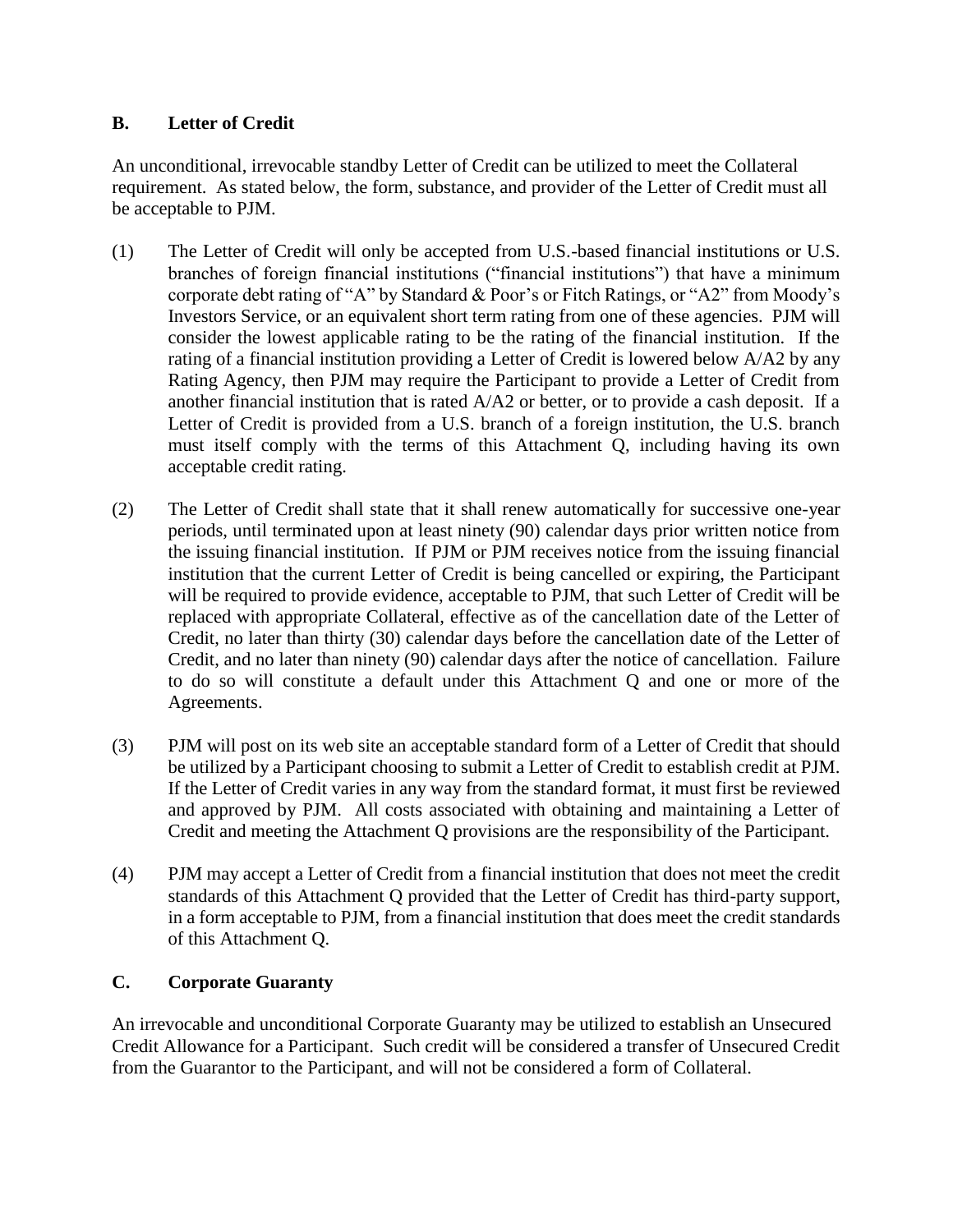### B. Letter of Credit

An unconditional, irrevocable standby Letter of Credit can be utilized to meet the Collateral requirement. As stated below, the form, substance, and provider of the Letter of Credit must all be acceptable to PJM.

(1) The Letter of Credit will only be accepted from U.S.-based financial institutions or U.S. branches of foreign financial institutions ("financial institutions") that have a minimum corporate debt rating of "A" by Standard & Poor's or Fitch Ratings, or "A2" from Moody's Investors Service, or an equivalent short term rating from one of these agencies. PJM will consider the lowest applicable rating to be the rating of the financial institution. If the rating of a financial institution providing a Letter of Credit is lowered below A/A2 by any Rating Agency, then PJM may require the Participant to provide a Letter of Credit from another financial institution that is rated A/A2 or better, or to provide a cash deposit. If a Letter of Credit is provided from a U.S. branch of a foreign institution, the U.S. branch must itself comply with the terms of this Attachment Q, including having its own acceptable credit rating.

(2) The Letter of Credit shall state that it shall renew automatically for successive one-year periods, until terminated upon at least ninety (90) calendar days prior written notice from the issuing financial institution. If PJM or PJM receives notice from the issuing financial institution that the current Letter of Credit is being cancelled or expiring, the Participant will be required to provide evidence, acceptable to PJM, that such Letter of Credit will be replaced with appropriate Collateral, effective as of the cancellation date of the Letter of Credit, no later than thirty (30) calendar days before the cancellation date of the Letter of Credit, and no later than ninety (90) calendar days after the notice of cancellation. Failure to do so will constitute a default under this Attachment Q and one or more of the Agreements.

(3) PJM will post on its web site an acceptable standard form of a Letter of Credit that should be utilized by a Participant choosing to submit a Letter of Credit to establish credit at PJM. If the Letter of Credit varies in any way from the standard format, it must first be reviewed and approved by PJM. All costs associated with obtaining and maintaining a Letter of Credit and meeting the Attachment Q provisions are the responsibility of the Participant.

(4) PJM may accept a Letter of Credit from a financial institution that does not meet the credit standards of this Attachment Q provided that the Letter of Credit has third-party support, in a form acceptable to PJM, from a financial institution that does meet the credit standards of this Attachment Q.

### C. Corporate Guaranty

An irrevocable and unconditional Corporate Guaranty may be utilized to establish an Unsecured Credit Allowance for a Participant. Such credit will be considered a transfer of Unsecured Credit from the Guarantor to the Participant, and will not be considered a form of Collateral.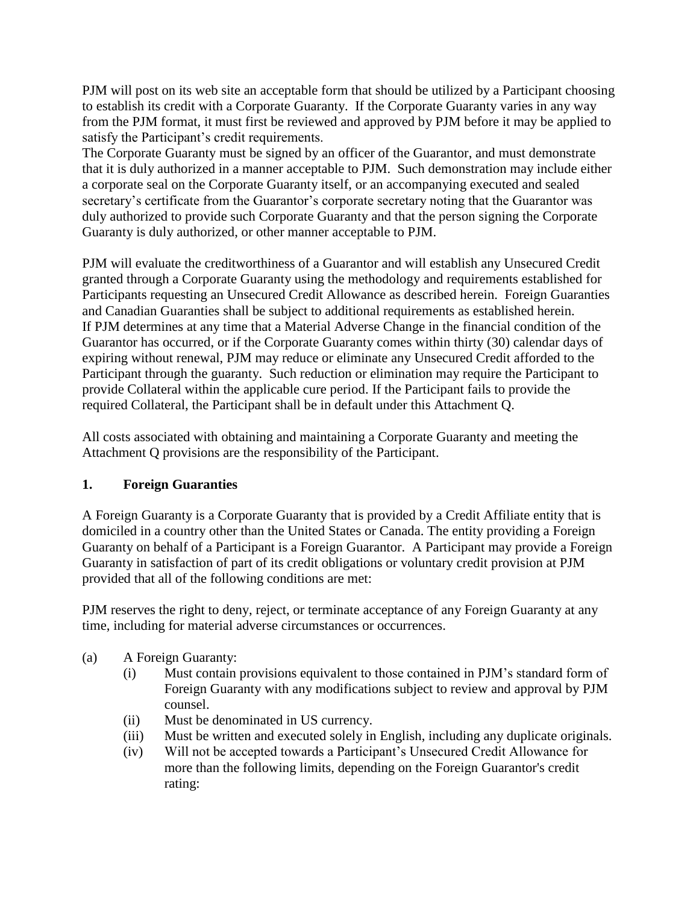PJM will post on its web site an acceptable form that should be utilized by a Participant choosing to establish its credit with a Corporate Guaranty. If the Corporate Guaranty varies in any way from the PJM format, it must first be reviewed and approved by PJM before it may be applied to satisfy the Participant's credit requirements.

The Corporate Guaranty must be signed by an officer of the Guarantor, and must demonstrate that it is duly authorized in a manner acceptable to PJM. Such demonstration may include either a corporate seal on the Corporate Guaranty itself, or an accompanying executed and sealed secretary's certificate from the Guarantor's corporate secretary noting that the Guarantor was duly authorized to provide such Corporate Guaranty and that the person signing the Corporate Guaranty is duly authorized, or other manner acceptable to PJM.

PJM will evaluate the creditworthiness of a Guarantor and will establish any Unsecured Credit granted through a Corporate Guaranty using the methodology and requirements established for Participants requesting an Unsecured Credit Allowance as described herein. Foreign Guaranties and Canadian Guaranties shall be subject to additional requirements as established herein.

If PJM determines at any time that a Material Adverse Change in the financial condition of the Guarantor has occurred, or if the Corporate Guaranty comes within thirty (30) calendar days of expiring without renewal, PJM may reduce or eliminate any Unsecured Credit afforded to the Participant through the guaranty. Such reduction or elimination may require the Participant to provide Collateral within the applicable cure period. If the Participant fails to provide the required Collateral, the Participant shall be in default under this Attachment Q.

All costs associated with obtaining and maintaining a Corporate Guaranty and meeting the Attachment Q provisions are the responsibility of the Participant.

## 1. Foreign Guaranties

A Foreign Guaranty is a Corporate Guaranty that is provided by a Credit Affiliate entity that is domiciled in a country other than the United States or Canada. The entity providing a Foreign Guaranty on behalf of a Participant is a Foreign Guarantor. A Participant may provide a Foreign Guaranty in satisfaction of part of its credit obligations or voluntary credit provision at PJM provided that all of the following conditions are met:

PJM reserves the right to deny, reject, or terminate acceptance of any Foreign Guaranty at any time, including for material adverse circumstances or occurrences.

(a) A Foreign Guaranty:

- (i) Must contain provisions equivalent to those contained in PJM's standard form of Foreign Guaranty with any modifications subject to review and approval by PJM counsel.
- (ii) Must be denominated in US currency.
- (iii) Must be written and executed solely in English, including any duplicate originals.
- (iv) Will not be accepted towards a Participant's Unsecured Credit Allowance for more than the following limits, depending on the Foreign Guarantor's credit rating: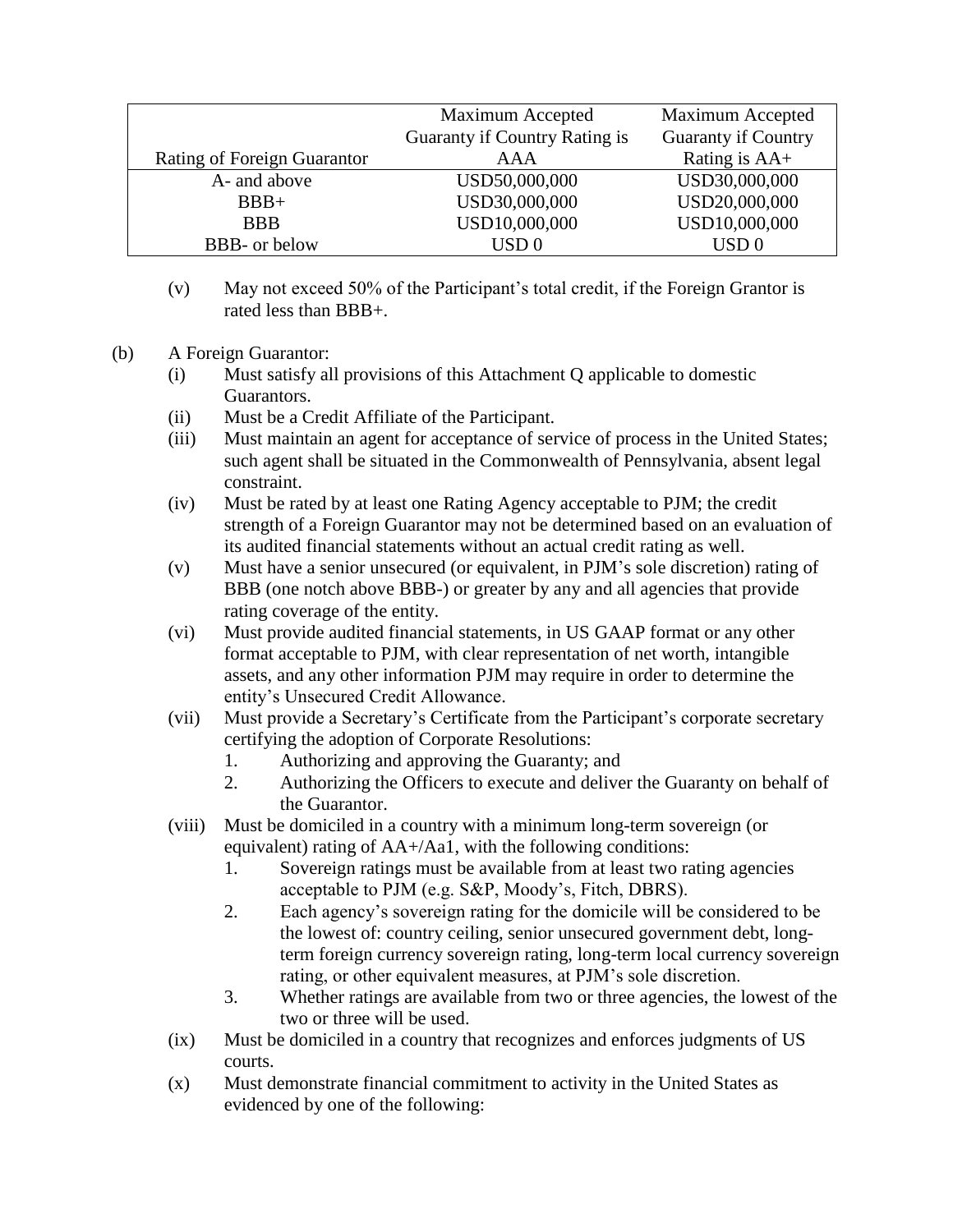| Rating of Foreign Guarantor | Maximum Accepted Guaranty if Country Rating is AAA | Maximum Accepted Guaranty if Country Rating is AA+ |
|---|---|---|
| A- and above | USD50,000,000 | USD30,000,000 |
| BBB+ | USD30,000,000 | USD20,000,000 |
| BBB | USD10,000,000 | USD10,000,000 |
| BBB- or below | USD 0 | USD 0 |

(v) May not exceed 50% of the Participant's total credit, if the Foreign Grantor is rated less than BBB+.

(b) A Foreign Guarantor:

(i) Must satisfy all provisions of this Attachment Q applicable to domestic Guarantors.

(ii) Must be a Credit Affiliate of the Participant.

(iii) Must maintain an agent for acceptance of service of process in the United States; such agent shall be situated in the Commonwealth of Pennsylvania, absent legal constraint.

(iv) Must be rated by at least one Rating Agency acceptable to PJM; the credit strength of a Foreign Guarantor may not be determined based on an evaluation of its audited financial statements without an actual credit rating as well.

(v) Must have a senior unsecured (or equivalent, in PJM's sole discretion) rating of BBB (one notch above BBB-) or greater by any and all agencies that provide rating coverage of the entity.

(vi) Must provide audited financial statements, in US GAAP format or any other format acceptable to PJM, with clear representation of net worth, intangible assets, and any other information PJM may require in order to determine the entity's Unsecured Credit Allowance.

(vii) Must provide a Secretary's Certificate from the Participant's corporate secretary certifying the adoption of Corporate Resolutions:

1. Authorizing and approving the Guaranty; and
2. Authorizing the Officers to execute and deliver the Guaranty on behalf of the Guarantor.

(viii) Must be domiciled in a country with a minimum long-term sovereign (or equivalent) rating of AA+/Aa1, with the following conditions:

1. Sovereign ratings must be available from at least two rating agencies acceptable to PJM (e.g. S&P, Moody's, Fitch, DBRS).
2. Each agency's sovereign rating for the domicile will be considered to be the lowest of: country ceiling, senior unsecured government debt, long-term foreign currency sovereign rating, long-term local currency sovereign rating, or other equivalent measures, at PJM's sole discretion.
3. Whether ratings are available from two or three agencies, the lowest of the two or three will be used.

(ix) Must be domiciled in a country that recognizes and enforces judgments of US courts.

(x) Must demonstrate financial commitment to activity in the United States as evidenced by one of the following: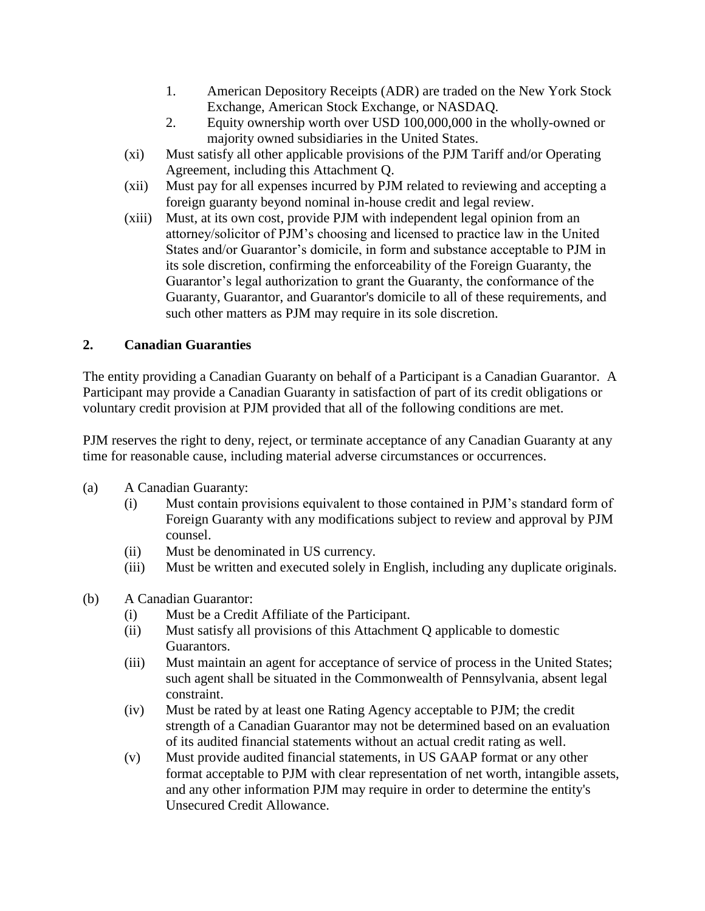1. American Depository Receipts (ADR) are traded on the New York Stock Exchange, American Stock Exchange, or NASDAQ.
2. Equity ownership worth over USD 100,000,000 in the wholly-owned or majority owned subsidiaries in the United States.

(xi) Must satisfy all other applicable provisions of the PJM Tariff and/or Operating Agreement, including this Attachment Q.

(xii) Must pay for all expenses incurred by PJM related to reviewing and accepting a foreign guaranty beyond nominal in-house credit and legal review.

(xiii) Must, at its own cost, provide PJM with independent legal opinion from an attorney/solicitor of PJM's choosing and licensed to practice law in the United States and/or Guarantor's domicile, in form and substance acceptable to PJM in its sole discretion, confirming the enforceability of the Foreign Guaranty, the Guarantor's legal authorization to grant the Guaranty, the conformance of the Guaranty, Guarantor, and Guarantor's domicile to all of these requirements, and such other matters as PJM may require in its sole discretion.

## 2. Canadian Guaranties

The entity providing a Canadian Guaranty on behalf of a Participant is a Canadian Guarantor. A Participant may provide a Canadian Guaranty in satisfaction of part of its credit obligations or voluntary credit provision at PJM provided that all of the following conditions are met.

PJM reserves the right to deny, reject, or terminate acceptance of any Canadian Guaranty at any time for reasonable cause, including material adverse circumstances or occurrences.

(a) A Canadian Guaranty:

(i) Must contain provisions equivalent to those contained in PJM's standard form of Foreign Guaranty with any modifications subject to review and approval by PJM counsel.

(ii) Must be denominated in US currency.

(iii) Must be written and executed solely in English, including any duplicate originals.

(b) A Canadian Guarantor:

(i) Must be a Credit Affiliate of the Participant.

(ii) Must satisfy all provisions of this Attachment Q applicable to domestic Guarantors.

(iii) Must maintain an agent for acceptance of service of process in the United States; such agent shall be situated in the Commonwealth of Pennsylvania, absent legal constraint.

(iv) Must be rated by at least one Rating Agency acceptable to PJM; the credit strength of a Canadian Guarantor may not be determined based on an evaluation of its audited financial statements without an actual credit rating as well.

(v) Must provide audited financial statements, in US GAAP format or any other format acceptable to PJM with clear representation of net worth, intangible assets, and any other information PJM may require in order to determine the entity's Unsecured Credit Allowance.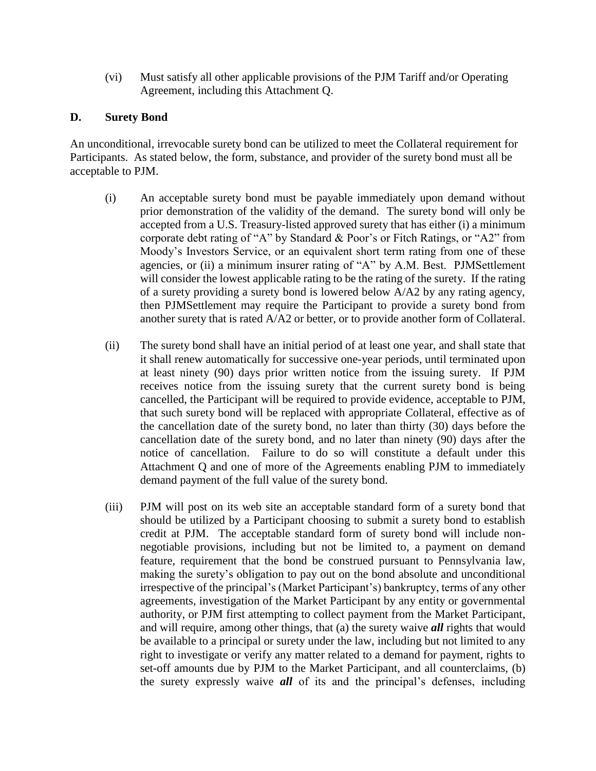(vi) Must satisfy all other applicable provisions of the PJM Tariff and/or Operating Agreement, including this Attachment Q.

## D. Surety Bond

An unconditional, irrevocable surety bond can be utilized to meet the Collateral requirement for Participants. As stated below, the form, substance, and provider of the surety bond must all be acceptable to PJM.

(i) An acceptable surety bond must be payable immediately upon demand without prior demonstration of the validity of the demand. The surety bond will only be accepted from a U.S. Treasury-listed approved surety that has either (i) a minimum corporate debt rating of "A" by Standard & Poor's or Fitch Ratings, or "A2" from Moody's Investors Service, or an equivalent short term rating from one of these agencies, or (ii) a minimum insurer rating of "A" by A.M. Best. PJMSettlement will consider the lowest applicable rating to be the rating of the surety. If the rating of a surety providing a surety bond is lowered below A/A2 by any rating agency, then PJMSettlement may require the Participant to provide a surety bond from another surety that is rated A/A2 or better, or to provide another form of Collateral.

(ii) The surety bond shall have an initial period of at least one year, and shall state that it shall renew automatically for successive one-year periods, until terminated upon at least ninety (90) days prior written notice from the issuing surety. If PJM receives notice from the issuing surety that the current surety bond is being cancelled, the Participant will be required to provide evidence, acceptable to PJM, that such surety bond will be replaced with appropriate Collateral, effective as of the cancellation date of the surety bond, no later than thirty (30) days before the cancellation date of the surety bond, and no later than ninety (90) days after the notice of cancellation. Failure to do so will constitute a default under this Attachment Q and one of more of the Agreements enabling PJM to immediately demand payment of the full value of the surety bond.

(iii) PJM will post on its web site an acceptable standard form of a surety bond that should be utilized by a Participant choosing to submit a surety bond to establish credit at PJM. The acceptable standard form of surety bond will include non-negotiable provisions, including but not be limited to, a payment on demand feature, requirement that the bond be construed pursuant to Pennsylvania law, making the surety's obligation to pay out on the bond absolute and unconditional irrespective of the principal's (Market Participant's) bankruptcy, terms of any other agreements, investigation of the Market Participant by any entity or governmental authority, or PJM first attempting to collect payment from the Market Participant, and will require, among other things, that (a) the surety waive ***all*** rights that would be available to a principal or surety under the law, including but not limited to any right to investigate or verify any matter related to a demand for payment, rights to set-off amounts due by PJM to the Market Participant, and all counterclaims, (b) the surety expressly waive ***all*** of its and the principal's defenses, including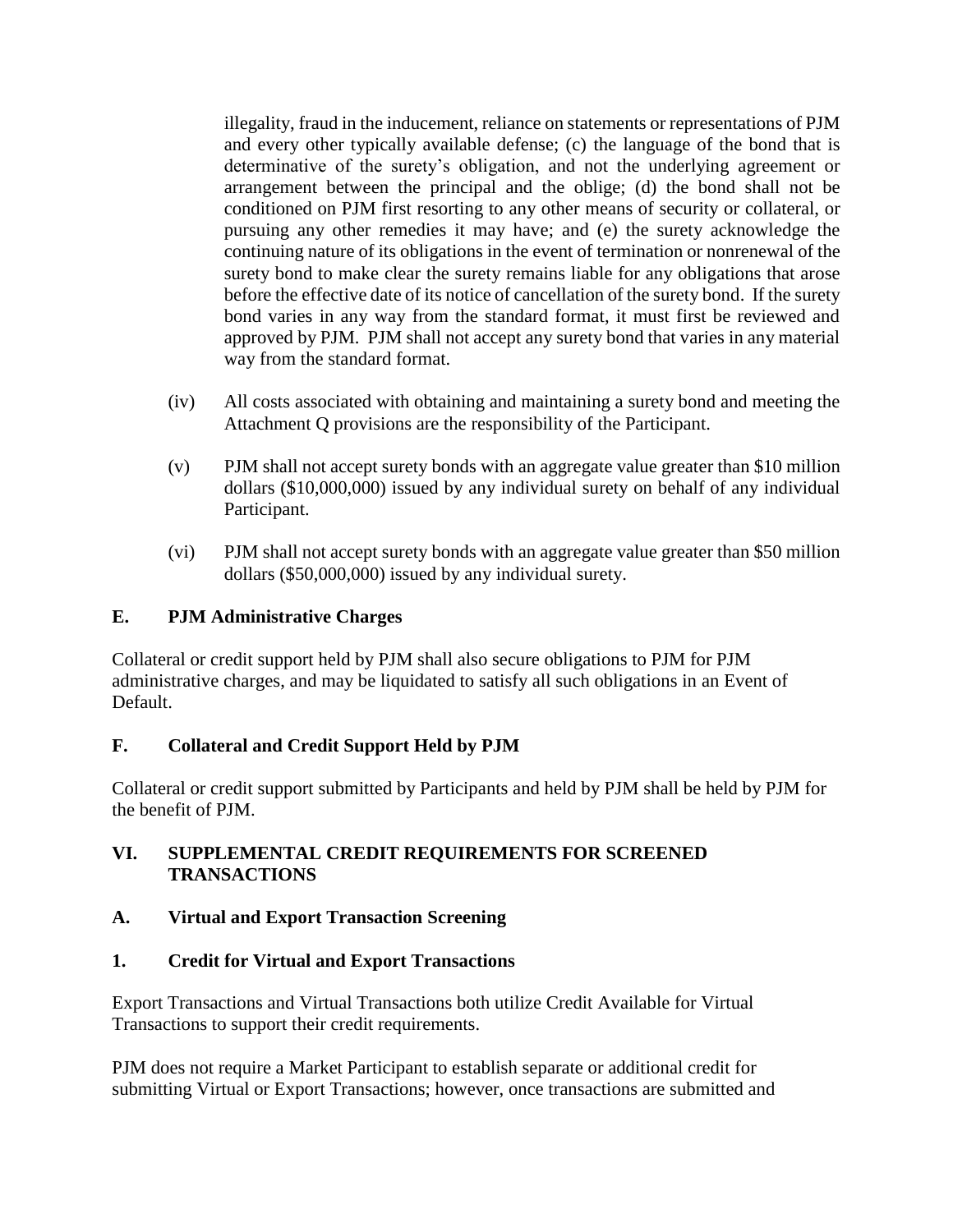illegality, fraud in the inducement, reliance on statements or representations of PJM and every other typically available defense; (c) the language of the bond that is determinative of the surety's obligation, and not the underlying agreement or arrangement between the principal and the oblige; (d) the bond shall not be conditioned on PJM first resorting to any other means of security or collateral, or pursuing any other remedies it may have; and (e) the surety acknowledge the continuing nature of its obligations in the event of termination or nonrenewal of the surety bond to make clear the surety remains liable for any obligations that arose before the effective date of its notice of cancellation of the surety bond. If the surety bond varies in any way from the standard format, it must first be reviewed and approved by PJM. PJM shall not accept any surety bond that varies in any material way from the standard format.

(iv) All costs associated with obtaining and maintaining a surety bond and meeting the Attachment Q provisions are the responsibility of the Participant.

(v) PJM shall not accept surety bonds with an aggregate value greater than $10 million dollars ($10,000,000) issued by any individual surety on behalf of any individual Participant.

(vi) PJM shall not accept surety bonds with an aggregate value greater than $50 million dollars ($50,000,000) issued by any individual surety.

## E. PJM Administrative Charges

Collateral or credit support held by PJM shall also secure obligations to PJM for PJM administrative charges, and may be liquidated to satisfy all such obligations in an Event of Default.

## F. Collateral and Credit Support Held by PJM

Collateral or credit support submitted by Participants and held by PJM shall be held by PJM for the benefit of PJM.

# VI. SUPPLEMENTAL CREDIT REQUIREMENTS FOR SCREENED TRANSACTIONS

## A. Virtual and Export Transaction Screening

### 1. Credit for Virtual and Export Transactions

Export Transactions and Virtual Transactions both utilize Credit Available for Virtual Transactions to support their credit requirements.

PJM does not require a Market Participant to establish separate or additional credit for submitting Virtual or Export Transactions; however, once transactions are submitted and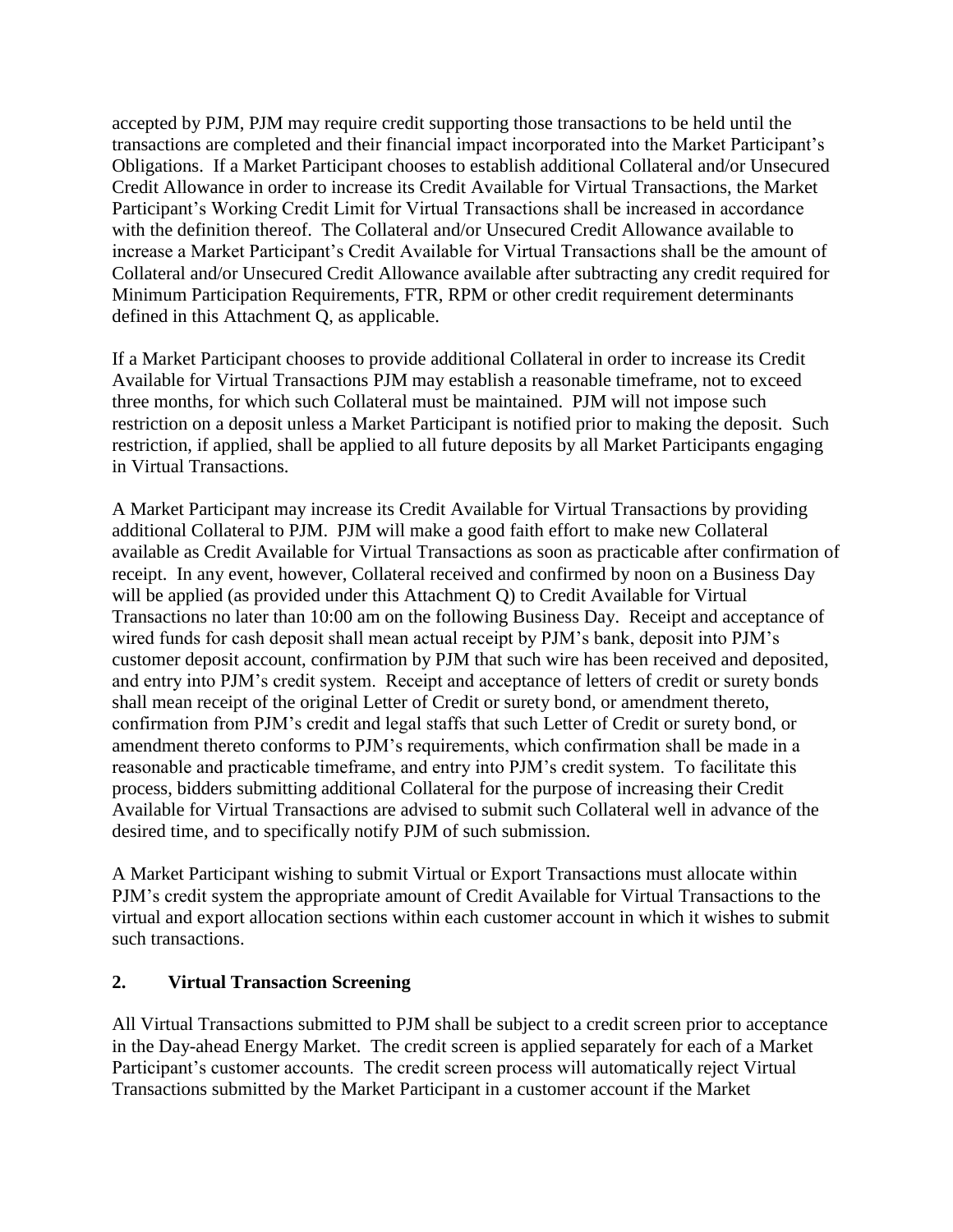accepted by PJM, PJM may require credit supporting those transactions to be held until the transactions are completed and their financial impact incorporated into the Market Participant's Obligations. If a Market Participant chooses to establish additional Collateral and/or Unsecured Credit Allowance in order to increase its Credit Available for Virtual Transactions, the Market Participant's Working Credit Limit for Virtual Transactions shall be increased in accordance with the definition thereof. The Collateral and/or Unsecured Credit Allowance available to increase a Market Participant's Credit Available for Virtual Transactions shall be the amount of Collateral and/or Unsecured Credit Allowance available after subtracting any credit required for Minimum Participation Requirements, FTR, RPM or other credit requirement determinants defined in this Attachment Q, as applicable.

If a Market Participant chooses to provide additional Collateral in order to increase its Credit Available for Virtual Transactions PJM may establish a reasonable timeframe, not to exceed three months, for which such Collateral must be maintained. PJM will not impose such restriction on a deposit unless a Market Participant is notified prior to making the deposit. Such restriction, if applied, shall be applied to all future deposits by all Market Participants engaging in Virtual Transactions.

A Market Participant may increase its Credit Available for Virtual Transactions by providing additional Collateral to PJM. PJM will make a good faith effort to make new Collateral available as Credit Available for Virtual Transactions as soon as practicable after confirmation of receipt. In any event, however, Collateral received and confirmed by noon on a Business Day will be applied (as provided under this Attachment Q) to Credit Available for Virtual Transactions no later than 10:00 am on the following Business Day. Receipt and acceptance of wired funds for cash deposit shall mean actual receipt by PJM's bank, deposit into PJM's customer deposit account, confirmation by PJM that such wire has been received and deposited, and entry into PJM's credit system. Receipt and acceptance of letters of credit or surety bonds shall mean receipt of the original Letter of Credit or surety bond, or amendment thereto, confirmation from PJM's credit and legal staffs that such Letter of Credit or surety bond, or amendment thereto conforms to PJM's requirements, which confirmation shall be made in a reasonable and practicable timeframe, and entry into PJM's credit system. To facilitate this process, bidders submitting additional Collateral for the purpose of increasing their Credit Available for Virtual Transactions are advised to submit such Collateral well in advance of the desired time, and to specifically notify PJM of such submission.

A Market Participant wishing to submit Virtual or Export Transactions must allocate within PJM's credit system the appropriate amount of Credit Available for Virtual Transactions to the virtual and export allocation sections within each customer account in which it wishes to submit such transactions.

## 2. Virtual Transaction Screening

All Virtual Transactions submitted to PJM shall be subject to a credit screen prior to acceptance in the Day-ahead Energy Market. The credit screen is applied separately for each of a Market Participant's customer accounts. The credit screen process will automatically reject Virtual Transactions submitted by the Market Participant in a customer account if the Market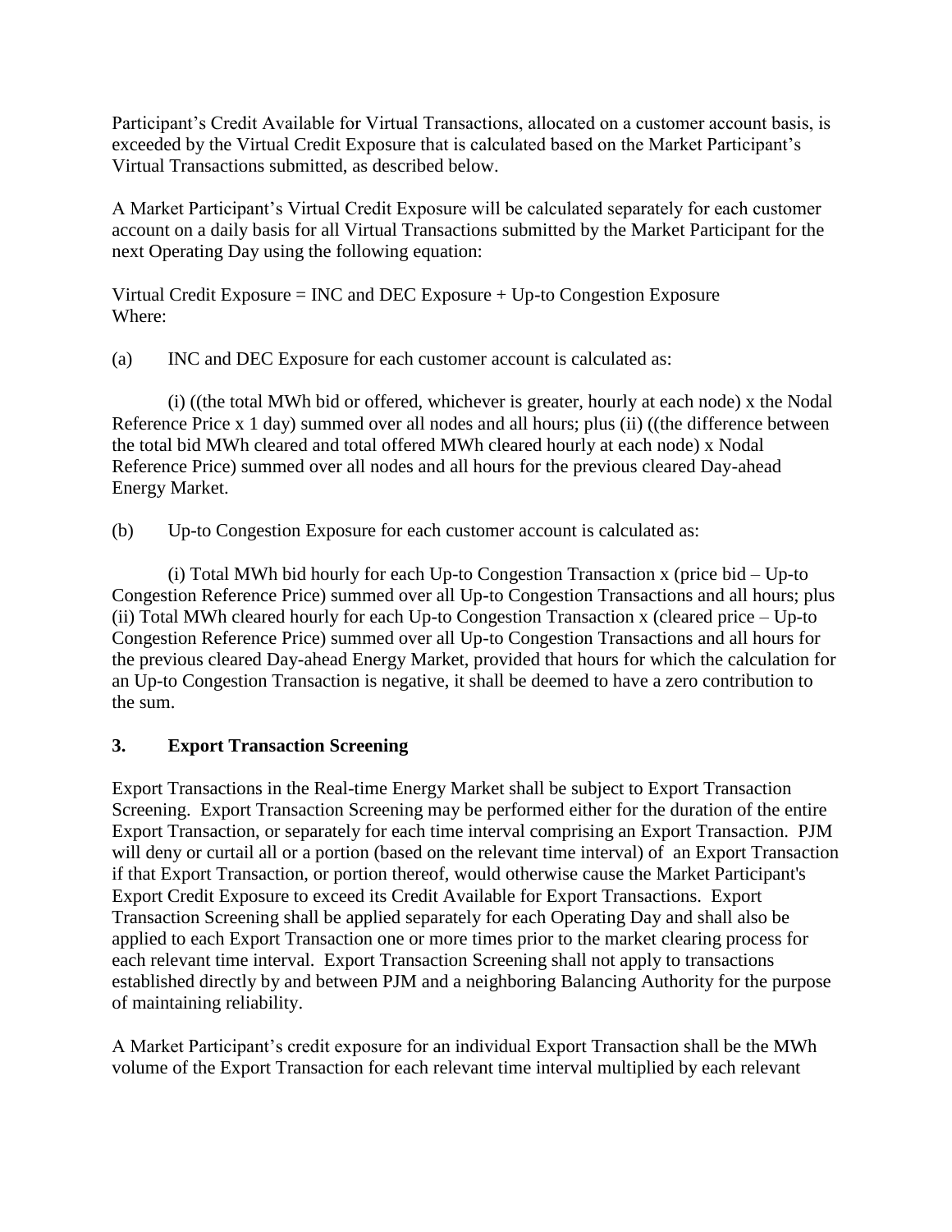Participant's Credit Available for Virtual Transactions, allocated on a customer account basis, is exceeded by the Virtual Credit Exposure that is calculated based on the Market Participant's Virtual Transactions submitted, as described below.

A Market Participant's Virtual Credit Exposure will be calculated separately for each customer account on a daily basis for all Virtual Transactions submitted by the Market Participant for the next Operating Day using the following equation:

Virtual Credit Exposure = INC and DEC Exposure + Up-to Congestion Exposure
Where:

(a) INC and DEC Exposure for each customer account is calculated as:

(i) ((the total MWh bid or offered, whichever is greater, hourly at each node) x the Nodal Reference Price x 1 day) summed over all nodes and all hours; plus (ii) ((the difference between the total bid MWh cleared and total offered MWh cleared hourly at each node) x Nodal Reference Price) summed over all nodes and all hours for the previous cleared Day-ahead Energy Market.

(b) Up-to Congestion Exposure for each customer account is calculated as:

(i) Total MWh bid hourly for each Up-to Congestion Transaction x (price bid – Up-to Congestion Reference Price) summed over all Up-to Congestion Transactions and all hours; plus (ii) Total MWh cleared hourly for each Up-to Congestion Transaction x (cleared price – Up-to Congestion Reference Price) summed over all Up-to Congestion Transactions and all hours for the previous cleared Day-ahead Energy Market, provided that hours for which the calculation for an Up-to Congestion Transaction is negative, it shall be deemed to have a zero contribution to the sum.

## 3. Export Transaction Screening

Export Transactions in the Real-time Energy Market shall be subject to Export Transaction Screening. Export Transaction Screening may be performed either for the duration of the entire Export Transaction, or separately for each time interval comprising an Export Transaction. PJM will deny or curtail all or a portion (based on the relevant time interval) of an Export Transaction if that Export Transaction, or portion thereof, would otherwise cause the Market Participant's Export Credit Exposure to exceed its Credit Available for Export Transactions. Export Transaction Screening shall be applied separately for each Operating Day and shall also be applied to each Export Transaction one or more times prior to the market clearing process for each relevant time interval. Export Transaction Screening shall not apply to transactions established directly by and between PJM and a neighboring Balancing Authority for the purpose of maintaining reliability.

A Market Participant's credit exposure for an individual Export Transaction shall be the MWh volume of the Export Transaction for each relevant time interval multiplied by each relevant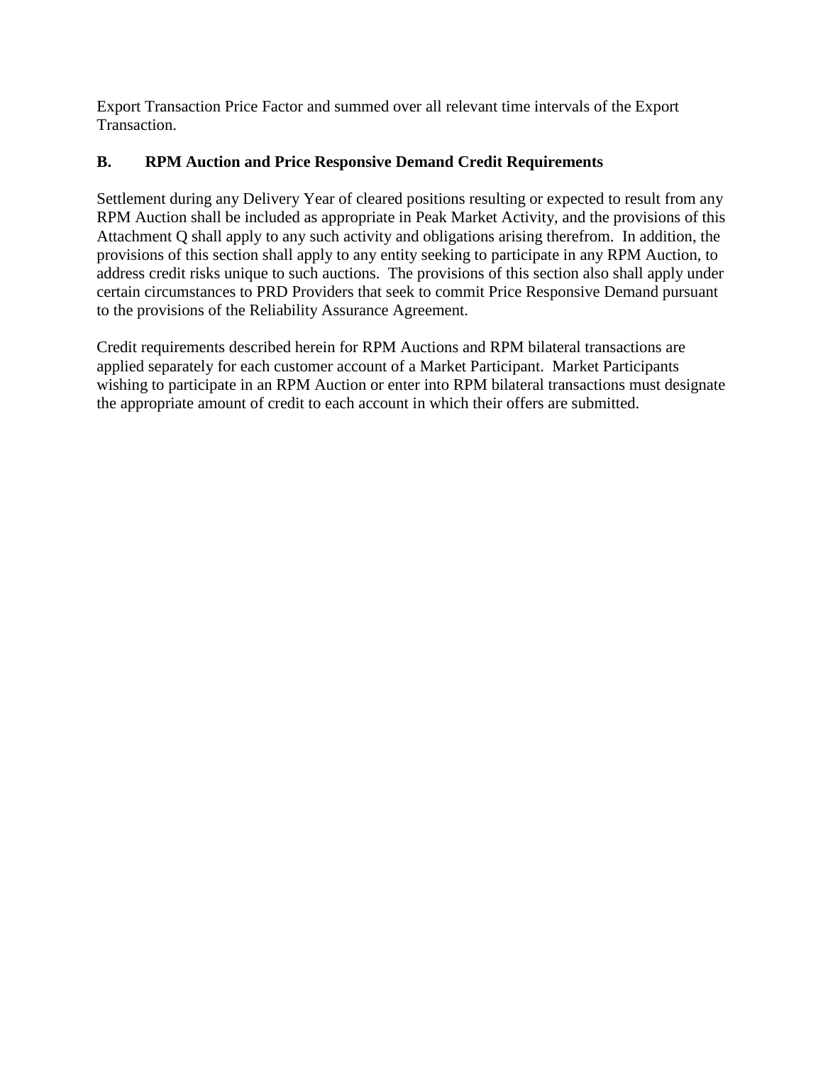Export Transaction Price Factor and summed over all relevant time intervals of the Export Transaction.

### B. RPM Auction and Price Responsive Demand Credit Requirements

Settlement during any Delivery Year of cleared positions resulting or expected to result from any RPM Auction shall be included as appropriate in Peak Market Activity, and the provisions of this Attachment Q shall apply to any such activity and obligations arising therefrom. In addition, the provisions of this section shall apply to any entity seeking to participate in any RPM Auction, to address credit risks unique to such auctions. The provisions of this section also shall apply under certain circumstances to PRD Providers that seek to commit Price Responsive Demand pursuant to the provisions of the Reliability Assurance Agreement.

Credit requirements described herein for RPM Auctions and RPM bilateral transactions are applied separately for each customer account of a Market Participant. Market Participants wishing to participate in an RPM Auction or enter into RPM bilateral transactions must designate the appropriate amount of credit to each account in which their offers are submitted.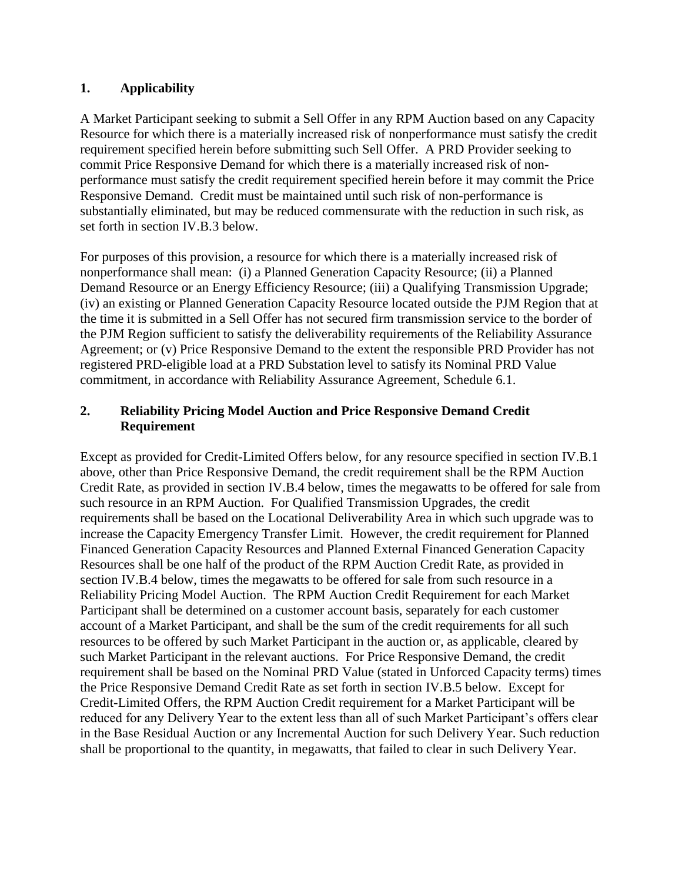## 1. Applicability

A Market Participant seeking to submit a Sell Offer in any RPM Auction based on any Capacity Resource for which there is a materially increased risk of nonperformance must satisfy the credit requirement specified herein before submitting such Sell Offer. A PRD Provider seeking to commit Price Responsive Demand for which there is a materially increased risk of non-performance must satisfy the credit requirement specified herein before it may commit the Price Responsive Demand. Credit must be maintained until such risk of non-performance is substantially eliminated, but may be reduced commensurate with the reduction in such risk, as set forth in section IV.B.3 below.

For purposes of this provision, a resource for which there is a materially increased risk of nonperformance shall mean: (i) a Planned Generation Capacity Resource; (ii) a Planned Demand Resource or an Energy Efficiency Resource; (iii) a Qualifying Transmission Upgrade; (iv) an existing or Planned Generation Capacity Resource located outside the PJM Region that at the time it is submitted in a Sell Offer has not secured firm transmission service to the border of the PJM Region sufficient to satisfy the deliverability requirements of the Reliability Assurance Agreement; or (v) Price Responsive Demand to the extent the responsible PRD Provider has not registered PRD-eligible load at a PRD Substation level to satisfy its Nominal PRD Value commitment, in accordance with Reliability Assurance Agreement, Schedule 6.1.

## 2. Reliability Pricing Model Auction and Price Responsive Demand Credit Requirement

Except as provided for Credit-Limited Offers below, for any resource specified in section IV.B.1 above, other than Price Responsive Demand, the credit requirement shall be the RPM Auction Credit Rate, as provided in section IV.B.4 below, times the megawatts to be offered for sale from such resource in an RPM Auction. For Qualified Transmission Upgrades, the credit requirements shall be based on the Locational Deliverability Area in which such upgrade was to increase the Capacity Emergency Transfer Limit. However, the credit requirement for Planned Financed Generation Capacity Resources and Planned External Financed Generation Capacity Resources shall be one half of the product of the RPM Auction Credit Rate, as provided in section IV.B.4 below, times the megawatts to be offered for sale from such resource in a Reliability Pricing Model Auction. The RPM Auction Credit Requirement for each Market Participant shall be determined on a customer account basis, separately for each customer account of a Market Participant, and shall be the sum of the credit requirements for all such resources to be offered by such Market Participant in the auction or, as applicable, cleared by such Market Participant in the relevant auctions. For Price Responsive Demand, the credit requirement shall be based on the Nominal PRD Value (stated in Unforced Capacity terms) times the Price Responsive Demand Credit Rate as set forth in section IV.B.5 below. Except for Credit-Limited Offers, the RPM Auction Credit requirement for a Market Participant will be reduced for any Delivery Year to the extent less than all of such Market Participant's offers clear in the Base Residual Auction or any Incremental Auction for such Delivery Year. Such reduction shall be proportional to the quantity, in megawatts, that failed to clear in such Delivery Year.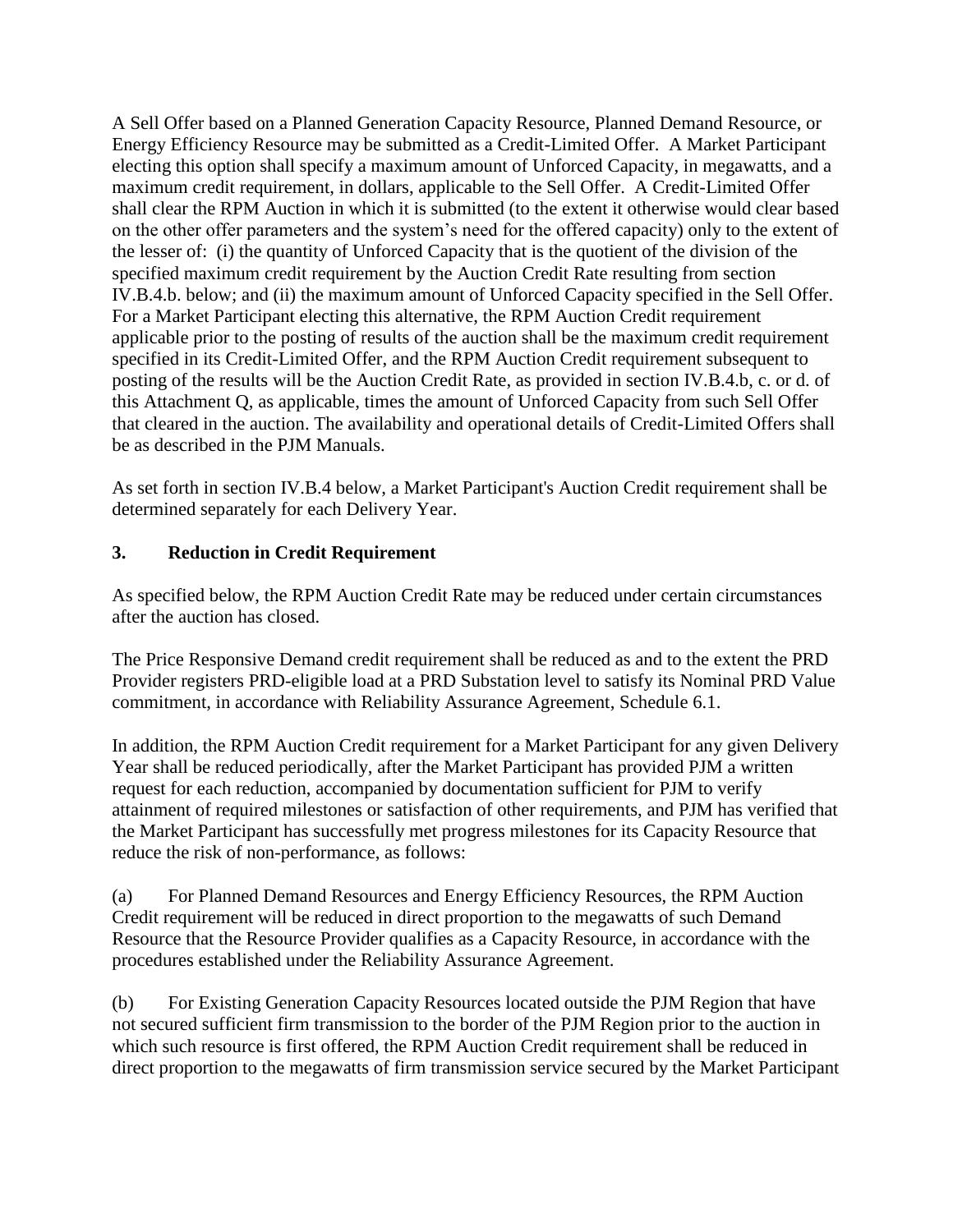A Sell Offer based on a Planned Generation Capacity Resource, Planned Demand Resource, or Energy Efficiency Resource may be submitted as a Credit-Limited Offer. A Market Participant electing this option shall specify a maximum amount of Unforced Capacity, in megawatts, and a maximum credit requirement, in dollars, applicable to the Sell Offer. A Credit-Limited Offer shall clear the RPM Auction in which it is submitted (to the extent it otherwise would clear based on the other offer parameters and the system's need for the offered capacity) only to the extent of the lesser of: (i) the quantity of Unforced Capacity that is the quotient of the division of the specified maximum credit requirement by the Auction Credit Rate resulting from section IV.B.4.b. below; and (ii) the maximum amount of Unforced Capacity specified in the Sell Offer. For a Market Participant electing this alternative, the RPM Auction Credit requirement applicable prior to the posting of results of the auction shall be the maximum credit requirement specified in its Credit-Limited Offer, and the RPM Auction Credit requirement subsequent to posting of the results will be the Auction Credit Rate, as provided in section IV.B.4.b, c. or d. of this Attachment Q, as applicable, times the amount of Unforced Capacity from such Sell Offer that cleared in the auction. The availability and operational details of Credit-Limited Offers shall be as described in the PJM Manuals.

As set forth in section IV.B.4 below, a Market Participant's Auction Credit requirement shall be determined separately for each Delivery Year.

### 3. Reduction in Credit Requirement

As specified below, the RPM Auction Credit Rate may be reduced under certain circumstances after the auction has closed.

The Price Responsive Demand credit requirement shall be reduced as and to the extent the PRD Provider registers PRD-eligible load at a PRD Substation level to satisfy its Nominal PRD Value commitment, in accordance with Reliability Assurance Agreement, Schedule 6.1.

In addition, the RPM Auction Credit requirement for a Market Participant for any given Delivery Year shall be reduced periodically, after the Market Participant has provided PJM a written request for each reduction, accompanied by documentation sufficient for PJM to verify attainment of required milestones or satisfaction of other requirements, and PJM has verified that the Market Participant has successfully met progress milestones for its Capacity Resource that reduce the risk of non-performance, as follows:

(a) For Planned Demand Resources and Energy Efficiency Resources, the RPM Auction Credit requirement will be reduced in direct proportion to the megawatts of such Demand Resource that the Resource Provider qualifies as a Capacity Resource, in accordance with the procedures established under the Reliability Assurance Agreement.

(b) For Existing Generation Capacity Resources located outside the PJM Region that have not secured sufficient firm transmission to the border of the PJM Region prior to the auction in which such resource is first offered, the RPM Auction Credit requirement shall be reduced in direct proportion to the megawatts of firm transmission service secured by the Market Participant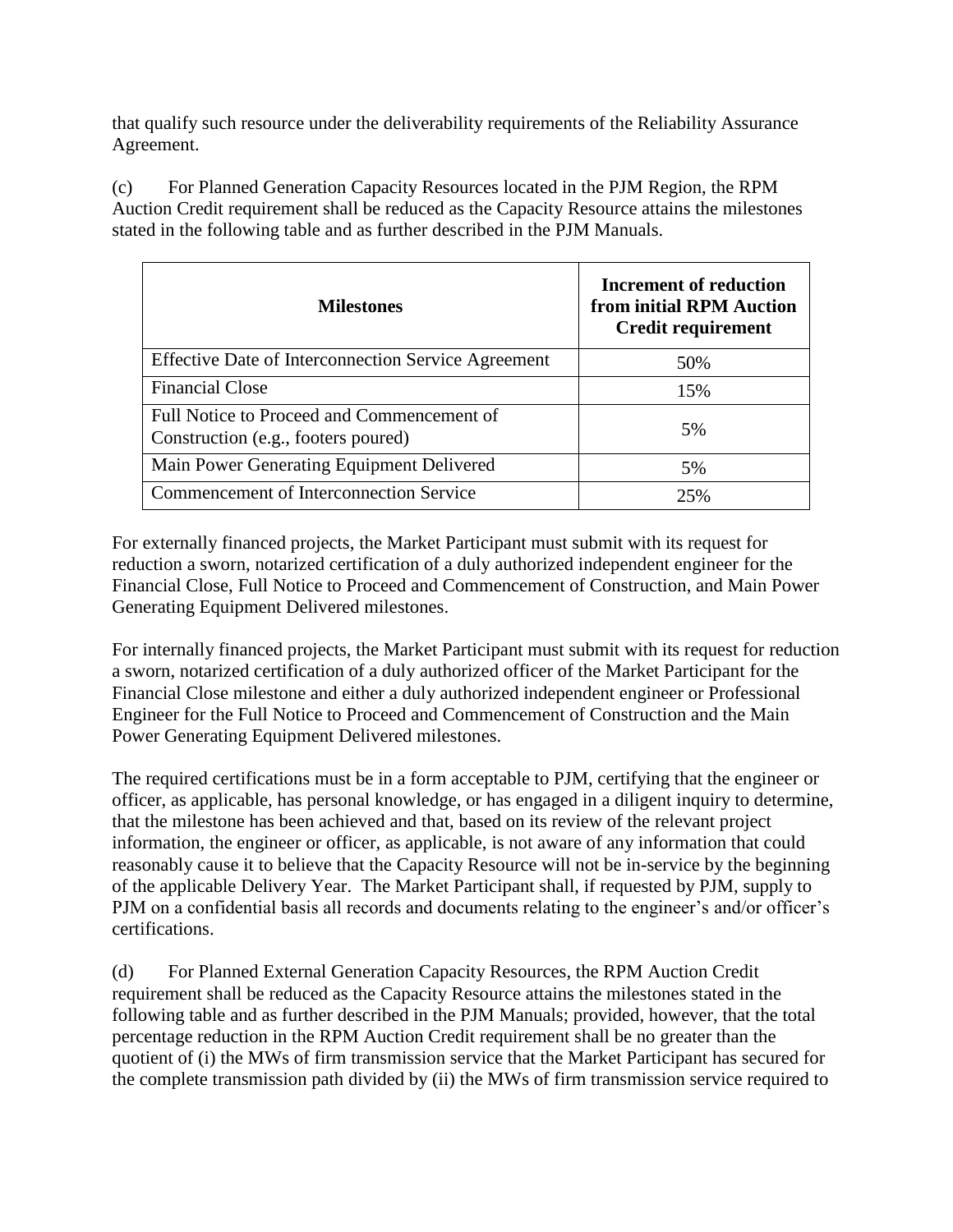that qualify such resource under the deliverability requirements of the Reliability Assurance Agreement.

(c) For Planned Generation Capacity Resources located in the PJM Region, the RPM Auction Credit requirement shall be reduced as the Capacity Resource attains the milestones stated in the following table and as further described in the PJM Manuals.

| Milestones | Increment of reduction from initial RPM Auction Credit requirement |
| --- | --- |
| Effective Date of Interconnection Service Agreement | 50% |
| Financial Close | 15% |
| Full Notice to Proceed and Commencement of Construction (e.g., footers poured) | 5% |
| Main Power Generating Equipment Delivered | 5% |
| Commencement of Interconnection Service | 25% |

For externally financed projects, the Market Participant must submit with its request for reduction a sworn, notarized certification of a duly authorized independent engineer for the Financial Close, Full Notice to Proceed and Commencement of Construction, and Main Power Generating Equipment Delivered milestones.

For internally financed projects, the Market Participant must submit with its request for reduction a sworn, notarized certification of a duly authorized officer of the Market Participant for the Financial Close milestone and either a duly authorized independent engineer or Professional Engineer for the Full Notice to Proceed and Commencement of Construction and the Main Power Generating Equipment Delivered milestones.

The required certifications must be in a form acceptable to PJM, certifying that the engineer or officer, as applicable, has personal knowledge, or has engaged in a diligent inquiry to determine, that the milestone has been achieved and that, based on its review of the relevant project information, the engineer or officer, as applicable, is not aware of any information that could reasonably cause it to believe that the Capacity Resource will not be in-service by the beginning of the applicable Delivery Year. The Market Participant shall, if requested by PJM, supply to PJM on a confidential basis all records and documents relating to the engineer's and/or officer's certifications.

(d) For Planned External Generation Capacity Resources, the RPM Auction Credit requirement shall be reduced as the Capacity Resource attains the milestones stated in the following table and as further described in the PJM Manuals; provided, however, that the total percentage reduction in the RPM Auction Credit requirement shall be no greater than the quotient of (i) the MWs of firm transmission service that the Market Participant has secured for the complete transmission path divided by (ii) the MWs of firm transmission service required to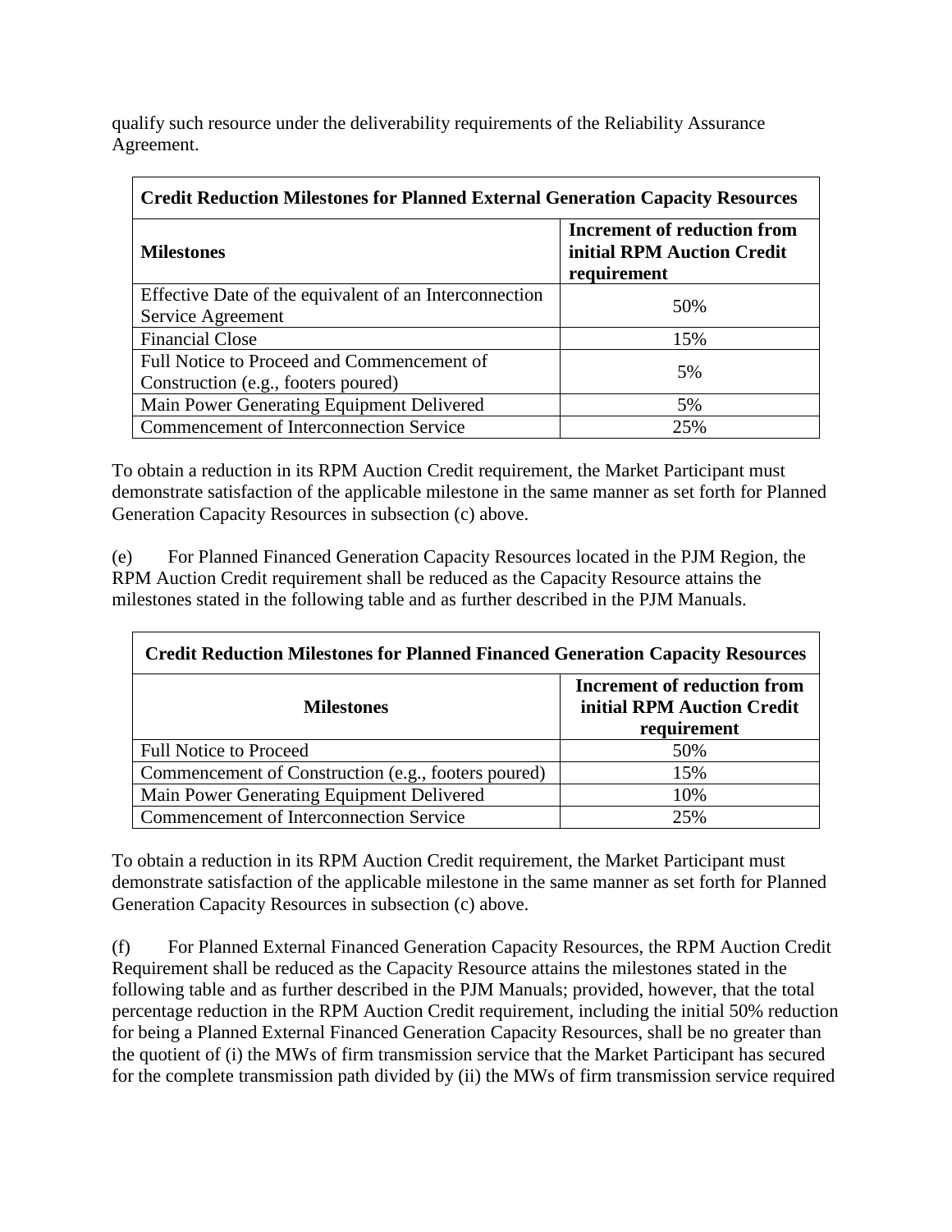qualify such resource under the deliverability requirements of the Reliability Assurance Agreement.

| **Credit Reduction Milestones for Planned External Generation Capacity Resources** | |
|---|---|
| **Milestones** | **Increment of reduction from initial RPM Auction Credit requirement** |
| Effective Date of the equivalent of an Interconnection Service Agreement | 50% |
| Financial Close | 15% |
| Full Notice to Proceed and Commencement of Construction (e.g., footers poured) | 5% |
| Main Power Generating Equipment Delivered | 5% |
| Commencement of Interconnection Service | 25% |

To obtain a reduction in its RPM Auction Credit requirement, the Market Participant must demonstrate satisfaction of the applicable milestone in the same manner as set forth for Planned Generation Capacity Resources in subsection (c) above.

(e) For Planned Financed Generation Capacity Resources located in the PJM Region, the RPM Auction Credit requirement shall be reduced as the Capacity Resource attains the milestones stated in the following table and as further described in the PJM Manuals.

| **Credit Reduction Milestones for Planned Financed Generation Capacity Resources** | |
|---|---|
| **Milestones** | **Increment of reduction from initial RPM Auction Credit requirement** |
| Full Notice to Proceed | 50% |
| Commencement of Construction (e.g., footers poured) | 15% |
| Main Power Generating Equipment Delivered | 10% |
| Commencement of Interconnection Service | 25% |

To obtain a reduction in its RPM Auction Credit requirement, the Market Participant must demonstrate satisfaction of the applicable milestone in the same manner as set forth for Planned Generation Capacity Resources in subsection (c) above.

(f) For Planned External Financed Generation Capacity Resources, the RPM Auction Credit Requirement shall be reduced as the Capacity Resource attains the milestones stated in the following table and as further described in the PJM Manuals; provided, however, that the total percentage reduction in the RPM Auction Credit requirement, including the initial 50% reduction for being a Planned External Financed Generation Capacity Resources, shall be no greater than the quotient of (i) the MWs of firm transmission service that the Market Participant has secured for the complete transmission path divided by (ii) the MWs of firm transmission service required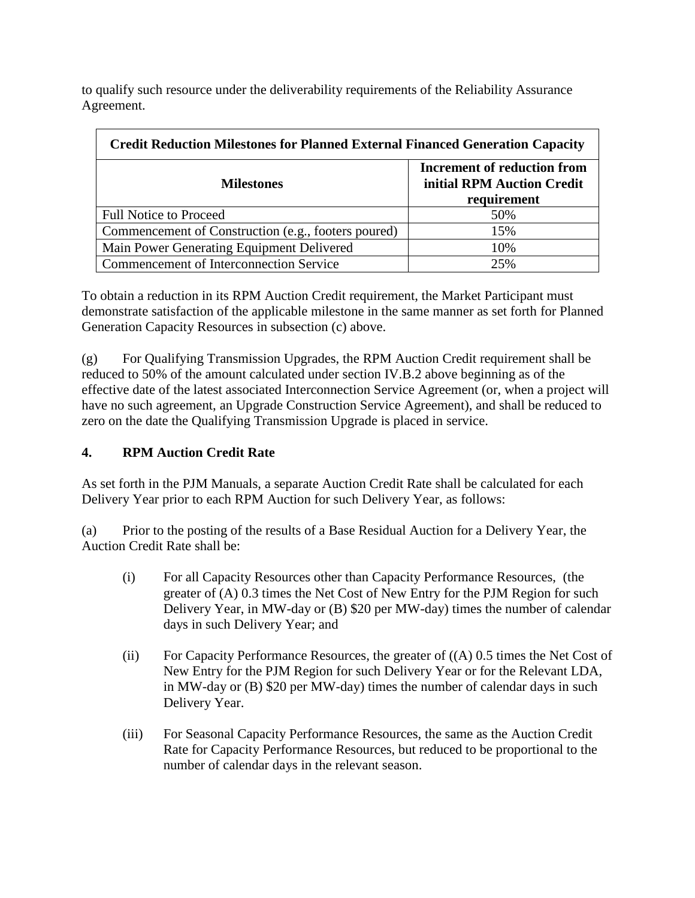to qualify such resource under the deliverability requirements of the Reliability Assurance Agreement.

| Credit Reduction Milestones for Planned External Financed Generation Capacity | |
|---|---|
| **Milestones** | **Increment of reduction from initial RPM Auction Credit requirement** |
| Full Notice to Proceed | 50% |
| Commencement of Construction (e.g., footers poured) | 15% |
| Main Power Generating Equipment Delivered | 10% |
| Commencement of Interconnection Service | 25% |

To obtain a reduction in its RPM Auction Credit requirement, the Market Participant must demonstrate satisfaction of the applicable milestone in the same manner as set forth for Planned Generation Capacity Resources in subsection (c) above.

(g) For Qualifying Transmission Upgrades, the RPM Auction Credit requirement shall be reduced to 50% of the amount calculated under section IV.B.2 above beginning as of the effective date of the latest associated Interconnection Service Agreement (or, when a project will have no such agreement, an Upgrade Construction Service Agreement), and shall be reduced to zero on the date the Qualifying Transmission Upgrade is placed in service.

## 4. RPM Auction Credit Rate

As set forth in the PJM Manuals, a separate Auction Credit Rate shall be calculated for each Delivery Year prior to each RPM Auction for such Delivery Year, as follows:

(a) Prior to the posting of the results of a Base Residual Auction for a Delivery Year, the Auction Credit Rate shall be:

- (i) For all Capacity Resources other than Capacity Performance Resources, (the greater of (A) 0.3 times the Net Cost of New Entry for the PJM Region for such Delivery Year, in MW-day or (B) $20 per MW-day) times the number of calendar days in such Delivery Year; and

- (ii) For Capacity Performance Resources, the greater of ((A) 0.5 times the Net Cost of New Entry for the PJM Region for such Delivery Year or for the Relevant LDA, in MW-day or (B) $20 per MW-day) times the number of calendar days in such Delivery Year.

- (iii) For Seasonal Capacity Performance Resources, the same as the Auction Credit Rate for Capacity Performance Resources, but reduced to be proportional to the number of calendar days in the relevant season.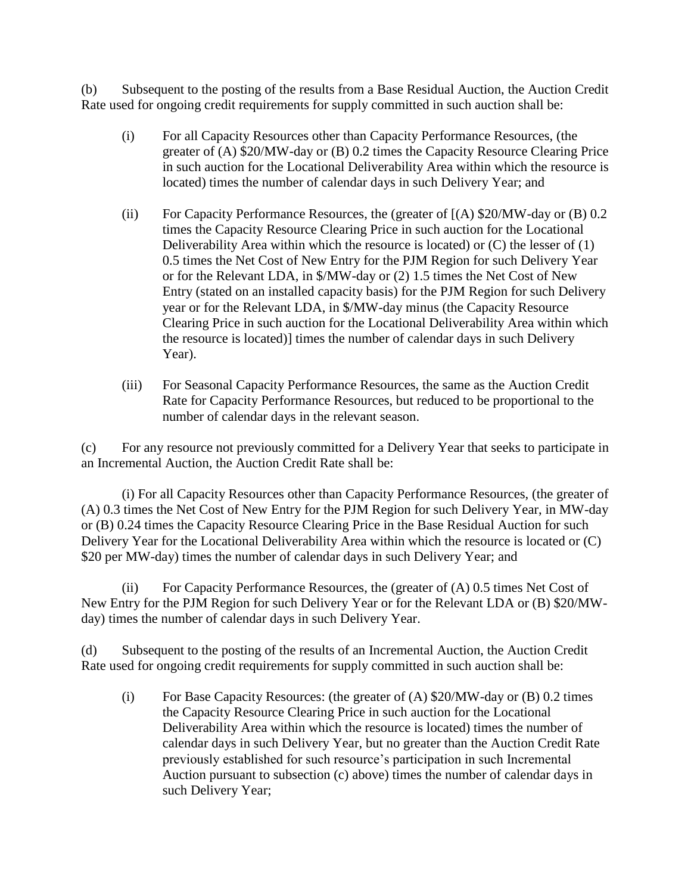(b) Subsequent to the posting of the results from a Base Residual Auction, the Auction Credit Rate used for ongoing credit requirements for supply committed in such auction shall be:

(i) For all Capacity Resources other than Capacity Performance Resources, (the greater of (A) $20/MW-day or (B) 0.2 times the Capacity Resource Clearing Price in such auction for the Locational Deliverability Area within which the resource is located) times the number of calendar days in such Delivery Year; and

(ii) For Capacity Performance Resources, the (greater of [(A) $20/MW-day or (B) 0.2 times the Capacity Resource Clearing Price in such auction for the Locational Deliverability Area within which the resource is located) or (C) the lesser of (1) 0.5 times the Net Cost of New Entry for the PJM Region for such Delivery Year or for the Relevant LDA, in $/MW-day or (2) 1.5 times the Net Cost of New Entry (stated on an installed capacity basis) for the PJM Region for such Delivery year or for the Relevant LDA, in $/MW-day minus (the Capacity Resource Clearing Price in such auction for the Locational Deliverability Area within which the resource is located)] times the number of calendar days in such Delivery Year).

(iii) For Seasonal Capacity Performance Resources, the same as the Auction Credit Rate for Capacity Performance Resources, but reduced to be proportional to the number of calendar days in the relevant season.

(c) For any resource not previously committed for a Delivery Year that seeks to participate in an Incremental Auction, the Auction Credit Rate shall be:

(i) For all Capacity Resources other than Capacity Performance Resources, (the greater of (A) 0.3 times the Net Cost of New Entry for the PJM Region for such Delivery Year, in MW-day or (B) 0.24 times the Capacity Resource Clearing Price in the Base Residual Auction for such Delivery Year for the Locational Deliverability Area within which the resource is located or (C) $20 per MW-day) times the number of calendar days in such Delivery Year; and

(ii) For Capacity Performance Resources, the (greater of (A) 0.5 times Net Cost of New Entry for the PJM Region for such Delivery Year or for the Relevant LDA or (B) $20/MW-day) times the number of calendar days in such Delivery Year.

(d) Subsequent to the posting of the results of an Incremental Auction, the Auction Credit Rate used for ongoing credit requirements for supply committed in such auction shall be:

(i) For Base Capacity Resources: (the greater of (A) $20/MW-day or (B) 0.2 times the Capacity Resource Clearing Price in such auction for the Locational Deliverability Area within which the resource is located) times the number of calendar days in such Delivery Year, but no greater than the Auction Credit Rate previously established for such resource's participation in such Incremental Auction pursuant to subsection (c) above) times the number of calendar days in such Delivery Year;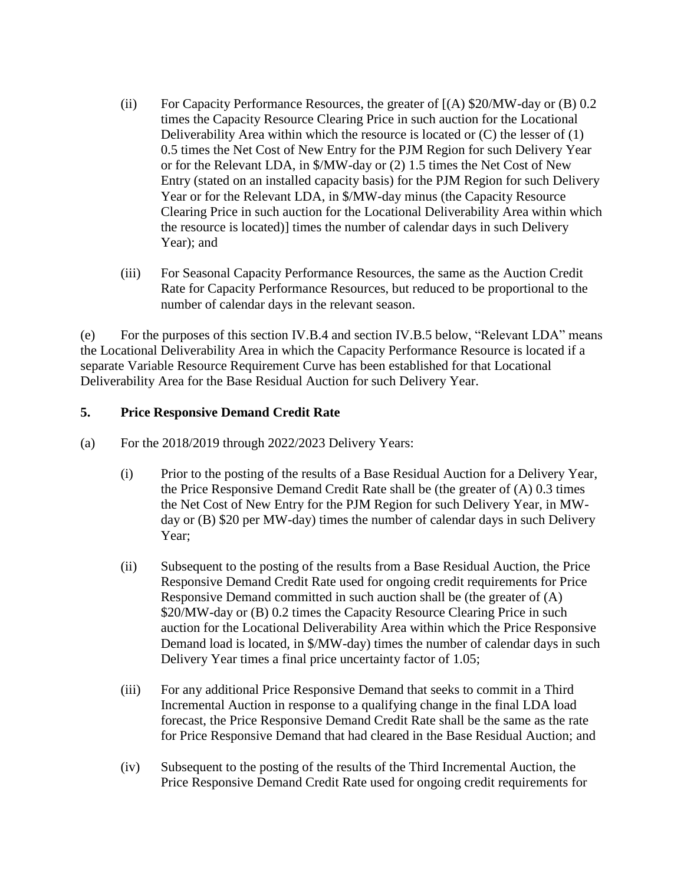(ii) For Capacity Performance Resources, the greater of [(A) $20/MW-day or (B) 0.2 times the Capacity Resource Clearing Price in such auction for the Locational Deliverability Area within which the resource is located or (C) the lesser of (1) 0.5 times the Net Cost of New Entry for the PJM Region for such Delivery Year or for the Relevant LDA, in $/MW-day or (2) 1.5 times the Net Cost of New Entry (stated on an installed capacity basis) for the PJM Region for such Delivery Year or for the Relevant LDA, in $/MW-day minus (the Capacity Resource Clearing Price in such auction for the Locational Deliverability Area within which the resource is located)] times the number of calendar days in such Delivery Year); and

(iii) For Seasonal Capacity Performance Resources, the same as the Auction Credit Rate for Capacity Performance Resources, but reduced to be proportional to the number of calendar days in the relevant season.

(e) For the purposes of this section IV.B.4 and section IV.B.5 below, "Relevant LDA" means the Locational Deliverability Area in which the Capacity Performance Resource is located if a separate Variable Resource Requirement Curve has been established for that Locational Deliverability Area for the Base Residual Auction for such Delivery Year.

**5. Price Responsive Demand Credit Rate**

(a) For the 2018/2019 through 2022/2023 Delivery Years:

(i) Prior to the posting of the results of a Base Residual Auction for a Delivery Year, the Price Responsive Demand Credit Rate shall be (the greater of (A) 0.3 times the Net Cost of New Entry for the PJM Region for such Delivery Year, in MW-day or (B) $20 per MW-day) times the number of calendar days in such Delivery Year;

(ii) Subsequent to the posting of the results from a Base Residual Auction, the Price Responsive Demand Credit Rate used for ongoing credit requirements for Price Responsive Demand committed in such auction shall be (the greater of (A) $20/MW-day or (B) 0.2 times the Capacity Resource Clearing Price in such auction for the Locational Deliverability Area within which the Price Responsive Demand load is located, in $/MW-day) times the number of calendar days in such Delivery Year times a final price uncertainty factor of 1.05;

(iii) For any additional Price Responsive Demand that seeks to commit in a Third Incremental Auction in response to a qualifying change in the final LDA load forecast, the Price Responsive Demand Credit Rate shall be the same as the rate for Price Responsive Demand that had cleared in the Base Residual Auction; and

(iv) Subsequent to the posting of the results of the Third Incremental Auction, the Price Responsive Demand Credit Rate used for ongoing credit requirements for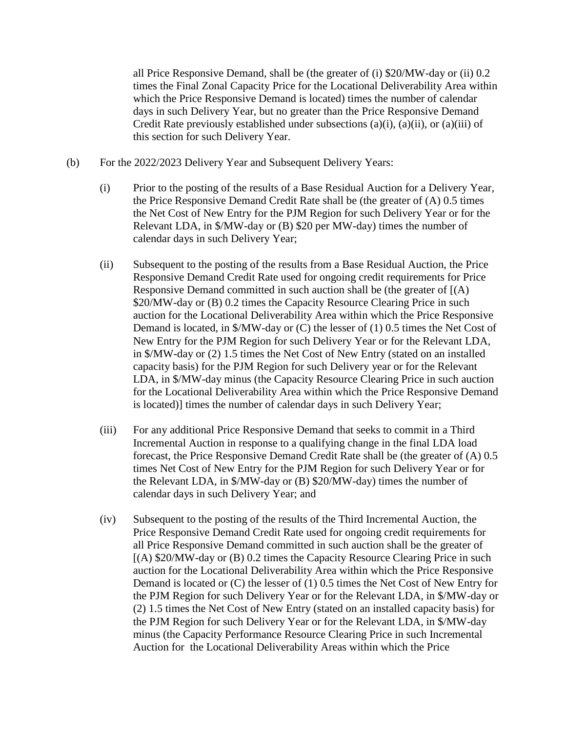all Price Responsive Demand, shall be (the greater of (i) $20/MW-day or (ii) 0.2 times the Final Zonal Capacity Price for the Locational Deliverability Area within which the Price Responsive Demand is located) times the number of calendar days in such Delivery Year, but no greater than the Price Responsive Demand Credit Rate previously established under subsections (a)(i), (a)(ii), or (a)(iii) of this section for such Delivery Year.

(b) For the 2022/2023 Delivery Year and Subsequent Delivery Years:

(i) Prior to the posting of the results of a Base Residual Auction for a Delivery Year, the Price Responsive Demand Credit Rate shall be (the greater of (A) 0.5 times the Net Cost of New Entry for the PJM Region for such Delivery Year or for the Relevant LDA, in $/MW-day or (B) $20 per MW-day) times the number of calendar days in such Delivery Year;

(ii) Subsequent to the posting of the results from a Base Residual Auction, the Price Responsive Demand Credit Rate used for ongoing credit requirements for Price Responsive Demand committed in such auction shall be (the greater of [(A) $20/MW-day or (B) 0.2 times the Capacity Resource Clearing Price in such auction for the Locational Deliverability Area within which the Price Responsive Demand is located, in $/MW-day or (C) the lesser of (1) 0.5 times the Net Cost of New Entry for the PJM Region for such Delivery Year or for the Relevant LDA, in $/MW-day or (2) 1.5 times the Net Cost of New Entry (stated on an installed capacity basis) for the PJM Region for such Delivery year or for the Relevant LDA, in $/MW-day minus (the Capacity Resource Clearing Price in such auction for the Locational Deliverability Area within which the Price Responsive Demand is located)] times the number of calendar days in such Delivery Year;

(iii) For any additional Price Responsive Demand that seeks to commit in a Third Incremental Auction in response to a qualifying change in the final LDA load forecast, the Price Responsive Demand Credit Rate shall be (the greater of (A) 0.5 times Net Cost of New Entry for the PJM Region for such Delivery Year or for the Relevant LDA, in $/MW-day or (B) $20/MW-day) times the number of calendar days in such Delivery Year; and

(iv) Subsequent to the posting of the results of the Third Incremental Auction, the Price Responsive Demand Credit Rate used for ongoing credit requirements for all Price Responsive Demand committed in such auction shall be the greater of [(A) $20/MW-day or (B) 0.2 times the Capacity Resource Clearing Price in such auction for the Locational Deliverability Area within which the Price Responsive Demand is located or (C) the lesser of (1) 0.5 times the Net Cost of New Entry for the PJM Region for such Delivery Year or for the Relevant LDA, in $/MW-day or (2) 1.5 times the Net Cost of New Entry (stated on an installed capacity basis) for the PJM Region for such Delivery Year or for the Relevant LDA, in $/MW-day minus (the Capacity Performance Resource Clearing Price in such Incremental Auction for the Locational Deliverability Areas within which the Price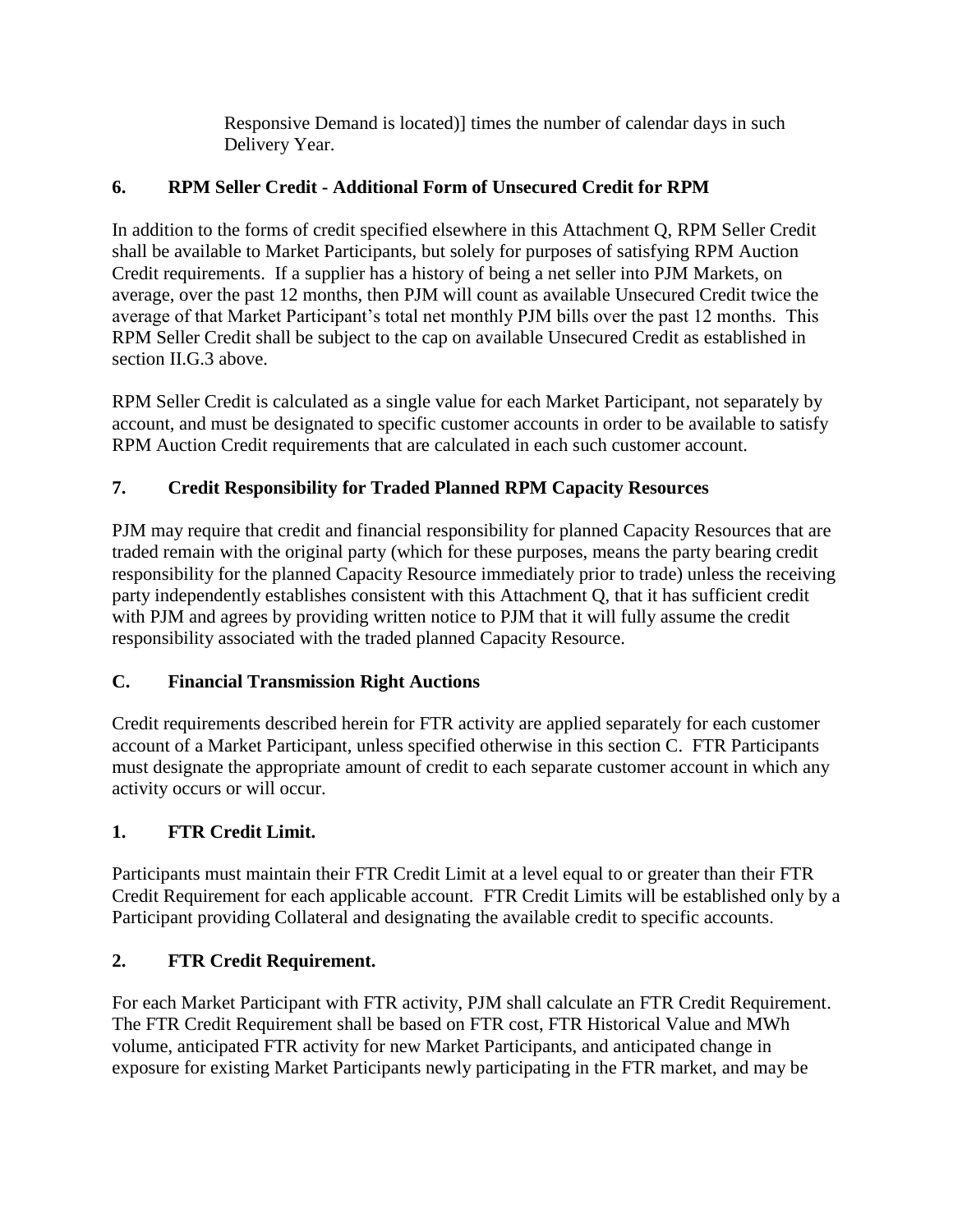Responsive Demand is located)] times the number of calendar days in such Delivery Year.

### 6. RPM Seller Credit - Additional Form of Unsecured Credit for RPM

In addition to the forms of credit specified elsewhere in this Attachment Q, RPM Seller Credit shall be available to Market Participants, but solely for purposes of satisfying RPM Auction Credit requirements. If a supplier has a history of being a net seller into PJM Markets, on average, over the past 12 months, then PJM will count as available Unsecured Credit twice the average of that Market Participant's total net monthly PJM bills over the past 12 months. This RPM Seller Credit shall be subject to the cap on available Unsecured Credit as established in section II.G.3 above.

RPM Seller Credit is calculated as a single value for each Market Participant, not separately by account, and must be designated to specific customer accounts in order to be available to satisfy RPM Auction Credit requirements that are calculated in each such customer account.

### 7. Credit Responsibility for Traded Planned RPM Capacity Resources

PJM may require that credit and financial responsibility for planned Capacity Resources that are traded remain with the original party (which for these purposes, means the party bearing credit responsibility for the planned Capacity Resource immediately prior to trade) unless the receiving party independently establishes consistent with this Attachment Q, that it has sufficient credit with PJM and agrees by providing written notice to PJM that it will fully assume the credit responsibility associated with the traded planned Capacity Resource.

## C. Financial Transmission Right Auctions

Credit requirements described herein for FTR activity are applied separately for each customer account of a Market Participant, unless specified otherwise in this section C. FTR Participants must designate the appropriate amount of credit to each separate customer account in which any activity occurs or will occur.

### 1. FTR Credit Limit.

Participants must maintain their FTR Credit Limit at a level equal to or greater than their FTR Credit Requirement for each applicable account. FTR Credit Limits will be established only by a Participant providing Collateral and designating the available credit to specific accounts.

### 2. FTR Credit Requirement.

For each Market Participant with FTR activity, PJM shall calculate an FTR Credit Requirement. The FTR Credit Requirement shall be based on FTR cost, FTR Historical Value and MWh volume, anticipated FTR activity for new Market Participants, and anticipated change in exposure for existing Market Participants newly participating in the FTR market, and may be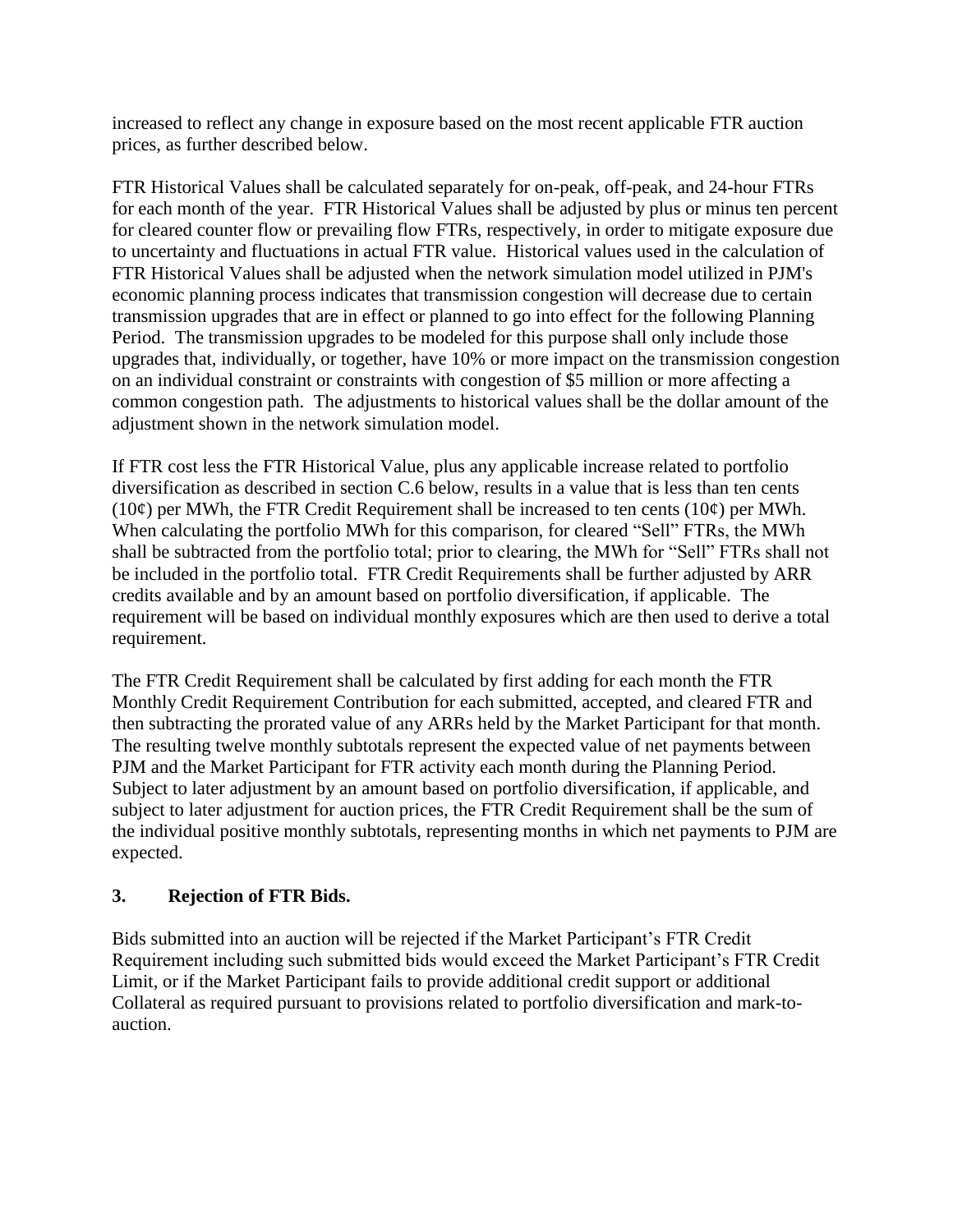increased to reflect any change in exposure based on the most recent applicable FTR auction prices, as further described below.

FTR Historical Values shall be calculated separately for on-peak, off-peak, and 24-hour FTRs for each month of the year. FTR Historical Values shall be adjusted by plus or minus ten percent for cleared counter flow or prevailing flow FTRs, respectively, in order to mitigate exposure due to uncertainty and fluctuations in actual FTR value. Historical values used in the calculation of FTR Historical Values shall be adjusted when the network simulation model utilized in PJM's economic planning process indicates that transmission congestion will decrease due to certain transmission upgrades that are in effect or planned to go into effect for the following Planning Period. The transmission upgrades to be modeled for this purpose shall only include those upgrades that, individually, or together, have 10% or more impact on the transmission congestion on an individual constraint or constraints with congestion of $5 million or more affecting a common congestion path. The adjustments to historical values shall be the dollar amount of the adjustment shown in the network simulation model.

If FTR cost less the FTR Historical Value, plus any applicable increase related to portfolio diversification as described in section C.6 below, results in a value that is less than ten cents (10¢) per MWh, the FTR Credit Requirement shall be increased to ten cents (10¢) per MWh. When calculating the portfolio MWh for this comparison, for cleared "Sell" FTRs, the MWh shall be subtracted from the portfolio total; prior to clearing, the MWh for "Sell" FTRs shall not be included in the portfolio total. FTR Credit Requirements shall be further adjusted by ARR credits available and by an amount based on portfolio diversification, if applicable. The requirement will be based on individual monthly exposures which are then used to derive a total requirement.

The FTR Credit Requirement shall be calculated by first adding for each month the FTR Monthly Credit Requirement Contribution for each submitted, accepted, and cleared FTR and then subtracting the prorated value of any ARRs held by the Market Participant for that month. The resulting twelve monthly subtotals represent the expected value of net payments between PJM and the Market Participant for FTR activity each month during the Planning Period. Subject to later adjustment by an amount based on portfolio diversification, if applicable, and subject to later adjustment for auction prices, the FTR Credit Requirement shall be the sum of the individual positive monthly subtotals, representing months in which net payments to PJM are expected.

### 3. Rejection of FTR Bids.

Bids submitted into an auction will be rejected if the Market Participant's FTR Credit Requirement including such submitted bids would exceed the Market Participant's FTR Credit Limit, or if the Market Participant fails to provide additional credit support or additional Collateral as required pursuant to provisions related to portfolio diversification and mark-to-auction.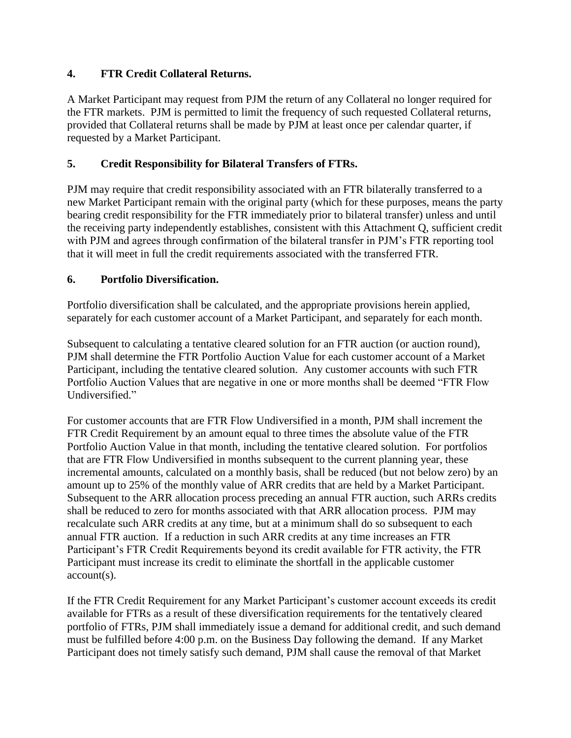### 4. FTR Credit Collateral Returns.

A Market Participant may request from PJM the return of any Collateral no longer required for the FTR markets. PJM is permitted to limit the frequency of such requested Collateral returns, provided that Collateral returns shall be made by PJM at least once per calendar quarter, if requested by a Market Participant.

### 5. Credit Responsibility for Bilateral Transfers of FTRs.

PJM may require that credit responsibility associated with an FTR bilaterally transferred to a new Market Participant remain with the original party (which for these purposes, means the party bearing credit responsibility for the FTR immediately prior to bilateral transfer) unless and until the receiving party independently establishes, consistent with this Attachment Q, sufficient credit with PJM and agrees through confirmation of the bilateral transfer in PJM's FTR reporting tool that it will meet in full the credit requirements associated with the transferred FTR.

### 6. Portfolio Diversification.

Portfolio diversification shall be calculated, and the appropriate provisions herein applied, separately for each customer account of a Market Participant, and separately for each month.

Subsequent to calculating a tentative cleared solution for an FTR auction (or auction round), PJM shall determine the FTR Portfolio Auction Value for each customer account of a Market Participant, including the tentative cleared solution. Any customer accounts with such FTR Portfolio Auction Values that are negative in one or more months shall be deemed "FTR Flow Undiversified."

For customer accounts that are FTR Flow Undiversified in a month, PJM shall increment the FTR Credit Requirement by an amount equal to three times the absolute value of the FTR Portfolio Auction Value in that month, including the tentative cleared solution. For portfolios that are FTR Flow Undiversified in months subsequent to the current planning year, these incremental amounts, calculated on a monthly basis, shall be reduced (but not below zero) by an amount up to 25% of the monthly value of ARR credits that are held by a Market Participant. Subsequent to the ARR allocation process preceding an annual FTR auction, such ARRs credits shall be reduced to zero for months associated with that ARR allocation process. PJM may recalculate such ARR credits at any time, but at a minimum shall do so subsequent to each annual FTR auction. If a reduction in such ARR credits at any time increases an FTR Participant's FTR Credit Requirements beyond its credit available for FTR activity, the FTR Participant must increase its credit to eliminate the shortfall in the applicable customer account(s).

If the FTR Credit Requirement for any Market Participant's customer account exceeds its credit available for FTRs as a result of these diversification requirements for the tentatively cleared portfolio of FTRs, PJM shall immediately issue a demand for additional credit, and such demand must be fulfilled before 4:00 p.m. on the Business Day following the demand. If any Market Participant does not timely satisfy such demand, PJM shall cause the removal of that Market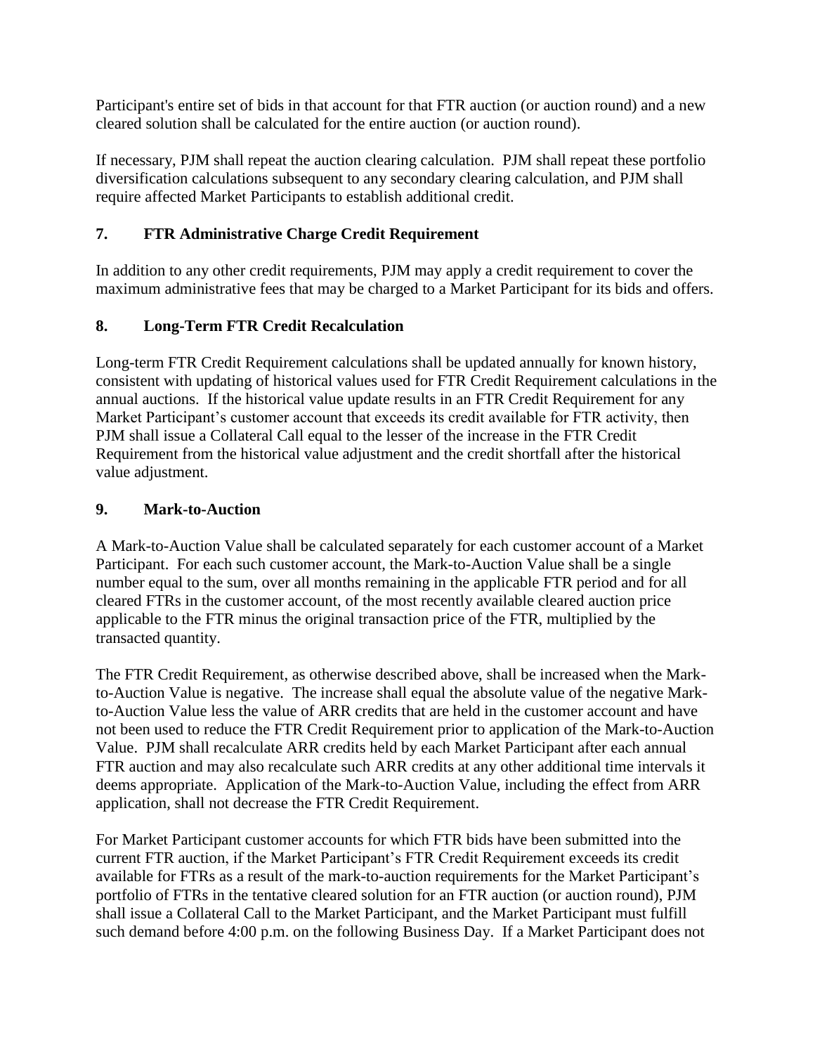Participant's entire set of bids in that account for that FTR auction (or auction round) and a new cleared solution shall be calculated for the entire auction (or auction round).

If necessary, PJM shall repeat the auction clearing calculation. PJM shall repeat these portfolio diversification calculations subsequent to any secondary clearing calculation, and PJM shall require affected Market Participants to establish additional credit.

## 7. FTR Administrative Charge Credit Requirement

In addition to any other credit requirements, PJM may apply a credit requirement to cover the maximum administrative fees that may be charged to a Market Participant for its bids and offers.

## 8. Long-Term FTR Credit Recalculation

Long-term FTR Credit Requirement calculations shall be updated annually for known history, consistent with updating of historical values used for FTR Credit Requirement calculations in the annual auctions. If the historical value update results in an FTR Credit Requirement for any Market Participant's customer account that exceeds its credit available for FTR activity, then PJM shall issue a Collateral Call equal to the lesser of the increase in the FTR Credit Requirement from the historical value adjustment and the credit shortfall after the historical value adjustment.

## 9. Mark-to-Auction

A Mark-to-Auction Value shall be calculated separately for each customer account of a Market Participant. For each such customer account, the Mark-to-Auction Value shall be a single number equal to the sum, over all months remaining in the applicable FTR period and for all cleared FTRs in the customer account, of the most recently available cleared auction price applicable to the FTR minus the original transaction price of the FTR, multiplied by the transacted quantity.

The FTR Credit Requirement, as otherwise described above, shall be increased when the Mark-to-Auction Value is negative. The increase shall equal the absolute value of the negative Mark-to-Auction Value less the value of ARR credits that are held in the customer account and have not been used to reduce the FTR Credit Requirement prior to application of the Mark-to-Auction Value. PJM shall recalculate ARR credits held by each Market Participant after each annual FTR auction and may also recalculate such ARR credits at any other additional time intervals it deems appropriate. Application of the Mark-to-Auction Value, including the effect from ARR application, shall not decrease the FTR Credit Requirement.

For Market Participant customer accounts for which FTR bids have been submitted into the current FTR auction, if the Market Participant's FTR Credit Requirement exceeds its credit available for FTRs as a result of the mark-to-auction requirements for the Market Participant's portfolio of FTRs in the tentative cleared solution for an FTR auction (or auction round), PJM shall issue a Collateral Call to the Market Participant, and the Market Participant must fulfill such demand before 4:00 p.m. on the following Business Day. If a Market Participant does not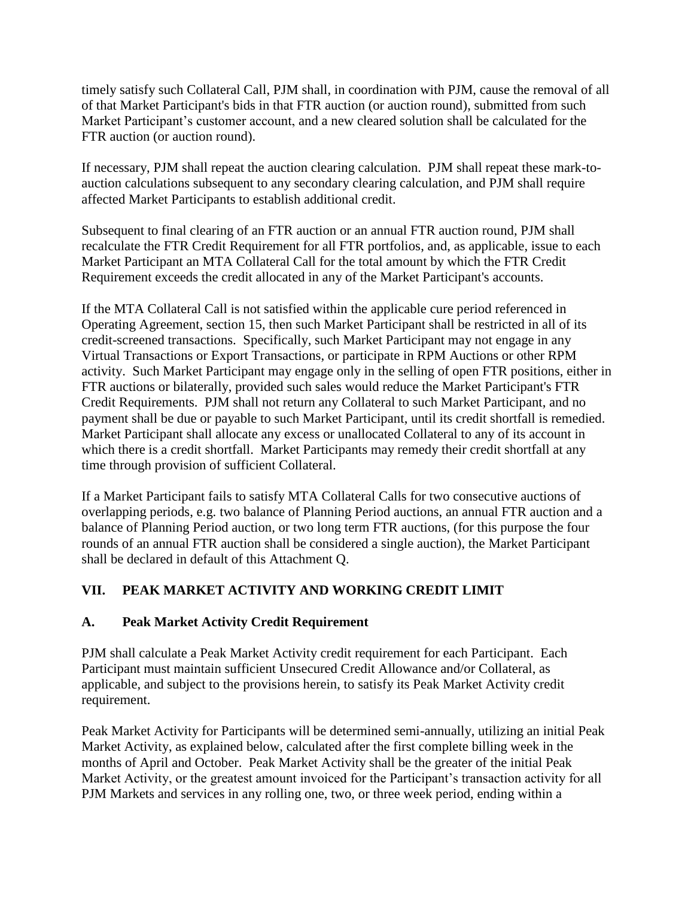timely satisfy such Collateral Call, PJM shall, in coordination with PJM, cause the removal of all of that Market Participant's bids in that FTR auction (or auction round), submitted from such Market Participant's customer account, and a new cleared solution shall be calculated for the FTR auction (or auction round).

If necessary, PJM shall repeat the auction clearing calculation. PJM shall repeat these mark-to-auction calculations subsequent to any secondary clearing calculation, and PJM shall require affected Market Participants to establish additional credit.

Subsequent to final clearing of an FTR auction or an annual FTR auction round, PJM shall recalculate the FTR Credit Requirement for all FTR portfolios, and, as applicable, issue to each Market Participant an MTA Collateral Call for the total amount by which the FTR Credit Requirement exceeds the credit allocated in any of the Market Participant's accounts.

If the MTA Collateral Call is not satisfied within the applicable cure period referenced in Operating Agreement, section 15, then such Market Participant shall be restricted in all of its credit-screened transactions. Specifically, such Market Participant may not engage in any Virtual Transactions or Export Transactions, or participate in RPM Auctions or other RPM activity. Such Market Participant may engage only in the selling of open FTR positions, either in FTR auctions or bilaterally, provided such sales would reduce the Market Participant's FTR Credit Requirements. PJM shall not return any Collateral to such Market Participant, and no payment shall be due or payable to such Market Participant, until its credit shortfall is remedied. Market Participant shall allocate any excess or unallocated Collateral to any of its account in which there is a credit shortfall. Market Participants may remedy their credit shortfall at any time through provision of sufficient Collateral.

If a Market Participant fails to satisfy MTA Collateral Calls for two consecutive auctions of overlapping periods, e.g. two balance of Planning Period auctions, an annual FTR auction and a balance of Planning Period auction, or two long term FTR auctions, (for this purpose the four rounds of an annual FTR auction shall be considered a single auction), the Market Participant shall be declared in default of this Attachment Q.

## VII. PEAK MARKET ACTIVITY AND WORKING CREDIT LIMIT

### A. Peak Market Activity Credit Requirement

PJM shall calculate a Peak Market Activity credit requirement for each Participant. Each Participant must maintain sufficient Unsecured Credit Allowance and/or Collateral, as applicable, and subject to the provisions herein, to satisfy its Peak Market Activity credit requirement.

Peak Market Activity for Participants will be determined semi-annually, utilizing an initial Peak Market Activity, as explained below, calculated after the first complete billing week in the months of April and October. Peak Market Activity shall be the greater of the initial Peak Market Activity, or the greatest amount invoiced for the Participant's transaction activity for all PJM Markets and services in any rolling one, two, or three week period, ending within a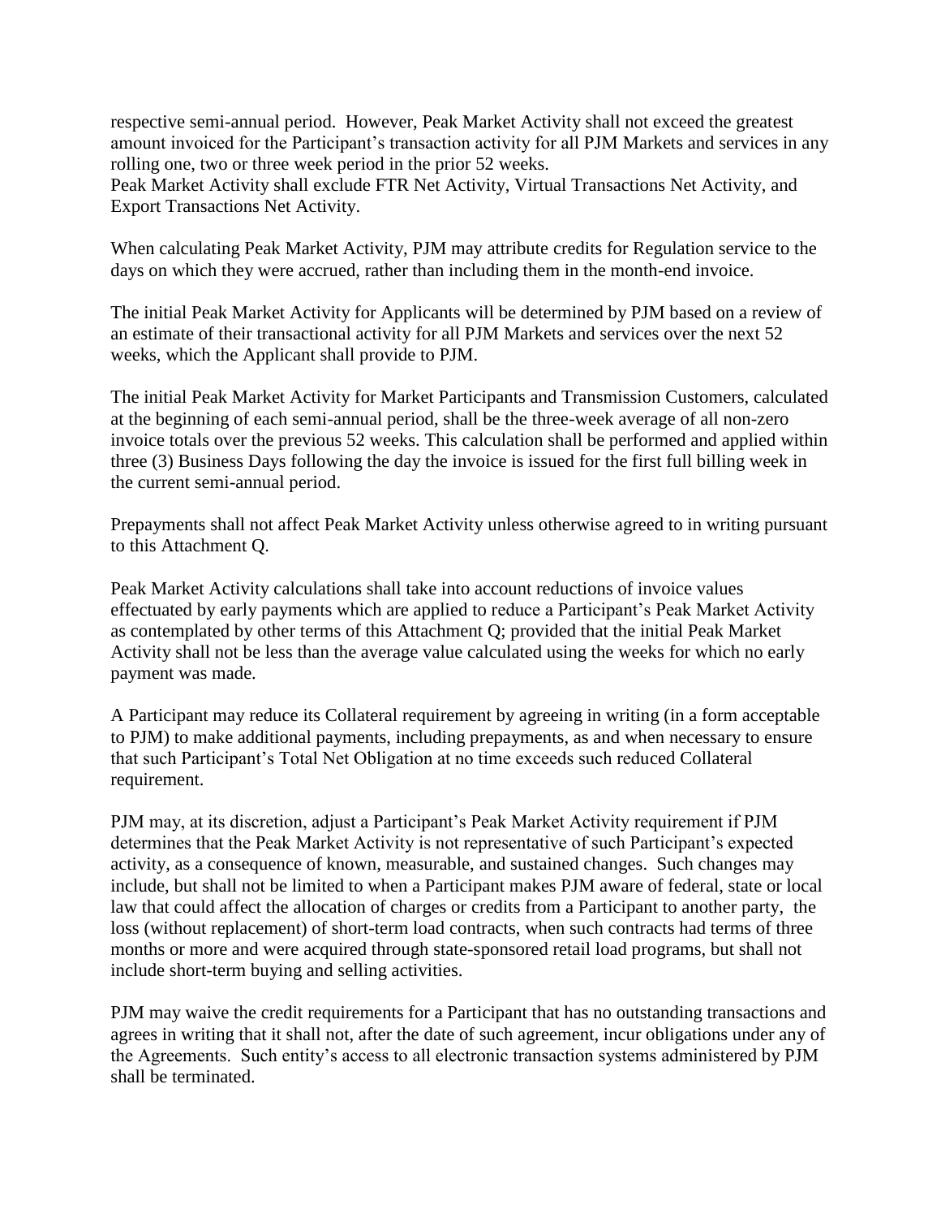respective semi-annual period. However, Peak Market Activity shall not exceed the greatest amount invoiced for the Participant's transaction activity for all PJM Markets and services in any rolling one, two or three week period in the prior 52 weeks.
Peak Market Activity shall exclude FTR Net Activity, Virtual Transactions Net Activity, and Export Transactions Net Activity.

When calculating Peak Market Activity, PJM may attribute credits for Regulation service to the days on which they were accrued, rather than including them in the month-end invoice.

The initial Peak Market Activity for Applicants will be determined by PJM based on a review of an estimate of their transactional activity for all PJM Markets and services over the next 52 weeks, which the Applicant shall provide to PJM.

The initial Peak Market Activity for Market Participants and Transmission Customers, calculated at the beginning of each semi-annual period, shall be the three-week average of all non-zero invoice totals over the previous 52 weeks. This calculation shall be performed and applied within three (3) Business Days following the day the invoice is issued for the first full billing week in the current semi-annual period.

Prepayments shall not affect Peak Market Activity unless otherwise agreed to in writing pursuant to this Attachment Q.

Peak Market Activity calculations shall take into account reductions of invoice values effectuated by early payments which are applied to reduce a Participant's Peak Market Activity as contemplated by other terms of this Attachment Q; provided that the initial Peak Market Activity shall not be less than the average value calculated using the weeks for which no early payment was made.

A Participant may reduce its Collateral requirement by agreeing in writing (in a form acceptable to PJM) to make additional payments, including prepayments, as and when necessary to ensure that such Participant's Total Net Obligation at no time exceeds such reduced Collateral requirement.

PJM may, at its discretion, adjust a Participant's Peak Market Activity requirement if PJM determines that the Peak Market Activity is not representative of such Participant's expected activity, as a consequence of known, measurable, and sustained changes. Such changes may include, but shall not be limited to when a Participant makes PJM aware of federal, state or local law that could affect the allocation of charges or credits from a Participant to another party, the loss (without replacement) of short-term load contracts, when such contracts had terms of three months or more and were acquired through state-sponsored retail load programs, but shall not include short-term buying and selling activities.

PJM may waive the credit requirements for a Participant that has no outstanding transactions and agrees in writing that it shall not, after the date of such agreement, incur obligations under any of the Agreements. Such entity's access to all electronic transaction systems administered by PJM shall be terminated.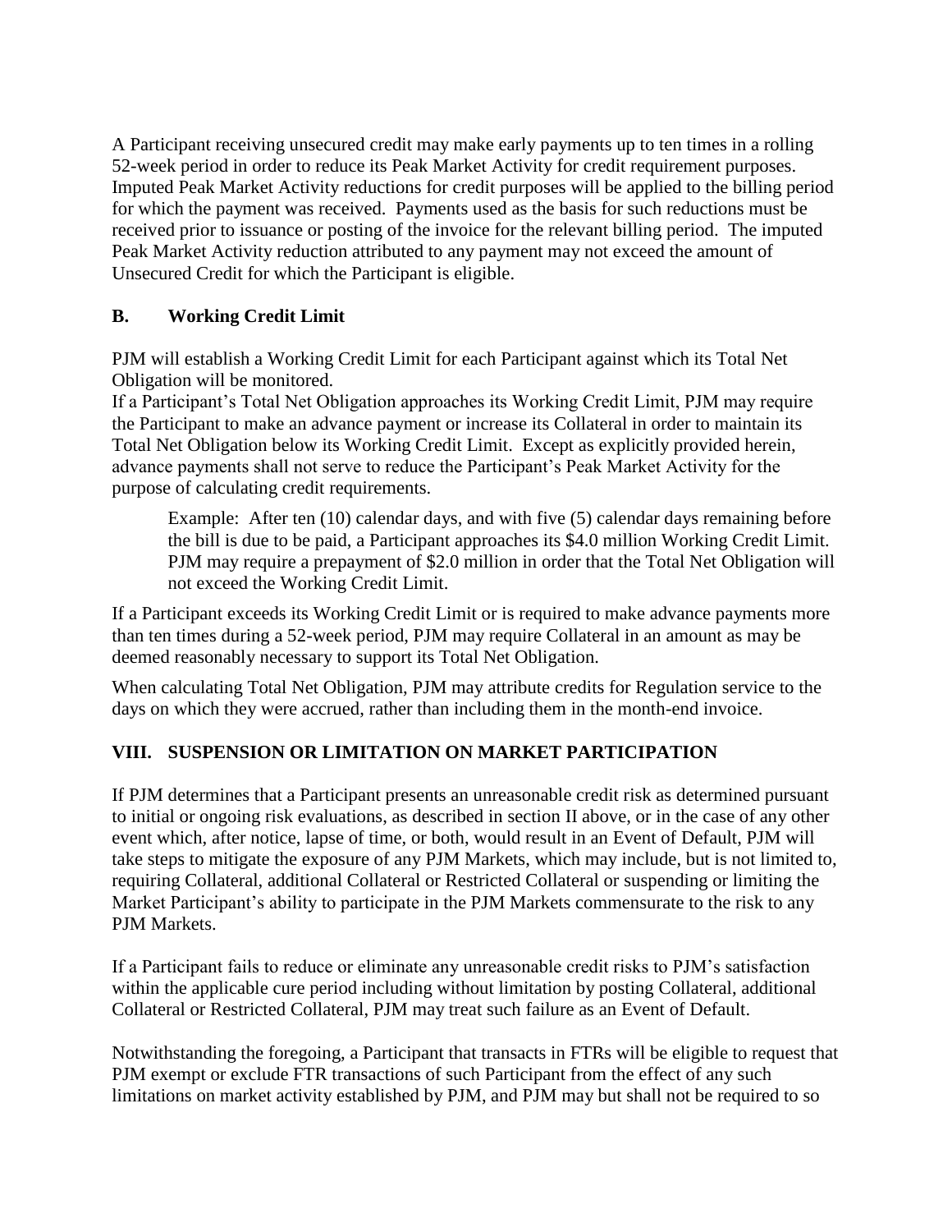A Participant receiving unsecured credit may make early payments up to ten times in a rolling 52-week period in order to reduce its Peak Market Activity for credit requirement purposes. Imputed Peak Market Activity reductions for credit purposes will be applied to the billing period for which the payment was received. Payments used as the basis for such reductions must be received prior to issuance or posting of the invoice for the relevant billing period. The imputed Peak Market Activity reduction attributed to any payment may not exceed the amount of Unsecured Credit for which the Participant is eligible.

### B. Working Credit Limit

PJM will establish a Working Credit Limit for each Participant against which its Total Net Obligation will be monitored.

If a Participant's Total Net Obligation approaches its Working Credit Limit, PJM may require the Participant to make an advance payment or increase its Collateral in order to maintain its Total Net Obligation below its Working Credit Limit. Except as explicitly provided herein, advance payments shall not serve to reduce the Participant's Peak Market Activity for the purpose of calculating credit requirements.

> Example: After ten (10) calendar days, and with five (5) calendar days remaining before the bill is due to be paid, a Participant approaches its $4.0 million Working Credit Limit. PJM may require a prepayment of $2.0 million in order that the Total Net Obligation will not exceed the Working Credit Limit.

If a Participant exceeds its Working Credit Limit or is required to make advance payments more than ten times during a 52-week period, PJM may require Collateral in an amount as may be deemed reasonably necessary to support its Total Net Obligation.

When calculating Total Net Obligation, PJM may attribute credits for Regulation service to the days on which they were accrued, rather than including them in the month-end invoice.

## VIII. SUSPENSION OR LIMITATION ON MARKET PARTICIPATION

If PJM determines that a Participant presents an unreasonable credit risk as determined pursuant to initial or ongoing risk evaluations, as described in section II above, or in the case of any other event which, after notice, lapse of time, or both, would result in an Event of Default, PJM will take steps to mitigate the exposure of any PJM Markets, which may include, but is not limited to, requiring Collateral, additional Collateral or Restricted Collateral or suspending or limiting the Market Participant's ability to participate in the PJM Markets commensurate to the risk to any PJM Markets.

If a Participant fails to reduce or eliminate any unreasonable credit risks to PJM's satisfaction within the applicable cure period including without limitation by posting Collateral, additional Collateral or Restricted Collateral, PJM may treat such failure as an Event of Default.

Notwithstanding the foregoing, a Participant that transacts in FTRs will be eligible to request that PJM exempt or exclude FTR transactions of such Participant from the effect of any such limitations on market activity established by PJM, and PJM may but shall not be required to so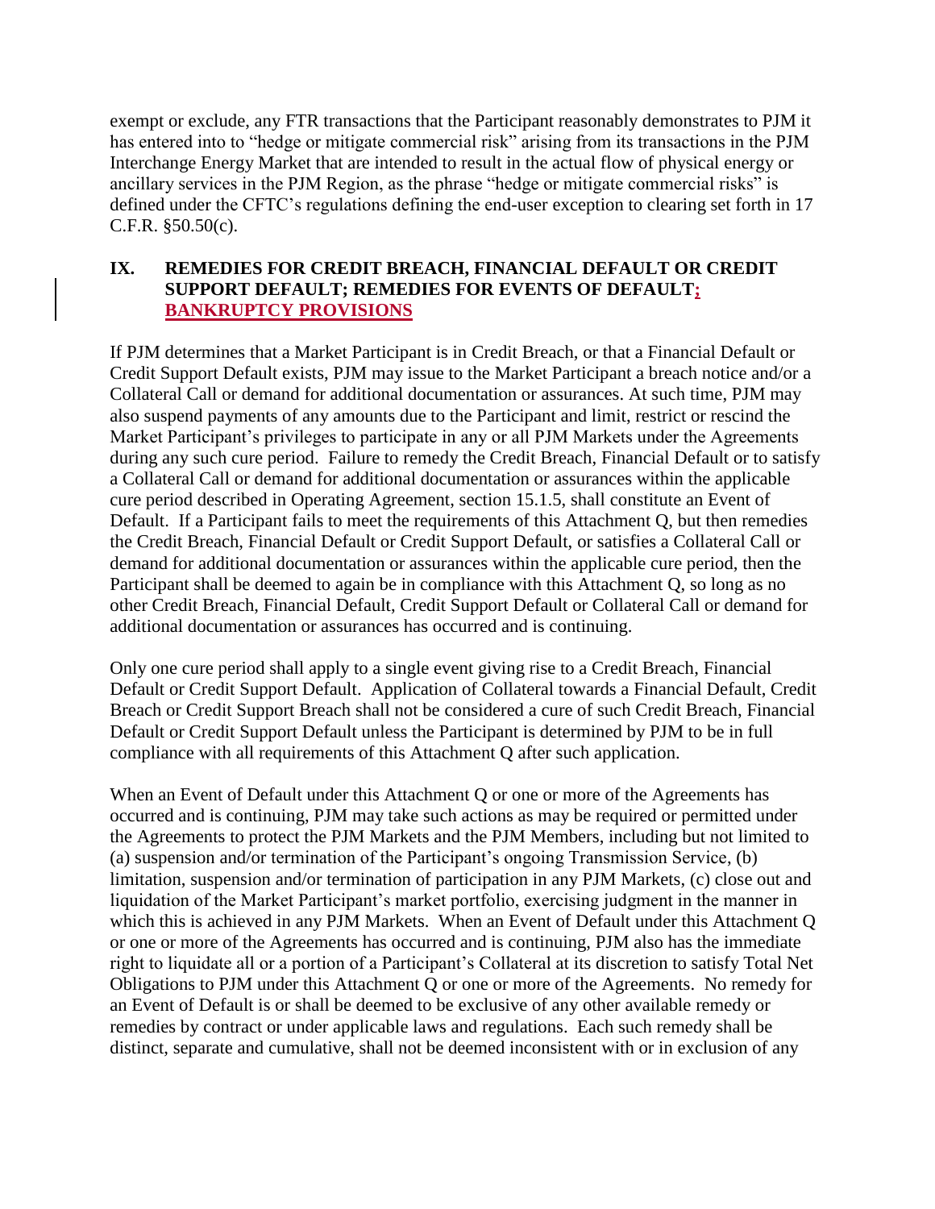exempt or exclude, any FTR transactions that the Participant reasonably demonstrates to PJM it has entered into to "hedge or mitigate commercial risk" arising from its transactions in the PJM Interchange Energy Market that are intended to result in the actual flow of physical energy or ancillary services in the PJM Region, as the phrase "hedge or mitigate commercial risks" is defined under the CFTC's regulations defining the end-user exception to clearing set forth in 17 C.F.R. §50.50(c).

## IX. REMEDIES FOR CREDIT BREACH, FINANCIAL DEFAULT OR CREDIT SUPPORT DEFAULT; REMEDIES FOR EVENTS OF DEFAULT; BANKRUPTCY PROVISIONS

If PJM determines that a Market Participant is in Credit Breach, or that a Financial Default or Credit Support Default exists, PJM may issue to the Market Participant a breach notice and/or a Collateral Call or demand for additional documentation or assurances. At such time, PJM may also suspend payments of any amounts due to the Participant and limit, restrict or rescind the Market Participant's privileges to participate in any or all PJM Markets under the Agreements during any such cure period. Failure to remedy the Credit Breach, Financial Default or to satisfy a Collateral Call or demand for additional documentation or assurances within the applicable cure period described in Operating Agreement, section 15.1.5, shall constitute an Event of Default. If a Participant fails to meet the requirements of this Attachment Q, but then remedies the Credit Breach, Financial Default or Credit Support Default, or satisfies a Collateral Call or demand for additional documentation or assurances within the applicable cure period, then the Participant shall be deemed to again be in compliance with this Attachment Q, so long as no other Credit Breach, Financial Default, Credit Support Default or Collateral Call or demand for additional documentation or assurances has occurred and is continuing.

Only one cure period shall apply to a single event giving rise to a Credit Breach, Financial Default or Credit Support Default. Application of Collateral towards a Financial Default, Credit Breach or Credit Support Breach shall not be considered a cure of such Credit Breach, Financial Default or Credit Support Default unless the Participant is determined by PJM to be in full compliance with all requirements of this Attachment Q after such application.

When an Event of Default under this Attachment Q or one or more of the Agreements has occurred and is continuing, PJM may take such actions as may be required or permitted under the Agreements to protect the PJM Markets and the PJM Members, including but not limited to (a) suspension and/or termination of the Participant's ongoing Transmission Service, (b) limitation, suspension and/or termination of participation in any PJM Markets, (c) close out and liquidation of the Market Participant's market portfolio, exercising judgment in the manner in which this is achieved in any PJM Markets. When an Event of Default under this Attachment Q or one or more of the Agreements has occurred and is continuing, PJM also has the immediate right to liquidate all or a portion of a Participant's Collateral at its discretion to satisfy Total Net Obligations to PJM under this Attachment Q or one or more of the Agreements. No remedy for an Event of Default is or shall be deemed to be exclusive of any other available remedy or remedies by contract or under applicable laws and regulations. Each such remedy shall be distinct, separate and cumulative, shall not be deemed inconsistent with or in exclusion of any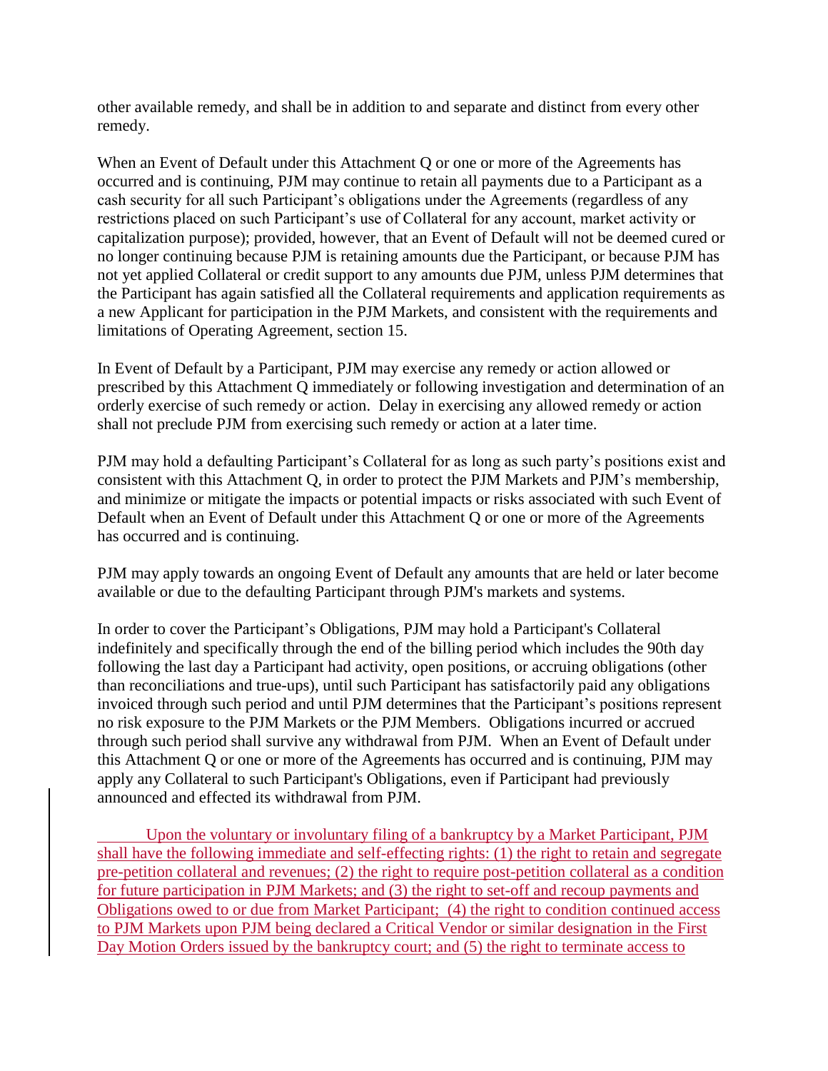other available remedy, and shall be in addition to and separate and distinct from every other remedy.

When an Event of Default under this Attachment Q or one or more of the Agreements has occurred and is continuing, PJM may continue to retain all payments due to a Participant as a cash security for all such Participant's obligations under the Agreements (regardless of any restrictions placed on such Participant's use of Collateral for any account, market activity or capitalization purpose); provided, however, that an Event of Default will not be deemed cured or no longer continuing because PJM is retaining amounts due the Participant, or because PJM has not yet applied Collateral or credit support to any amounts due PJM, unless PJM determines that the Participant has again satisfied all the Collateral requirements and application requirements as a new Applicant for participation in the PJM Markets, and consistent with the requirements and limitations of Operating Agreement, section 15.

In Event of Default by a Participant, PJM may exercise any remedy or action allowed or prescribed by this Attachment Q immediately or following investigation and determination of an orderly exercise of such remedy or action. Delay in exercising any allowed remedy or action shall not preclude PJM from exercising such remedy or action at a later time.

PJM may hold a defaulting Participant's Collateral for as long as such party's positions exist and consistent with this Attachment Q, in order to protect the PJM Markets and PJM's membership, and minimize or mitigate the impacts or potential impacts or risks associated with such Event of Default when an Event of Default under this Attachment Q or one or more of the Agreements has occurred and is continuing.

PJM may apply towards an ongoing Event of Default any amounts that are held or later become available or due to the defaulting Participant through PJM's markets and systems.

In order to cover the Participant's Obligations, PJM may hold a Participant's Collateral indefinitely and specifically through the end of the billing period which includes the 90th day following the last day a Participant had activity, open positions, or accruing obligations (other than reconciliations and true-ups), until such Participant has satisfactorily paid any obligations invoiced through such period and until PJM determines that the Participant's positions represent no risk exposure to the PJM Markets or the PJM Members. Obligations incurred or accrued through such period shall survive any withdrawal from PJM. When an Event of Default under this Attachment Q or one or more of the Agreements has occurred and is continuing, PJM may apply any Collateral to such Participant's Obligations, even if Participant had previously announced and effected its withdrawal from PJM.

Upon the voluntary or involuntary filing of a bankruptcy by a Market Participant, PJM shall have the following immediate and self-effecting rights: (1) the right to retain and segregate pre-petition collateral and revenues; (2) the right to require post-petition collateral as a condition for future participation in PJM Markets; and (3) the right to set-off and recoup payments and Obligations owed to or due from Market Participant; (4) the right to condition continued access to PJM Markets upon PJM being declared a Critical Vendor or similar designation in the First Day Motion Orders issued by the bankruptcy court; and (5) the right to terminate access to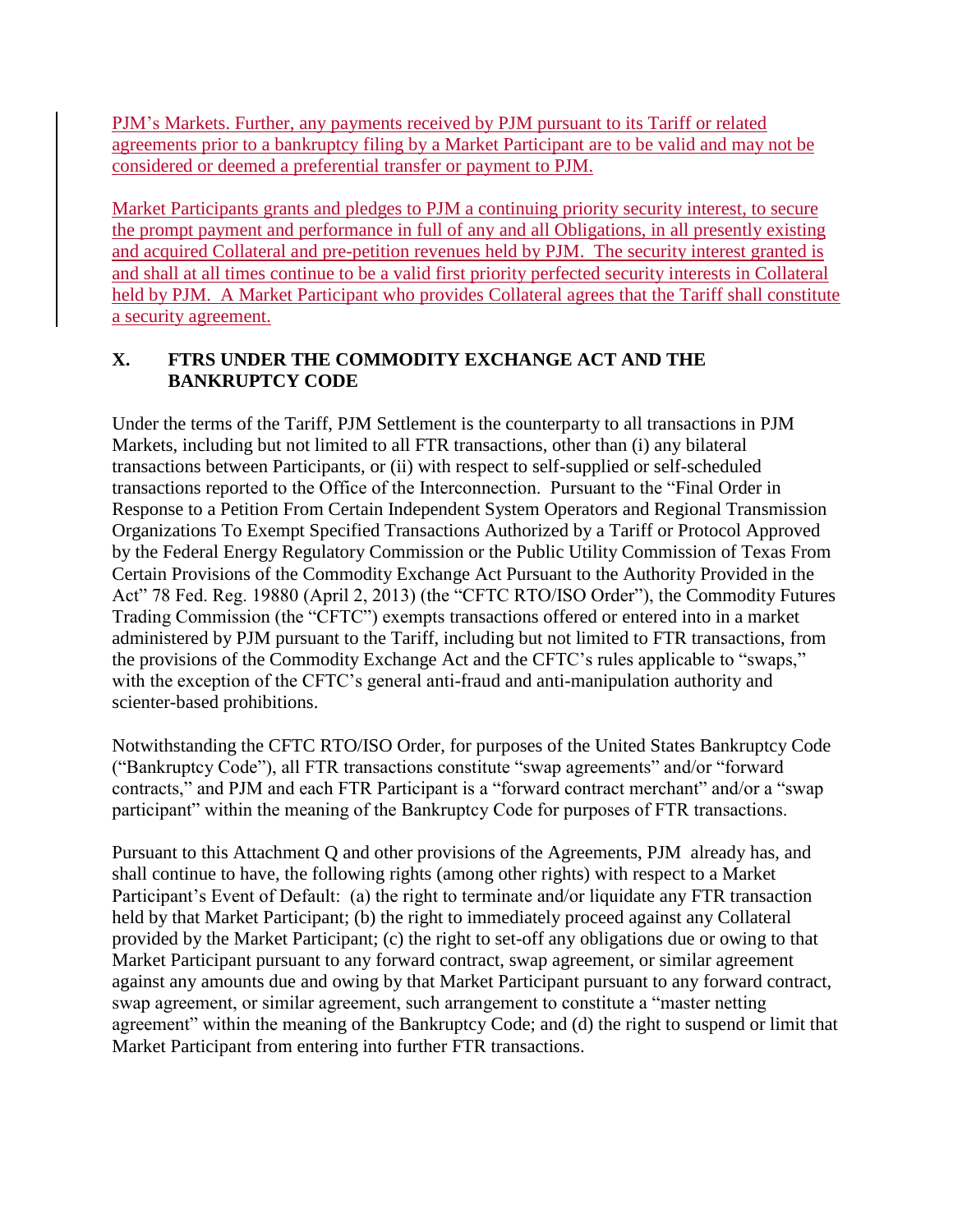PJM's Markets. Further, any payments received by PJM pursuant to its Tariff or related agreements prior to a bankruptcy filing by a Market Participant are to be valid and may not be considered or deemed a preferential transfer or payment to PJM.

Market Participants grants and pledges to PJM a continuing priority security interest, to secure the prompt payment and performance in full of any and all Obligations, in all presently existing and acquired Collateral and pre-petition revenues held by PJM. The security interest granted is and shall at all times continue to be a valid first priority perfected security interests in Collateral held by PJM. A Market Participant who provides Collateral agrees that the Tariff shall constitute a security agreement.

## X. FTRS UNDER THE COMMODITY EXCHANGE ACT AND THE BANKRUPTCY CODE

Under the terms of the Tariff, PJM Settlement is the counterparty to all transactions in PJM Markets, including but not limited to all FTR transactions, other than (i) any bilateral transactions between Participants, or (ii) with respect to self-supplied or self-scheduled transactions reported to the Office of the Interconnection. Pursuant to the "Final Order in Response to a Petition From Certain Independent System Operators and Regional Transmission Organizations To Exempt Specified Transactions Authorized by a Tariff or Protocol Approved by the Federal Energy Regulatory Commission or the Public Utility Commission of Texas From Certain Provisions of the Commodity Exchange Act Pursuant to the Authority Provided in the Act" 78 Fed. Reg. 19880 (April 2, 2013) (the "CFTC RTO/ISO Order"), the Commodity Futures Trading Commission (the "CFTC") exempts transactions offered or entered into in a market administered by PJM pursuant to the Tariff, including but not limited to FTR transactions, from the provisions of the Commodity Exchange Act and the CFTC's rules applicable to "swaps," with the exception of the CFTC's general anti-fraud and anti-manipulation authority and scienter-based prohibitions.

Notwithstanding the CFTC RTO/ISO Order, for purposes of the United States Bankruptcy Code ("Bankruptcy Code"), all FTR transactions constitute "swap agreements" and/or "forward contracts," and PJM and each FTR Participant is a "forward contract merchant" and/or a "swap participant" within the meaning of the Bankruptcy Code for purposes of FTR transactions.

Pursuant to this Attachment Q and other provisions of the Agreements, PJM already has, and shall continue to have, the following rights (among other rights) with respect to a Market Participant's Event of Default: (a) the right to terminate and/or liquidate any FTR transaction held by that Market Participant; (b) the right to immediately proceed against any Collateral provided by the Market Participant; (c) the right to set-off any obligations due or owing to that Market Participant pursuant to any forward contract, swap agreement, or similar agreement against any amounts due and owing by that Market Participant pursuant to any forward contract, swap agreement, or similar agreement, such arrangement to constitute a "master netting agreement" within the meaning of the Bankruptcy Code; and (d) the right to suspend or limit that Market Participant from entering into further FTR transactions.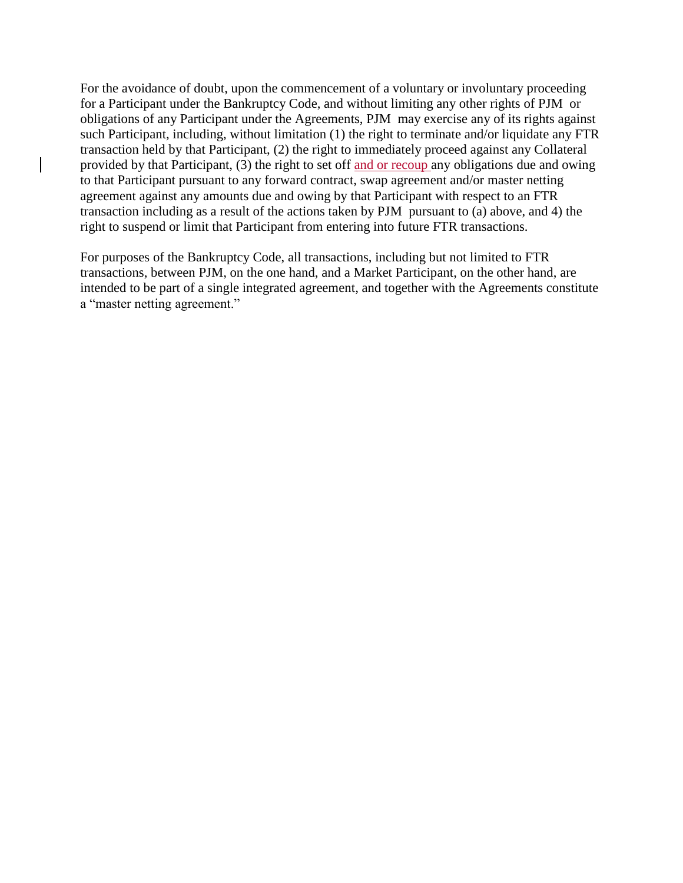For the avoidance of doubt, upon the commencement of a voluntary or involuntary proceeding for a Participant under the Bankruptcy Code, and without limiting any other rights of PJM or obligations of any Participant under the Agreements, PJM may exercise any of its rights against such Participant, including, without limitation (1) the right to terminate and/or liquidate any FTR transaction held by that Participant, (2) the right to immediately proceed against any Collateral provided by that Participant, (3) the right to set off <u>and or recoup</u> any obligations due and owing to that Participant pursuant to any forward contract, swap agreement and/or master netting agreement against any amounts due and owing by that Participant with respect to an FTR transaction including as a result of the actions taken by PJM pursuant to (a) above, and 4) the right to suspend or limit that Participant from entering into future FTR transactions.

For purposes of the Bankruptcy Code, all transactions, including but not limited to FTR transactions, between PJM, on the one hand, and a Market Participant, on the other hand, are intended to be part of a single integrated agreement, and together with the Agreements constitute a "master netting agreement."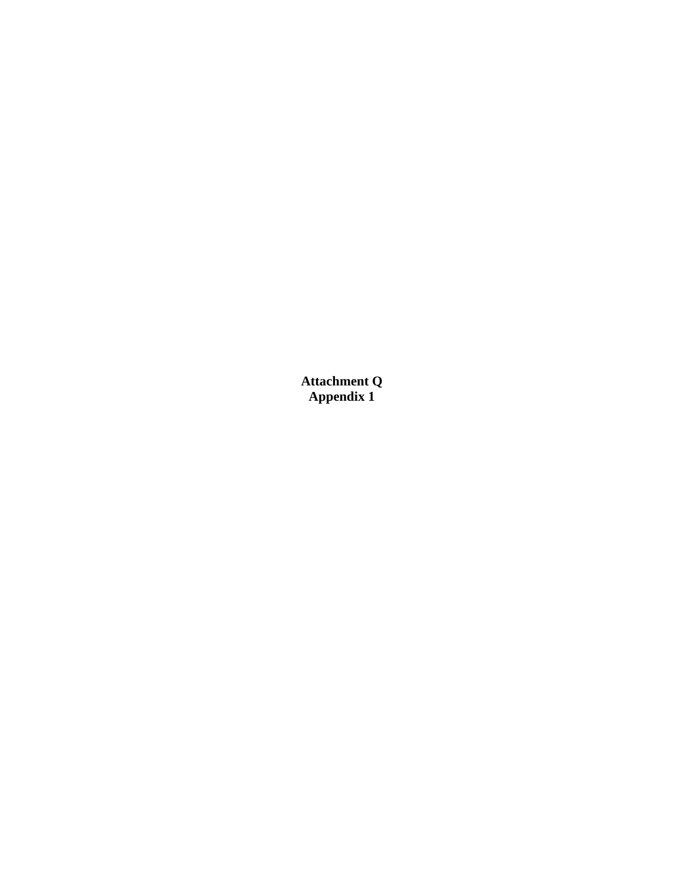**Attachment Q**
**Appendix 1**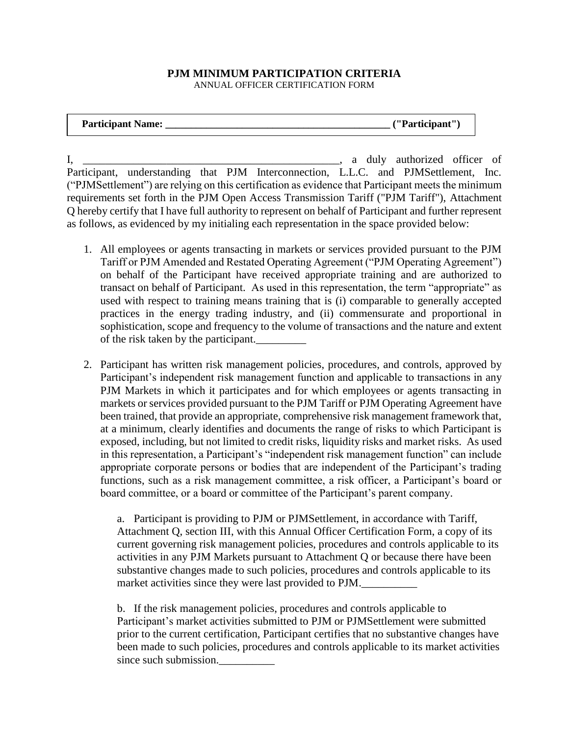**PJM MINIMUM PARTICIPATION CRITERIA**
ANNUAL OFFICER CERTIFICATION FORM

| **Participant Name: ____________________________________________ ("Participant")** |
|---|

I, _______________________________________________, a duly authorized officer of Participant, understanding that PJM Interconnection, L.L.C. and PJMSettlement, Inc. ("PJMSettlement") are relying on this certification as evidence that Participant meets the minimum requirements set forth in the PJM Open Access Transmission Tariff ("PJM Tariff"), Attachment Q hereby certify that I have full authority to represent on behalf of Participant and further represent as follows, as evidenced by my initialing each representation in the space provided below:

1. All employees or agents transacting in markets or services provided pursuant to the PJM Tariff or PJM Amended and Restated Operating Agreement ("PJM Operating Agreement") on behalf of the Participant have received appropriate training and are authorized to transact on behalf of Participant. As used in this representation, the term "appropriate" as used with respect to training means training that is (i) comparable to generally accepted practices in the energy trading industry, and (ii) commensurate and proportional in sophistication, scope and frequency to the volume of transactions and the nature and extent of the risk taken by the participant._________

2. Participant has written risk management policies, procedures, and controls, approved by Participant's independent risk management function and applicable to transactions in any PJM Markets in which it participates and for which employees or agents transacting in markets or services provided pursuant to the PJM Tariff or PJM Operating Agreement have been trained, that provide an appropriate, comprehensive risk management framework that, at a minimum, clearly identifies and documents the range of risks to which Participant is exposed, including, but not limited to credit risks, liquidity risks and market risks. As used in this representation, a Participant's "independent risk management function" can include appropriate corporate persons or bodies that are independent of the Participant's trading functions, such as a risk management committee, a risk officer, a Participant's board or board committee, or a board or committee of the Participant's parent company.

   a. Participant is providing to PJM or PJMSettlement, in accordance with Tariff, Attachment Q, section III, with this Annual Officer Certification Form, a copy of its current governing risk management policies, procedures and controls applicable to its activities in any PJM Markets pursuant to Attachment Q or because there have been substantive changes made to such policies, procedures and controls applicable to its market activities since they were last provided to PJM.__________

   b. If the risk management policies, procedures and controls applicable to Participant's market activities submitted to PJM or PJMSettlement were submitted prior to the current certification, Participant certifies that no substantive changes have been made to such policies, procedures and controls applicable to its market activities since such submission.__________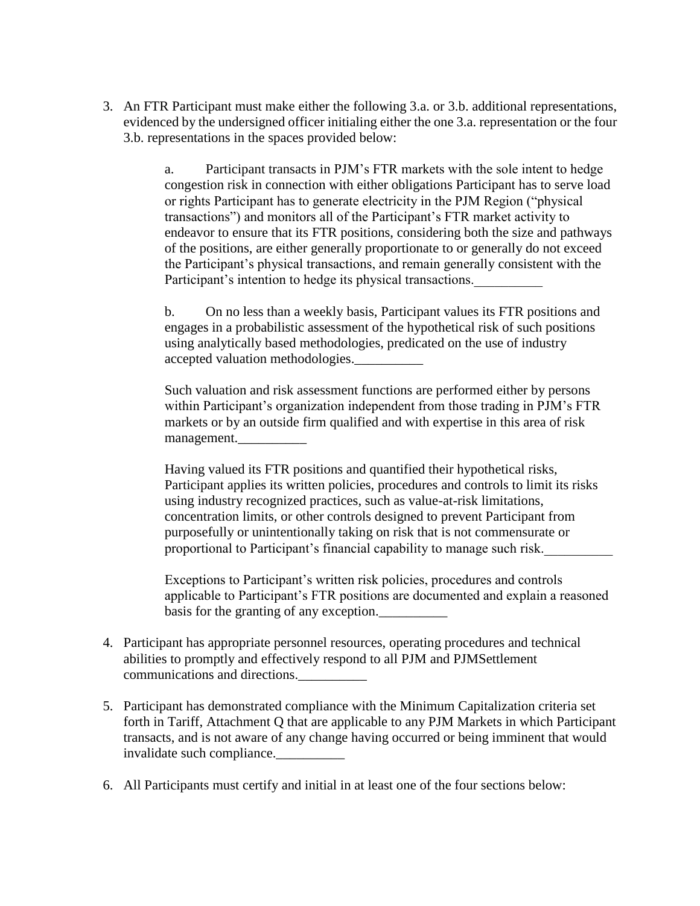3. An FTR Participant must make either the following 3.a. or 3.b. additional representations, evidenced by the undersigned officer initialing either the one 3.a. representation or the four 3.b. representations in the spaces provided below:

   a. Participant transacts in PJM's FTR markets with the sole intent to hedge congestion risk in connection with either obligations Participant has to serve load or rights Participant has to generate electricity in the PJM Region ("physical transactions") and monitors all of the Participant's FTR market activity to endeavor to ensure that its FTR positions, considering both the size and pathways of the positions, are either generally proportionate to or generally do not exceed the Participant's physical transactions, and remain generally consistent with the Participant's intention to hedge its physical transactions.__________

   b. On no less than a weekly basis, Participant values its FTR positions and engages in a probabilistic assessment of the hypothetical risk of such positions using analytically based methodologies, predicated on the use of industry accepted valuation methodologies.__________

   Such valuation and risk assessment functions are performed either by persons within Participant's organization independent from those trading in PJM's FTR markets or by an outside firm qualified and with expertise in this area of risk management.__________

   Having valued its FTR positions and quantified their hypothetical risks, Participant applies its written policies, procedures and controls to limit its risks using industry recognized practices, such as value-at-risk limitations, concentration limits, or other controls designed to prevent Participant from purposefully or unintentionally taking on risk that is not commensurate or proportional to Participant's financial capability to manage such risk.__________

   Exceptions to Participant's written risk policies, procedures and controls applicable to Participant's FTR positions are documented and explain a reasoned basis for the granting of any exception.__________

4. Participant has appropriate personnel resources, operating procedures and technical abilities to promptly and effectively respond to all PJM and PJMSettlement communications and directions.__________

5. Participant has demonstrated compliance with the Minimum Capitalization criteria set forth in Tariff, Attachment Q that are applicable to any PJM Markets in which Participant transacts, and is not aware of any change having occurred or being imminent that would invalidate such compliance.__________

6. All Participants must certify and initial in at least one of the four sections below: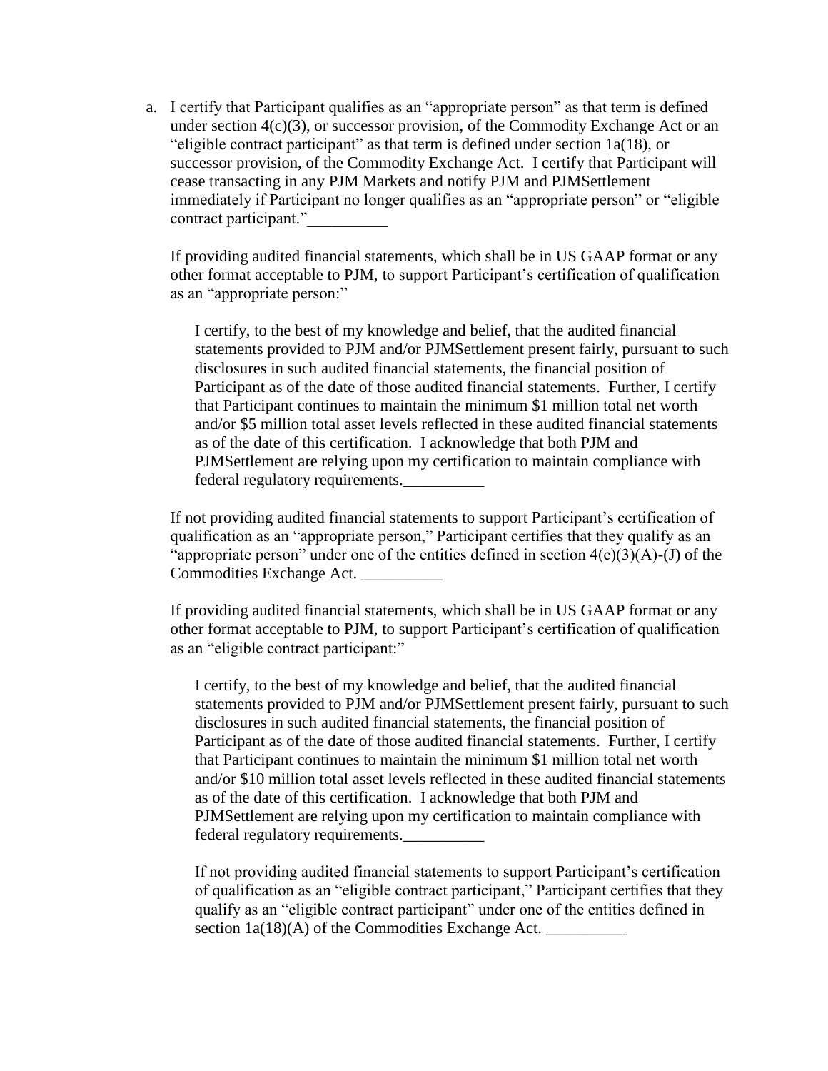a. I certify that Participant qualifies as an "appropriate person" as that term is defined under section 4(c)(3), or successor provision, of the Commodity Exchange Act or an "eligible contract participant" as that term is defined under section 1a(18), or successor provision, of the Commodity Exchange Act. I certify that Participant will cease transacting in any PJM Markets and notify PJM and PJMSettlement immediately if Participant no longer qualifies as an "appropriate person" or "eligible contract participant."__________

   If providing audited financial statements, which shall be in US GAAP format or any other format acceptable to PJM, to support Participant's certification of qualification as an "appropriate person:"

   > I certify, to the best of my knowledge and belief, that the audited financial statements provided to PJM and/or PJMSettlement present fairly, pursuant to such disclosures in such audited financial statements, the financial position of Participant as of the date of those audited financial statements. Further, I certify that Participant continues to maintain the minimum $1 million total net worth and/or $5 million total asset levels reflected in these audited financial statements as of the date of this certification. I acknowledge that both PJM and PJMSettlement are relying upon my certification to maintain compliance with federal regulatory requirements.__________

   If not providing audited financial statements to support Participant's certification of qualification as an "appropriate person," Participant certifies that they qualify as an "appropriate person" under one of the entities defined in section 4(c)(3)(A)-(J) of the Commodities Exchange Act. __________

   If providing audited financial statements, which shall be in US GAAP format or any other format acceptable to PJM, to support Participant's certification of qualification as an "eligible contract participant:"

   > I certify, to the best of my knowledge and belief, that the audited financial statements provided to PJM and/or PJMSettlement present fairly, pursuant to such disclosures in such audited financial statements, the financial position of Participant as of the date of those audited financial statements. Further, I certify that Participant continues to maintain the minimum $1 million total net worth and/or $10 million total asset levels reflected in these audited financial statements as of the date of this certification. I acknowledge that both PJM and PJMSettlement are relying upon my certification to maintain compliance with federal regulatory requirements.__________
   >
   > If not providing audited financial statements to support Participant's certification of qualification as an "eligible contract participant," Participant certifies that they qualify as an "eligible contract participant" under one of the entities defined in section 1a(18)(A) of the Commodities Exchange Act. __________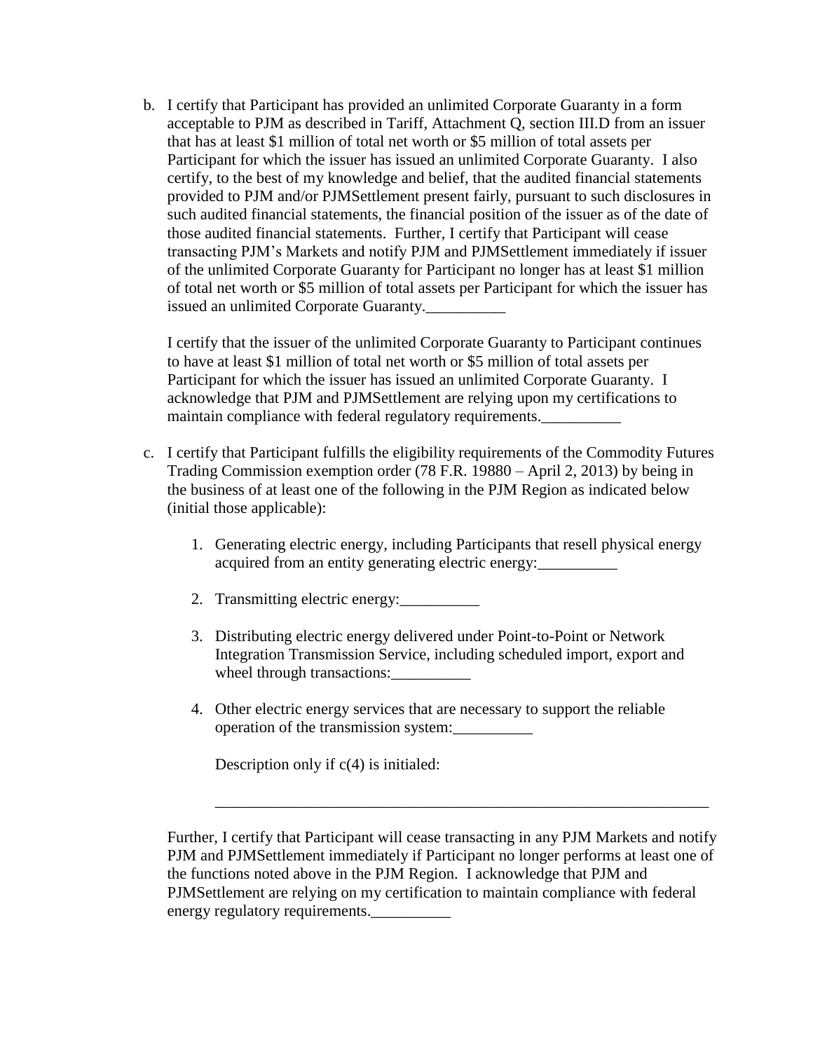b. I certify that Participant has provided an unlimited Corporate Guaranty in a form acceptable to PJM as described in Tariff, Attachment Q, section III.D from an issuer that has at least $1 million of total net worth or $5 million of total assets per Participant for which the issuer has issued an unlimited Corporate Guaranty. I also certify, to the best of my knowledge and belief, that the audited financial statements provided to PJM and/or PJMSettlement present fairly, pursuant to such disclosures in such audited financial statements, the financial position of the issuer as of the date of those audited financial statements. Further, I certify that Participant will cease transacting PJM's Markets and notify PJM and PJMSettlement immediately if issuer of the unlimited Corporate Guaranty for Participant no longer has at least $1 million of total net worth or $5 million of total assets per Participant for which the issuer has issued an unlimited Corporate Guaranty.__________

   I certify that the issuer of the unlimited Corporate Guaranty to Participant continues to have at least $1 million of total net worth or $5 million of total assets per Participant for which the issuer has issued an unlimited Corporate Guaranty. I acknowledge that PJM and PJMSettlement are relying upon my certifications to maintain compliance with federal regulatory requirements.__________

c. I certify that Participant fulfills the eligibility requirements of the Commodity Futures Trading Commission exemption order (78 F.R. 19880 – April 2, 2013) by being in the business of at least one of the following in the PJM Region as indicated below (initial those applicable):

   1. Generating electric energy, including Participants that resell physical energy acquired from an entity generating electric energy:__________

   2. Transmitting electric energy:__________

   3. Distributing electric energy delivered under Point-to-Point or Network Integration Transmission Service, including scheduled import, export and wheel through transactions:__________

   4. Other electric energy services that are necessary to support the reliable operation of the transmission system:__________

      Description only if c(4) is initialed:

      ________________________________________________________________

   Further, I certify that Participant will cease transacting in any PJM Markets and notify PJM and PJMSettlement immediately if Participant no longer performs at least one of the functions noted above in the PJM Region. I acknowledge that PJM and PJMSettlement are relying on my certification to maintain compliance with federal energy regulatory requirements.__________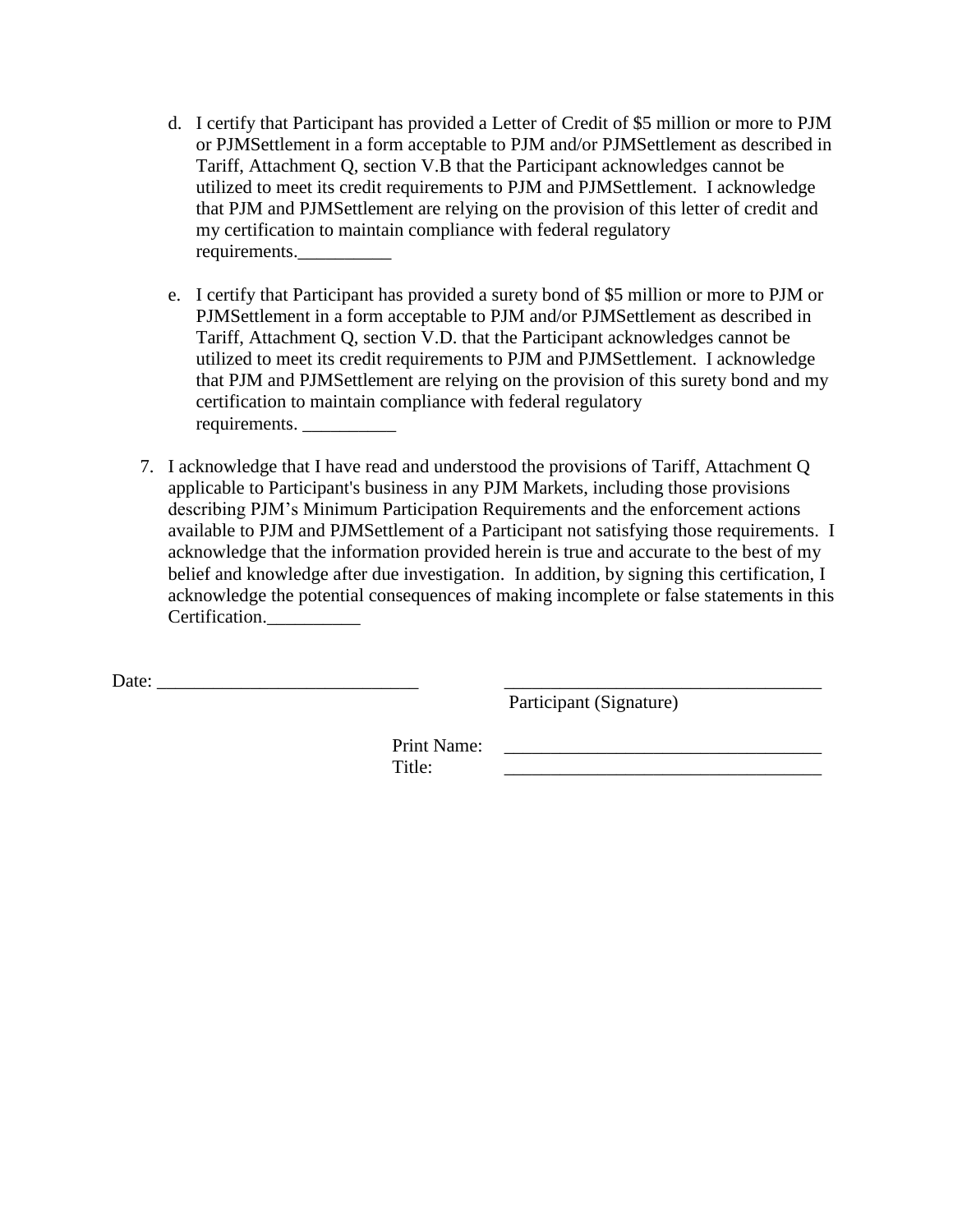d. I certify that Participant has provided a Letter of Credit of $5 million or more to PJM or PJMSettlement in a form acceptable to PJM and/or PJMSettlement as described in Tariff, Attachment Q, section V.B that the Participant acknowledges cannot be utilized to meet its credit requirements to PJM and PJMSettlement. I acknowledge that PJM and PJMSettlement are relying on the provision of this letter of credit and my certification to maintain compliance with federal regulatory requirements.__________

e. I certify that Participant has provided a surety bond of $5 million or more to PJM or PJMSettlement in a form acceptable to PJM and/or PJMSettlement as described in Tariff, Attachment Q, section V.D. that the Participant acknowledges cannot be utilized to meet its credit requirements to PJM and PJMSettlement. I acknowledge that PJM and PJMSettlement are relying on the provision of this surety bond and my certification to maintain compliance with federal regulatory requirements. __________

7. I acknowledge that I have read and understood the provisions of Tariff, Attachment Q applicable to Participant's business in any PJM Markets, including those provisions describing PJM's Minimum Participation Requirements and the enforcement actions available to PJM and PJMSettlement of a Participant not satisfying those requirements. I acknowledge that the information provided herein is true and accurate to the best of my belief and knowledge after due investigation. In addition, by signing this certification, I acknowledge the potential consequences of making incomplete or false statements in this Certification.__________

Date: ____________________________ ____________________________________

Participant (Signature)

Print Name: ____________________________________

Title: ____________________________________